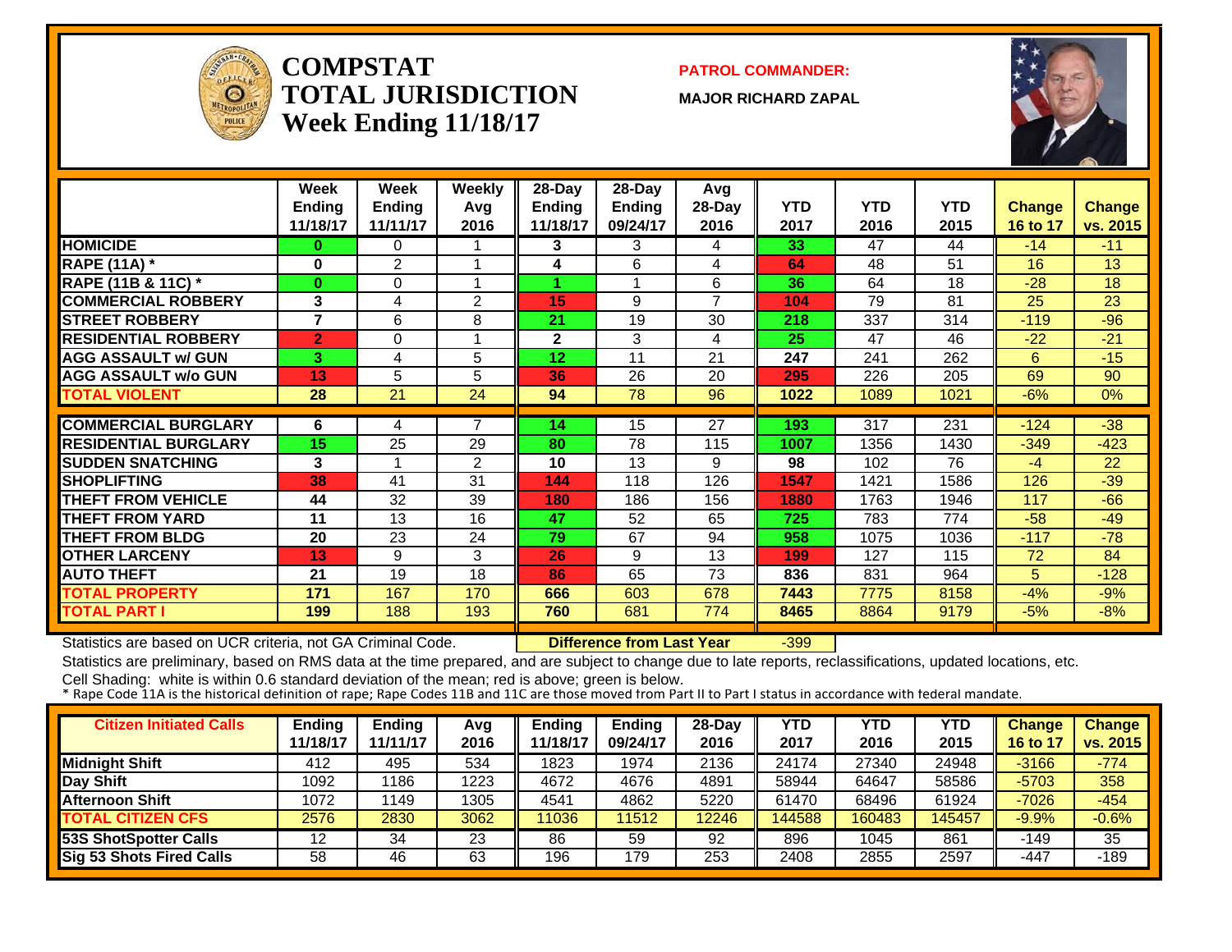# COMPSTAT
# TOTAL JURISDICTION
# Week Ending 11/18/17

**PATROL COMMANDER:**

**MAJOR RICHARD ZAPAL**

| | Week Ending 11/18/17 | Week Ending 11/11/17 | Weekly Avg 2016 | 28-Day Ending 11/18/17 | 28-Day Ending 09/24/17 | Avg 28-Day 2016 | YTD 2017 | YTD 2016 | YTD 2015 | Change 16 to 17 | Change vs. 2015 |
|---|---|---|---|---|---|---|---|---|---|---|---|
| HOMICIDE | 0 | 0 | 1 | 3 | 3 | 4 | 33 | 47 | 44 | -14 | -11 |
| RAPE (11A) * | 0 | 2 | 1 | 4 | 6 | 4 | 64 | 48 | 51 | 16 | 13 |
| RAPE (11B & 11C) * | 0 | 0 | 1 | 1 | 1 | 6 | 36 | 64 | 18 | -28 | 18 |
| COMMERCIAL ROBBERY | 3 | 4 | 2 | 15 | 9 | 7 | 104 | 79 | 81 | 25 | 23 |
| STREET ROBBERY | 7 | 6 | 8 | 21 | 19 | 30 | 218 | 337 | 314 | -119 | -96 |
| RESIDENTIAL ROBBERY | 2 | 0 | 1 | 2 | 3 | 4 | 25 | 47 | 46 | -22 | -21 |
| AGG ASSAULT w/ GUN | 3 | 4 | 5 | 12 | 11 | 21 | 247 | 241 | 262 | 6 | -15 |
| AGG ASSAULT w/o GUN | 13 | 5 | 5 | 36 | 26 | 20 | 295 | 226 | 205 | 69 | 90 |
| TOTAL VIOLENT | 28 | 21 | 24 | 94 | 78 | 96 | 1022 | 1089 | 1021 | -6% | 0% |
| COMMERCIAL BURGLARY | 6 | 4 | 7 | 14 | 15 | 27 | 193 | 317 | 231 | -124 | -38 |
| RESIDENTIAL BURGLARY | 15 | 25 | 29 | 80 | 78 | 115 | 1007 | 1356 | 1430 | -349 | -423 |
| SUDDEN SNATCHING | 3 | 1 | 2 | 10 | 13 | 9 | 98 | 102 | 76 | -4 | 22 |
| SHOPLIFTING | 38 | 41 | 31 | 144 | 118 | 126 | 1547 | 1421 | 1586 | 126 | -39 |
| THEFT FROM VEHICLE | 44 | 32 | 39 | 180 | 186 | 156 | 1880 | 1763 | 1946 | 117 | -66 |
| THEFT FROM YARD | 11 | 13 | 16 | 47 | 52 | 65 | 725 | 783 | 774 | -58 | -49 |
| THEFT FROM BLDG | 20 | 23 | 24 | 79 | 67 | 94 | 958 | 1075 | 1036 | -117 | -78 |
| OTHER LARCENY | 13 | 9 | 3 | 26 | 9 | 13 | 199 | 127 | 115 | 72 | 84 |
| AUTO THEFT | 21 | 19 | 18 | 86 | 65 | 73 | 836 | 831 | 964 | 5 | -128 |
| TOTAL PROPERTY | 171 | 167 | 170 | 666 | 603 | 678 | 7443 | 7775 | 8158 | -4% | -9% |
| TOTAL PART I | 199 | 188 | 193 | 760 | 681 | 774 | 8465 | 8864 | 9179 | -5% | -8% |

Statistics are based on UCR criteria, not GA Criminal Code. **Difference from Last Year** -399

Statistics are preliminary, based on RMS data at the time prepared, and are subject to change due to late reports, reclassifications, updated locations, etc.

Cell Shading: white is within 0.6 standard deviation of the mean; red is above; green is below.

* Rape Code 11A is the historical definition of rape; Rape Codes 11B and 11C are those moved from Part II to Part I status in accordance with federal mandate.

| Citizen Initiated Calls | Ending 11/18/17 | Ending 11/11/17 | Avg 2016 | Ending 11/18/17 | Ending 09/24/17 | 28-Day 2016 | YTD 2017 | YTD 2016 | YTD 2015 | Change 16 to 17 | Change vs. 2015 |
|---|---|---|---|---|---|---|---|---|---|---|---|
| Midnight Shift | 412 | 495 | 534 | 1823 | 1974 | 2136 | 24174 | 27340 | 24948 | -3166 | -774 |
| Day Shift | 1092 | 1186 | 1223 | 4672 | 4676 | 4891 | 58944 | 64647 | 58586 | -5703 | 358 |
| Afternoon Shift | 1072 | 1149 | 1305 | 4541 | 4862 | 5220 | 61470 | 68496 | 61924 | -7026 | -454 |
| TOTAL CITIZEN CFS | 2576 | 2830 | 3062 | 11036 | 11512 | 12246 | 144588 | 160483 | 145457 | -9.9% | -0.6% |
| 53S ShotSpotter Calls | 12 | 34 | 23 | 86 | 59 | 92 | 896 | 1045 | 861 | -149 | 35 |
| Sig 53 Shots Fired Calls | 58 | 46 | 63 | 196 | 179 | 253 | 2408 | 2855 | 2597 | -447 | -189 |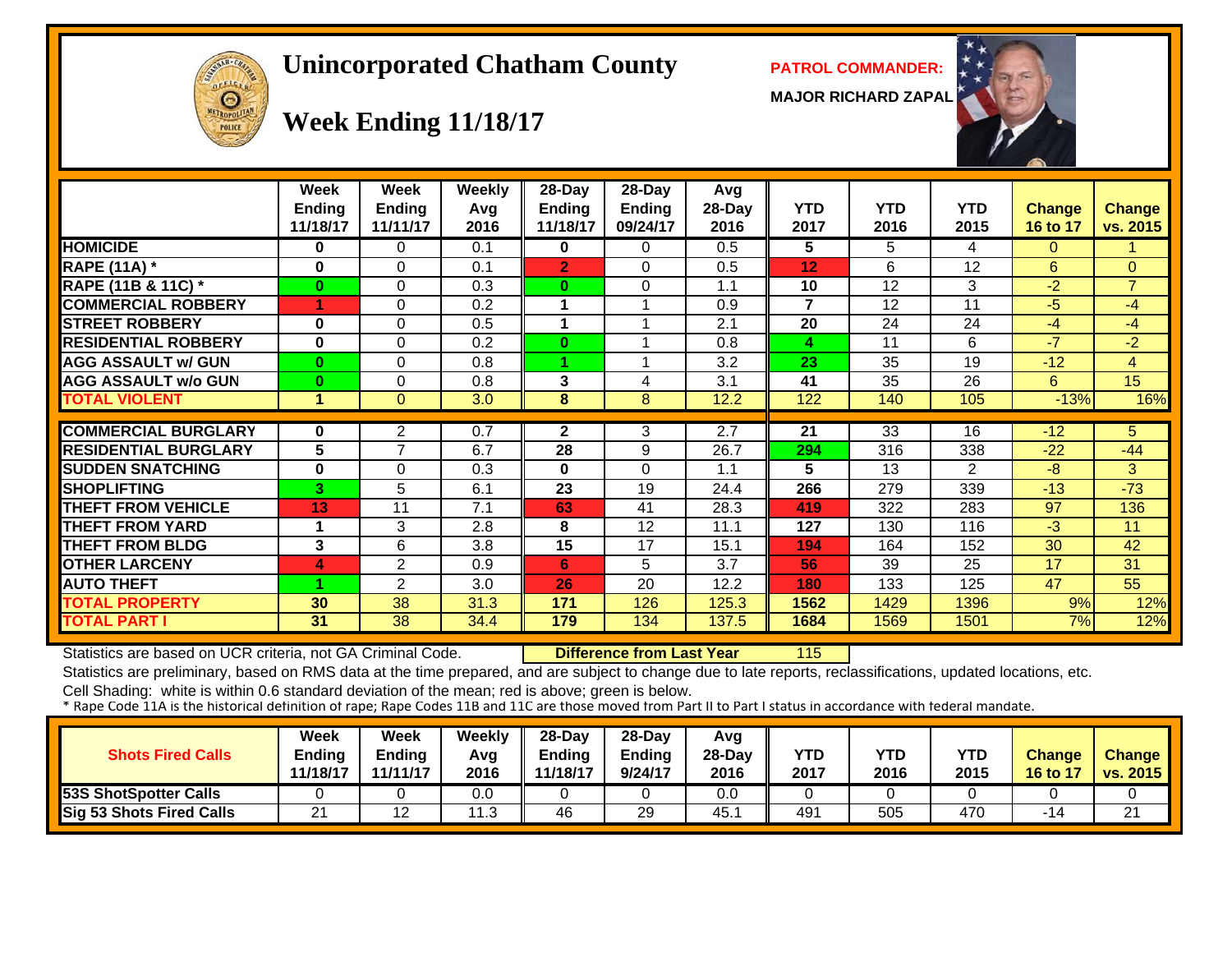# Unincorporated Chatham County

## Week Ending 11/18/17

**PATROL COMMANDER:**

**MAJOR RICHARD ZAPAL**

| | Week Ending 11/18/17 | Week Ending 11/11/17 | Weekly Avg 2016 | 28-Day Ending 11/18/17 | 28-Day Ending 09/24/17 | Avg 28-Day 2016 | YTD 2017 | YTD 2016 | YTD 2015 | Change 16 to 17 | Change vs. 2015 |
|---|---|---|---|---|---|---|---|---|---|---|---|
| HOMICIDE | 0 | 0 | 0.1 | 0 | 0 | 0.5 | 5 | 5 | 4 | 0 | 1 |
| RAPE (11A) * | 0 | 0 | 0.1 | 2 | 0 | 0.5 | 12 | 6 | 12 | 6 | 0 |
| RAPE (11B & 11C) * | 0 | 0 | 0.3 | 0 | 0 | 1.1 | 10 | 12 | 3 | -2 | 7 |
| COMMERCIAL ROBBERY | 1 | 0 | 0.2 | 1 | 1 | 0.9 | 7 | 12 | 11 | -5 | -4 |
| STREET ROBBERY | 0 | 0 | 0.5 | 1 | 1 | 2.1 | 20 | 24 | 24 | -4 | -4 |
| RESIDENTIAL ROBBERY | 0 | 0 | 0.2 | 0 | 1 | 0.8 | 4 | 11 | 6 | -7 | -2 |
| AGG ASSAULT w/ GUN | 0 | 0 | 0.8 | 1 | 1 | 3.2 | 23 | 35 | 19 | -12 | 4 |
| AGG ASSAULT w/o GUN | 0 | 0 | 0.8 | 3 | 4 | 3.1 | 41 | 35 | 26 | 6 | 15 |
| TOTAL VIOLENT | 1 | 0 | 3.0 | 8 | 8 | 12.2 | 122 | 140 | 105 | -13% | 16% |
| COMMERCIAL BURGLARY | 0 | 2 | 0.7 | 2 | 3 | 2.7 | 21 | 33 | 16 | -12 | 5 |
| RESIDENTIAL BURGLARY | 5 | 7 | 6.7 | 28 | 9 | 26.7 | 294 | 316 | 338 | -22 | -44 |
| SUDDEN SNATCHING | 0 | 0 | 0.3 | 0 | 0 | 1.1 | 5 | 13 | 2 | -8 | 3 |
| SHOPLIFTING | 3 | 5 | 6.1 | 23 | 19 | 24.4 | 266 | 279 | 339 | -13 | -73 |
| THEFT FROM VEHICLE | 13 | 11 | 7.1 | 63 | 41 | 28.3 | 419 | 322 | 283 | 97 | 136 |
| THEFT FROM YARD | 1 | 3 | 2.8 | 8 | 12 | 11.1 | 127 | 130 | 116 | -3 | 11 |
| THEFT FROM BLDG | 3 | 6 | 3.8 | 15 | 17 | 15.1 | 194 | 164 | 152 | 30 | 42 |
| OTHER LARCENY | 4 | 2 | 0.9 | 6 | 5 | 3.7 | 56 | 39 | 25 | 17 | 31 |
| AUTO THEFT | 1 | 2 | 3.0 | 26 | 20 | 12.2 | 180 | 133 | 125 | 47 | 55 |
| TOTAL PROPERTY | 30 | 38 | 31.3 | 171 | 126 | 125.3 | 1562 | 1429 | 1396 | 9% | 12% |
| TOTAL PART I | 31 | 38 | 34.4 | 179 | 134 | 137.5 | 1684 | 1569 | 1501 | 7% | 12% |

Statistics are based on UCR criteria, not GA Criminal Code. **Difference from Last Year** 115

Statistics are preliminary, based on RMS data at the time prepared, and are subject to change due to late reports, reclassifications, updated locations, etc.

Cell Shading: white is within 0.6 standard deviation of the mean; red is above; green is below.

\* Rape Code 11A is the historical definition of rape; Rape Codes 11B and 11C are those moved from Part II to Part I status in accordance with federal mandate.

| Shots Fired Calls | Week Ending 11/18/17 | Week Ending 11/11/17 | Weekly Avg 2016 | 28-Day Ending 11/18/17 | 28-Day Ending 9/24/17 | Avg 28-Day 2016 | YTD 2017 | YTD 2016 | YTD 2015 | Change 16 to 17 | Change vs. 2015 |
|---|---|---|---|---|---|---|---|---|---|---|---|
| 53S ShotSpotter Calls | 0 | 0 | 0.0 | 0 | 0 | 0.0 | 0 | 0 | 0 | 0 | 0 |
| Sig 53 Shots Fired Calls | 21 | 12 | 11.3 | 46 | 29 | 45.1 | 491 | 505 | 470 | -14 | 21 |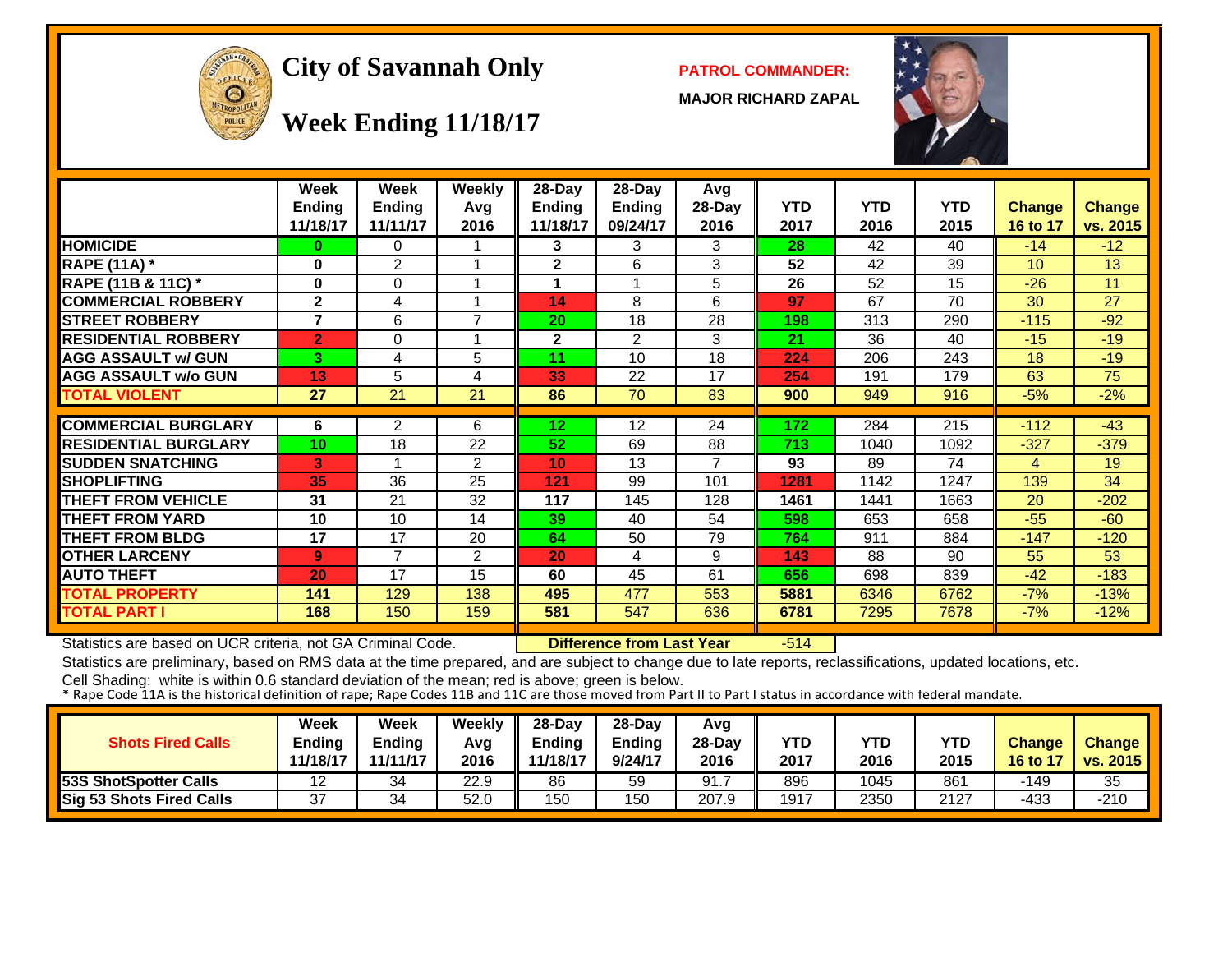# City of Savannah Only

## Week Ending 11/18/17

**PATROL COMMANDER:**

**MAJOR RICHARD ZAPAL**

| | Week Ending 11/18/17 | Week Ending 11/11/17 | Weekly Avg 2016 | 28-Day Ending 11/18/17 | 28-Day Ending 09/24/17 | Avg 28-Day 2016 | YTD 2017 | YTD 2016 | YTD 2015 | Change 16 to 17 | Change vs. 2015 |
|---|---|---|---|---|---|---|---|---|---|---|---|
| HOMICIDE | 0 | 0 | 1 | 3 | 3 | 3 | 28 | 42 | 40 | -14 | -12 |
| RAPE (11A) * | 0 | 2 | 1 | 2 | 6 | 3 | 52 | 42 | 39 | 10 | 13 |
| RAPE (11B & 11C) * | 0 | 0 | 1 | 1 | 1 | 5 | 26 | 52 | 15 | -26 | 11 |
| COMMERCIAL ROBBERY | 2 | 4 | 1 | 14 | 8 | 6 | 97 | 67 | 70 | 30 | 27 |
| STREET ROBBERY | 7 | 6 | 7 | 20 | 18 | 28 | 198 | 313 | 290 | -115 | -92 |
| RESIDENTIAL ROBBERY | 2 | 0 | 1 | 2 | 2 | 3 | 21 | 36 | 40 | -15 | -19 |
| AGG ASSAULT w/ GUN | 3 | 4 | 5 | 11 | 10 | 18 | 224 | 206 | 243 | 18 | -19 |
| AGG ASSAULT w/o GUN | 13 | 5 | 4 | 33 | 22 | 17 | 254 | 191 | 179 | 63 | 75 |
| TOTAL VIOLENT | 27 | 21 | 21 | 86 | 70 | 83 | 900 | 949 | 916 | -5% | -2% |
| COMMERCIAL BURGLARY | 6 | 2 | 6 | 12 | 12 | 24 | 172 | 284 | 215 | -112 | -43 |
| RESIDENTIAL BURGLARY | 10 | 18 | 22 | 52 | 69 | 88 | 713 | 1040 | 1092 | -327 | -379 |
| SUDDEN SNATCHING | 3 | 1 | 2 | 10 | 13 | 7 | 93 | 89 | 74 | 4 | 19 |
| SHOPLIFTING | 35 | 36 | 25 | 121 | 99 | 101 | 1281 | 1142 | 1247 | 139 | 34 |
| THEFT FROM VEHICLE | 31 | 21 | 32 | 117 | 145 | 128 | 1461 | 1441 | 1663 | 20 | -202 |
| THEFT FROM YARD | 10 | 10 | 14 | 39 | 40 | 54 | 598 | 653 | 658 | -55 | -60 |
| THEFT FROM BLDG | 17 | 17 | 20 | 64 | 50 | 79 | 764 | 911 | 884 | -147 | -120 |
| OTHER LARCENY | 9 | 7 | 2 | 20 | 4 | 9 | 143 | 88 | 90 | 55 | 53 |
| AUTO THEFT | 20 | 17 | 15 | 60 | 45 | 61 | 656 | 698 | 839 | -42 | -183 |
| TOTAL PROPERTY | 141 | 129 | 138 | 495 | 477 | 553 | 5881 | 6346 | 6762 | -7% | -13% |
| TOTAL PART I | 168 | 150 | 159 | 581 | 547 | 636 | 6781 | 7295 | 7678 | -7% | -12% |

Statistics are based on UCR criteria, not GA Criminal Code.

**Difference from Last Year** -514

Statistics are preliminary, based on RMS data at the time prepared, and are subject to change due to late reports, reclassifications, updated locations, etc.

Cell Shading: white is within 0.6 standard deviation of the mean; red is above; green is below.

* Rape Code 11A is the historical definition of rape; Rape Codes 11B and 11C are those moved from Part II to Part I status in accordance with federal mandate.

| Shots Fired Calls | Week Ending 11/18/17 | Week Ending 11/11/17 | Weekly Avg 2016 | 28-Day Ending 11/18/17 | 28-Day Ending 9/24/17 | Avg 28-Day 2016 | YTD 2017 | YTD 2016 | YTD 2015 | Change 16 to 17 | Change vs. 2015 |
|---|---|---|---|---|---|---|---|---|---|---|---|
| 53S ShotSpotter Calls | 12 | 34 | 22.9 | 86 | 59 | 91.7 | 896 | 1045 | 861 | -149 | 35 |
| Sig 53 Shots Fired Calls | 37 | 34 | 52.0 | 150 | 150 | 207.9 | 1917 | 2350 | 2127 | -433 | -210 |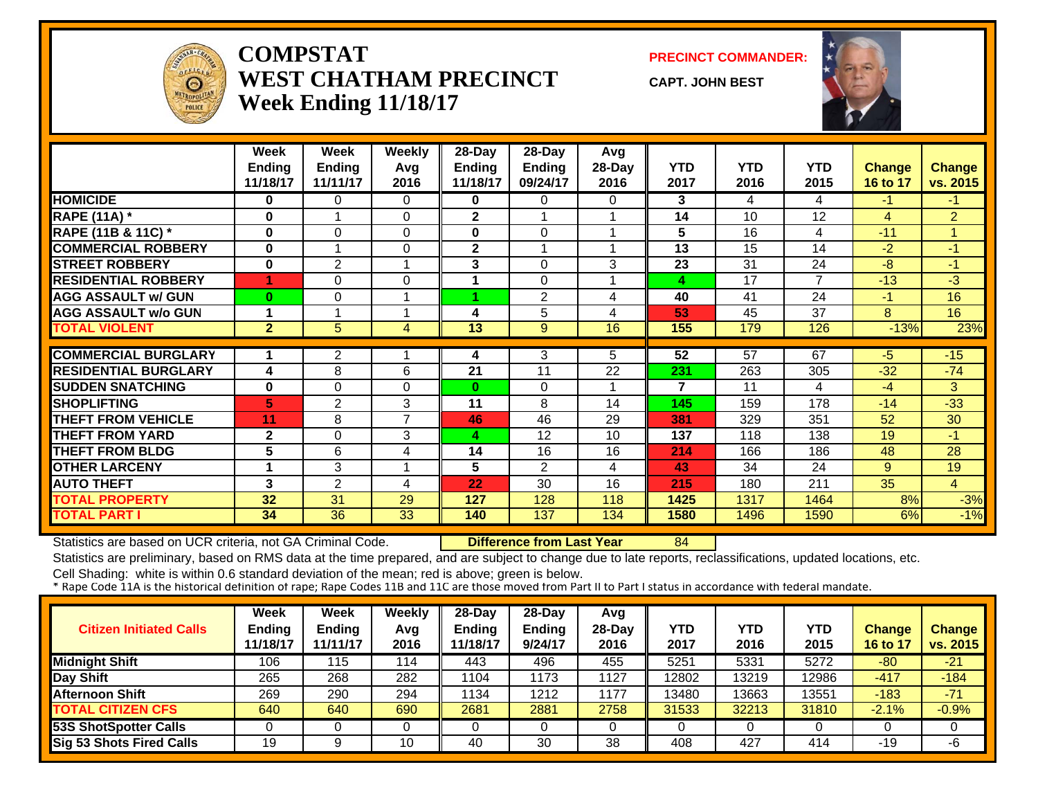# COMPSTAT
# WEST CHATHAM PRECINCT
# Week Ending 11/18/17

**PRECINCT COMMANDER:**

**CAPT. JOHN BEST**

| | Week Ending 11/18/17 | Week Ending 11/11/17 | Weekly Avg 2016 | 28-Day Ending 11/18/17 | 28-Day Ending 09/24/17 | Avg 28-Day 2016 | YTD 2017 | YTD 2016 | YTD 2015 | Change 16 to 17 | Change vs. 2015 |
|---|---|---|---|---|---|---|---|---|---|---|---|
| HOMICIDE | 0 | 0 | 0 | 0 | 0 | 0 | 3 | 4 | 4 | -1 | -1 |
| RAPE (11A) * | 0 | 1 | 0 | 2 | 1 | 1 | 14 | 10 | 12 | 4 | 2 |
| RAPE (11B & 11C) * | 0 | 0 | 0 | 0 | 0 | 1 | 5 | 16 | 4 | -11 | 1 |
| COMMERCIAL ROBBERY | 0 | 1 | 0 | 2 | 1 | 1 | 13 | 15 | 14 | -2 | -1 |
| STREET ROBBERY | 0 | 2 | 1 | 3 | 0 | 3 | 23 | 31 | 24 | -8 | -1 |
| RESIDENTIAL ROBBERY | 1 | 0 | 0 | 1 | 0 | 1 | 4 | 17 | 7 | -13 | -3 |
| AGG ASSAULT w/ GUN | 0 | 0 | 1 | 1 | 2 | 4 | 40 | 41 | 24 | -1 | 16 |
| AGG ASSAULT w/o GUN | 1 | 1 | 1 | 4 | 5 | 4 | 53 | 45 | 37 | 8 | 16 |
| TOTAL VIOLENT | 2 | 5 | 4 | 13 | 9 | 16 | 155 | 179 | 126 | -13% | 23% |
| COMMERCIAL BURGLARY | 1 | 2 | 1 | 4 | 3 | 5 | 52 | 57 | 67 | -5 | -15 |
| RESIDENTIAL BURGLARY | 4 | 8 | 6 | 21 | 11 | 22 | 231 | 263 | 305 | -32 | -74 |
| SUDDEN SNATCHING | 0 | 0 | 0 | 0 | 0 | 1 | 7 | 11 | 4 | -4 | 3 |
| SHOPLIFTING | 5 | 2 | 3 | 11 | 8 | 14 | 145 | 159 | 178 | -14 | -33 |
| THEFT FROM VEHICLE | 11 | 8 | 7 | 46 | 46 | 29 | 381 | 329 | 351 | 52 | 30 |
| THEFT FROM YARD | 2 | 0 | 3 | 4 | 12 | 10 | 137 | 118 | 138 | 19 | -1 |
| THEFT FROM BLDG | 5 | 6 | 4 | 14 | 16 | 16 | 214 | 166 | 186 | 48 | 28 |
| OTHER LARCENY | 1 | 3 | 1 | 5 | 2 | 4 | 43 | 34 | 24 | 9 | 19 |
| AUTO THEFT | 3 | 2 | 4 | 22 | 30 | 16 | 215 | 180 | 211 | 35 | 4 |
| TOTAL PROPERTY | 32 | 31 | 29 | 127 | 128 | 118 | 1425 | 1317 | 1464 | 8% | -3% |
| TOTAL PART I | 34 | 36 | 33 | 140 | 137 | 134 | 1580 | 1496 | 1590 | 6% | -1% |

Statistics are based on UCR criteria, not GA Criminal Code. **Difference from Last Year** 84

Statistics are preliminary, based on RMS data at the time prepared, and are subject to change due to late reports, reclassifications, updated locations, etc.

Cell Shading: white is within 0.6 standard deviation of the mean; red is above; green is below.

* Rape Code 11A is the historical definition of rape; Rape Codes 11B and 11C are those moved from Part II to Part I status in accordance with federal mandate.

| Citizen Initiated Calls | Week Ending 11/18/17 | Week Ending 11/11/17 | Weekly Avg 2016 | 28-Day Ending 11/18/17 | 28-Day Ending 9/24/17 | Avg 28-Day 2016 | YTD 2017 | YTD 2016 | YTD 2015 | Change 16 to 17 | Change vs. 2015 |
|---|---|---|---|---|---|---|---|---|---|---|---|
| Midnight Shift | 106 | 115 | 114 | 443 | 496 | 455 | 5251 | 5331 | 5272 | -80 | -21 |
| Day Shift | 265 | 268 | 282 | 1104 | 1173 | 1127 | 12802 | 13219 | 12986 | -417 | -184 |
| Afternoon Shift | 269 | 290 | 294 | 1134 | 1212 | 1177 | 13480 | 13663 | 13551 | -183 | -71 |
| TOTAL CITIZEN CFS | 640 | 640 | 690 | 2681 | 2881 | 2758 | 31533 | 32213 | 31810 | -2.1% | -0.9% |
| 53S ShotSpotter Calls | 0 | 0 | 0 | 0 | 0 | 0 | 0 | 0 | 0 | 0 | 0 |
| Sig 53 Shots Fired Calls | 19 | 9 | 10 | 40 | 30 | 38 | 408 | 427 | 414 | -19 | -6 |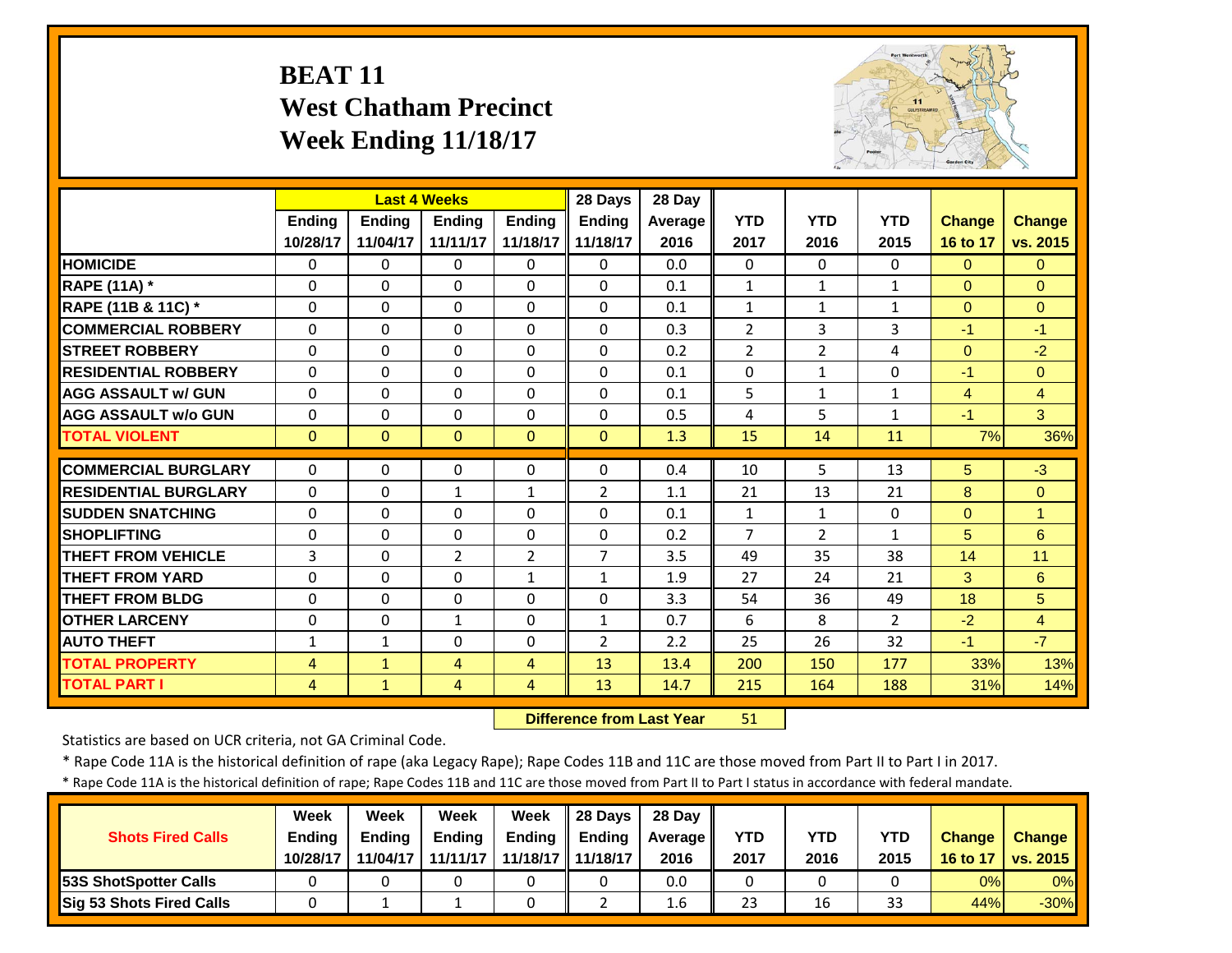# BEAT 11
## West Chatham Precinct
## Week Ending 11/18/17

| | Last 4 Weeks | | | | 28 Days | 28 Day | | | | | |
|---|---|---|---|---|---|---|---|---|---|---|---|
| | Ending 10/28/17 | Ending 11/04/17 | Ending 11/11/17 | Ending 11/18/17 | Ending 11/18/17 | Average 2016 | YTD 2017 | YTD 2016 | YTD 2015 | Change 16 to 17 | Change vs. 2015 |
| HOMICIDE | 0 | 0 | 0 | 0 | 0 | 0.0 | 0 | 0 | 0 | 0 | 0 |
| RAPE (11A) * | 0 | 0 | 0 | 0 | 0 | 0.1 | 1 | 1 | 1 | 0 | 0 |
| RAPE (11B & 11C) * | 0 | 0 | 0 | 0 | 0 | 0.1 | 1 | 1 | 1 | 0 | 0 |
| COMMERCIAL ROBBERY | 0 | 0 | 0 | 0 | 0 | 0.3 | 2 | 3 | 3 | -1 | -1 |
| STREET ROBBERY | 0 | 0 | 0 | 0 | 0 | 0.2 | 2 | 2 | 4 | 0 | -2 |
| RESIDENTIAL ROBBERY | 0 | 0 | 0 | 0 | 0 | 0.1 | 0 | 1 | 0 | -1 | 0 |
| AGG ASSAULT w/ GUN | 0 | 0 | 0 | 0 | 0 | 0.1 | 5 | 1 | 1 | 4 | 4 |
| AGG ASSAULT w/o GUN | 0 | 0 | 0 | 0 | 0 | 0.5 | 4 | 5 | 1 | -1 | 3 |
| TOTAL VIOLENT | 0 | 0 | 0 | 0 | 0 | 1.3 | 15 | 14 | 11 | 7% | 36% |
| COMMERCIAL BURGLARY | 0 | 0 | 0 | 0 | 0 | 0.4 | 10 | 5 | 13 | 5 | -3 |
| RESIDENTIAL BURGLARY | 0 | 0 | 1 | 1 | 2 | 1.1 | 21 | 13 | 21 | 8 | 0 |
| SUDDEN SNATCHING | 0 | 0 | 0 | 0 | 0 | 0.1 | 1 | 1 | 0 | 0 | 1 |
| SHOPLIFTING | 0 | 0 | 0 | 0 | 0 | 0.2 | 7 | 2 | 1 | 5 | 6 |
| THEFT FROM VEHICLE | 3 | 0 | 2 | 2 | 7 | 3.5 | 49 | 35 | 38 | 14 | 11 |
| THEFT FROM YARD | 0 | 0 | 0 | 1 | 1 | 1.9 | 27 | 24 | 21 | 3 | 6 |
| THEFT FROM BLDG | 0 | 0 | 0 | 0 | 0 | 3.3 | 54 | 36 | 49 | 18 | 5 |
| OTHER LARCENY | 0 | 0 | 1 | 0 | 1 | 0.7 | 6 | 8 | 2 | -2 | 4 |
| AUTO THEFT | 1 | 1 | 0 | 0 | 2 | 2.2 | 25 | 26 | 32 | -1 | -7 |
| TOTAL PROPERTY | 4 | 1 | 4 | 4 | 13 | 13.4 | 200 | 150 | 177 | 33% | 13% |
| TOTAL PART I | 4 | 1 | 4 | 4 | 13 | 14.7 | 215 | 164 | 188 | 31% | 14% |

**Difference from Last Year** 51

Statistics are based on UCR criteria, not GA Criminal Code.

* Rape Code 11A is the historical definition of rape (aka Legacy Rape); Rape Codes 11B and 11C are those moved from Part II to Part I in 2017.

* Rape Code 11A is the historical definition of rape; Rape Codes 11B and 11C are those moved from Part II to Part I status in accordance with federal mandate.

| Shots Fired Calls | Week Ending 10/28/17 | Week Ending 11/04/17 | Week Ending 11/11/17 | Week Ending 11/18/17 | 28 Days Ending 11/18/17 | 28 Day Average 2016 | YTD 2017 | YTD 2016 | YTD 2015 | Change 16 to 17 | Change vs. 2015 |
|---|---|---|---|---|---|---|---|---|---|---|---|
| 53S ShotSpotter Calls | 0 | 0 | 0 | 0 | 0 | 0.0 | 0 | 0 | 0 | 0% | 0% |
| Sig 53 Shots Fired Calls | 0 | 1 | 1 | 0 | 2 | 1.6 | 23 | 16 | 33 | 44% | -30% |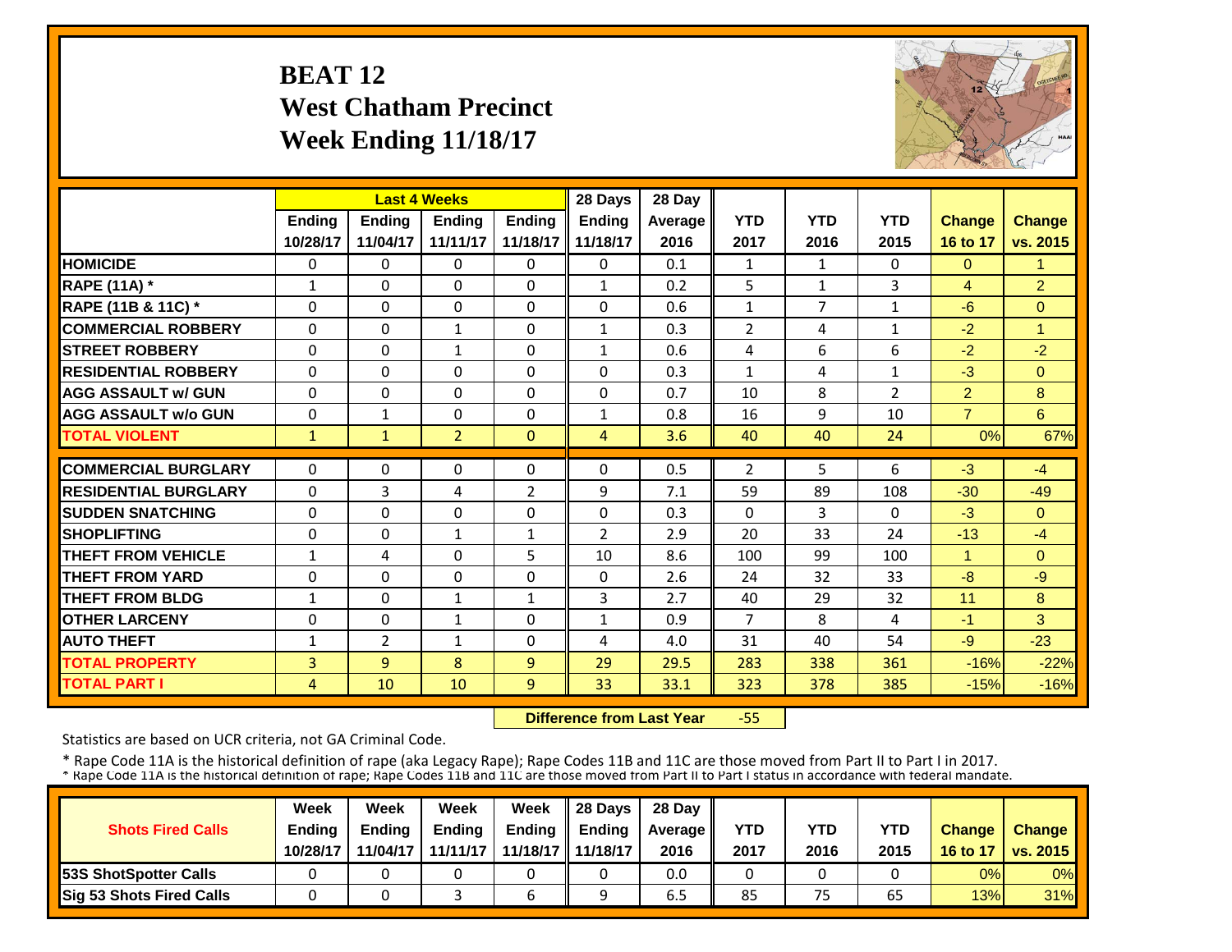# BEAT 12
# West Chatham Precinct
# Week Ending 11/18/17

| | Last 4 Weeks | | | | 28 Days | 28 Day | | | | | |
|---|---|---|---|---|---|---|---|---|---|---|---|
| | Ending 10/28/17 | Ending 11/04/17 | Ending 11/11/17 | Ending 11/18/17 | Ending 11/18/17 | Average 2016 | YTD 2017 | YTD 2016 | YTD 2015 | Change 16 to 17 | Change vs. 2015 |
| HOMICIDE | 0 | 0 | 0 | 0 | 0 | 0.1 | 1 | 1 | 0 | 0 | 1 |
| RAPE (11A) * | 1 | 0 | 0 | 0 | 1 | 0.2 | 5 | 1 | 3 | 4 | 2 |
| RAPE (11B & 11C) * | 0 | 0 | 0 | 0 | 0 | 0.6 | 1 | 7 | 1 | -6 | 0 |
| COMMERCIAL ROBBERY | 0 | 0 | 1 | 0 | 1 | 0.3 | 2 | 4 | 1 | -2 | 1 |
| STREET ROBBERY | 0 | 0 | 1 | 0 | 1 | 0.6 | 4 | 6 | 6 | -2 | -2 |
| RESIDENTIAL ROBBERY | 0 | 0 | 0 | 0 | 0 | 0.3 | 1 | 4 | 1 | -3 | 0 |
| AGG ASSAULT w/ GUN | 0 | 0 | 0 | 0 | 0 | 0.7 | 10 | 8 | 2 | 2 | 8 |
| AGG ASSAULT w/o GUN | 0 | 1 | 0 | 0 | 1 | 0.8 | 16 | 9 | 10 | 7 | 6 |
| TOTAL VIOLENT | 1 | 1 | 2 | 0 | 4 | 3.6 | 40 | 40 | 24 | 0% | 67% |
| COMMERCIAL BURGLARY | 0 | 0 | 0 | 0 | 0 | 0.5 | 2 | 5 | 6 | -3 | -4 |
| RESIDENTIAL BURGLARY | 0 | 3 | 4 | 2 | 9 | 7.1 | 59 | 89 | 108 | -30 | -49 |
| SUDDEN SNATCHING | 0 | 0 | 0 | 0 | 0 | 0.3 | 0 | 3 | 0 | -3 | 0 |
| SHOPLIFTING | 0 | 0 | 1 | 1 | 2 | 2.9 | 20 | 33 | 24 | -13 | -4 |
| THEFT FROM VEHICLE | 1 | 4 | 0 | 5 | 10 | 8.6 | 100 | 99 | 100 | 1 | 0 |
| THEFT FROM YARD | 0 | 0 | 0 | 0 | 0 | 2.6 | 24 | 32 | 33 | -8 | -9 |
| THEFT FROM BLDG | 1 | 0 | 1 | 1 | 3 | 2.7 | 40 | 29 | 32 | 11 | 8 |
| OTHER LARCENY | 0 | 0 | 1 | 0 | 1 | 0.9 | 7 | 8 | 4 | -1 | 3 |
| AUTO THEFT | 1 | 2 | 1 | 0 | 4 | 4.0 | 31 | 40 | 54 | -9 | -23 |
| TOTAL PROPERTY | 3 | 9 | 8 | 9 | 29 | 29.5 | 283 | 338 | 361 | -16% | -22% |
| TOTAL PART I | 4 | 10 | 10 | 9 | 33 | 33.1 | 323 | 378 | 385 | -15% | -16% |

**Difference from Last Year** -55

Statistics are based on UCR criteria, not GA Criminal Code.

* Rape Code 11A is the historical definition of rape (aka Legacy Rape); Rape Codes 11B and 11C are those moved from Part II to Part I in 2017.
* Rape Code 11A is the historical definition of rape; Rape Codes 11B and 11C are those moved from Part II to Part I status in accordance with federal mandate.

| Shots Fired Calls | Week Ending 10/28/17 | Week Ending 11/04/17 | Week Ending 11/11/17 | Week Ending 11/18/17 | 28 Days Ending 11/18/17 | 28 Day Average 2016 | YTD 2017 | YTD 2016 | YTD 2015 | Change 16 to 17 | Change vs. 2015 |
|---|---|---|---|---|---|---|---|---|---|---|---|
| 53S ShotSpotter Calls | 0 | 0 | 0 | 0 | 0 | 0.0 | 0 | 0 | 0 | 0% | 0% |
| Sig 53 Shots Fired Calls | 0 | 0 | 3 | 6 | 9 | 6.5 | 85 | 75 | 65 | 13% | 31% |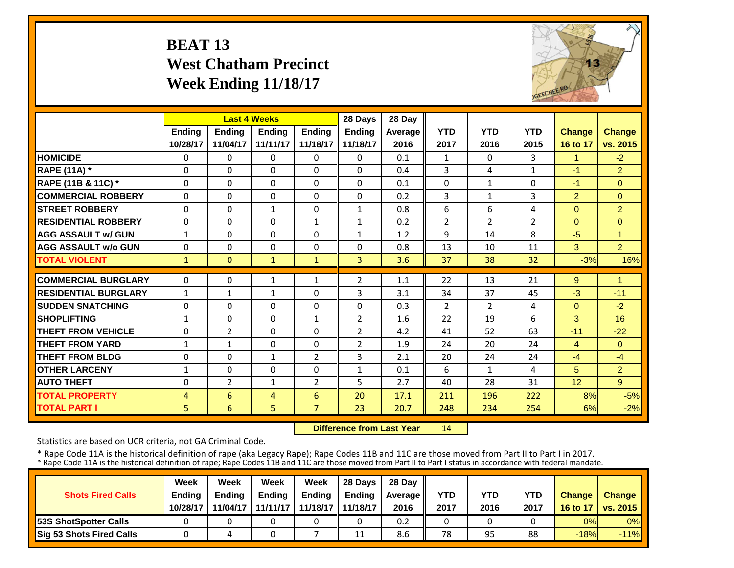# BEAT 13
## West Chatham Precinct
## Week Ending 11/18/17

| | Last 4 Weeks | | | | 28 Days | 28 Day | | | | | |
|---|---|---|---|---|---|---|---|---|---|---|---|
| | Ending 10/28/17 | Ending 11/04/17 | Ending 11/11/17 | Ending 11/18/17 | Ending 11/18/17 | Average 2016 | YTD 2017 | YTD 2016 | YTD 2015 | Change 16 to 17 | Change vs. 2015 |
| HOMICIDE | 0 | 0 | 0 | 0 | 0 | 0.1 | 1 | 0 | 3 | 1 | -2 |
| RAPE (11A) * | 0 | 0 | 0 | 0 | 0 | 0.4 | 3 | 4 | 1 | -1 | 2 |
| RAPE (11B & 11C) * | 0 | 0 | 0 | 0 | 0 | 0.1 | 0 | 1 | 0 | -1 | 0 |
| COMMERCIAL ROBBERY | 0 | 0 | 0 | 0 | 0 | 0.2 | 3 | 1 | 3 | 2 | 0 |
| STREET ROBBERY | 0 | 0 | 1 | 0 | 1 | 0.8 | 6 | 6 | 4 | 0 | 2 |
| RESIDENTIAL ROBBERY | 0 | 0 | 0 | 1 | 1 | 0.2 | 2 | 2 | 2 | 0 | 0 |
| AGG ASSAULT w/ GUN | 1 | 0 | 0 | 0 | 1 | 1.2 | 9 | 14 | 8 | -5 | 1 |
| AGG ASSAULT w/o GUN | 0 | 0 | 0 | 0 | 0 | 0.8 | 13 | 10 | 11 | 3 | 2 |
| TOTAL VIOLENT | 1 | 0 | 1 | 1 | 3 | 3.6 | 37 | 38 | 32 | -3% | 16% |
| COMMERCIAL BURGLARY | 0 | 0 | 1 | 1 | 2 | 1.1 | 22 | 13 | 21 | 9 | 1 |
| RESIDENTIAL BURGLARY | 1 | 1 | 1 | 0 | 3 | 3.1 | 34 | 37 | 45 | -3 | -11 |
| SUDDEN SNATCHING | 0 | 0 | 0 | 0 | 0 | 0.3 | 2 | 2 | 4 | 0 | -2 |
| SHOPLIFTING | 1 | 0 | 0 | 1 | 2 | 1.6 | 22 | 19 | 6 | 3 | 16 |
| THEFT FROM VEHICLE | 0 | 2 | 0 | 0 | 2 | 4.2 | 41 | 52 | 63 | -11 | -22 |
| THEFT FROM YARD | 1 | 1 | 0 | 0 | 2 | 1.9 | 24 | 20 | 24 | 4 | 0 |
| THEFT FROM BLDG | 0 | 0 | 1 | 2 | 3 | 2.1 | 20 | 24 | 24 | -4 | -4 |
| OTHER LARCENY | 1 | 0 | 0 | 0 | 1 | 0.1 | 6 | 1 | 4 | 5 | 2 |
| AUTO THEFT | 0 | 2 | 1 | 2 | 5 | 2.7 | 40 | 28 | 31 | 12 | 9 |
| TOTAL PROPERTY | 4 | 6 | 4 | 6 | 20 | 17.1 | 211 | 196 | 222 | 8% | -5% |
| TOTAL PART I | 5 | 6 | 5 | 7 | 23 | 20.7 | 248 | 234 | 254 | 6% | -2% |

**Difference from Last Year** 14

Statistics are based on UCR criteria, not GA Criminal Code.

* Rape Code 11A is the historical definition of rape (aka Legacy Rape); Rape Codes 11B and 11C are those moved from Part II to Part I in 2017.
* Rape Code 11A is the historical definition of rape; Rape Codes 11B and 11C are those moved from Part II to Part I status in accordance with federal mandate.

| Shots Fired Calls | Week Ending 10/28/17 | Week Ending 11/04/17 | Week Ending 11/11/17 | Week Ending 11/18/17 | 28 Days Ending 11/18/17 | 28 Day Average 2016 | YTD 2017 | YTD 2016 | YTD 2017 | Change 16 to 17 | Change vs. 2015 |
|---|---|---|---|---|---|---|---|---|---|---|---|
| 53S ShotSpotter Calls | 0 | 0 | 0 | 0 | 0 | 0.2 | 0 | 0 | 0 | 0% | 0% |
| Sig 53 Shots Fired Calls | 0 | 4 | 0 | 7 | 11 | 8.6 | 78 | 95 | 88 | -18% | -11% |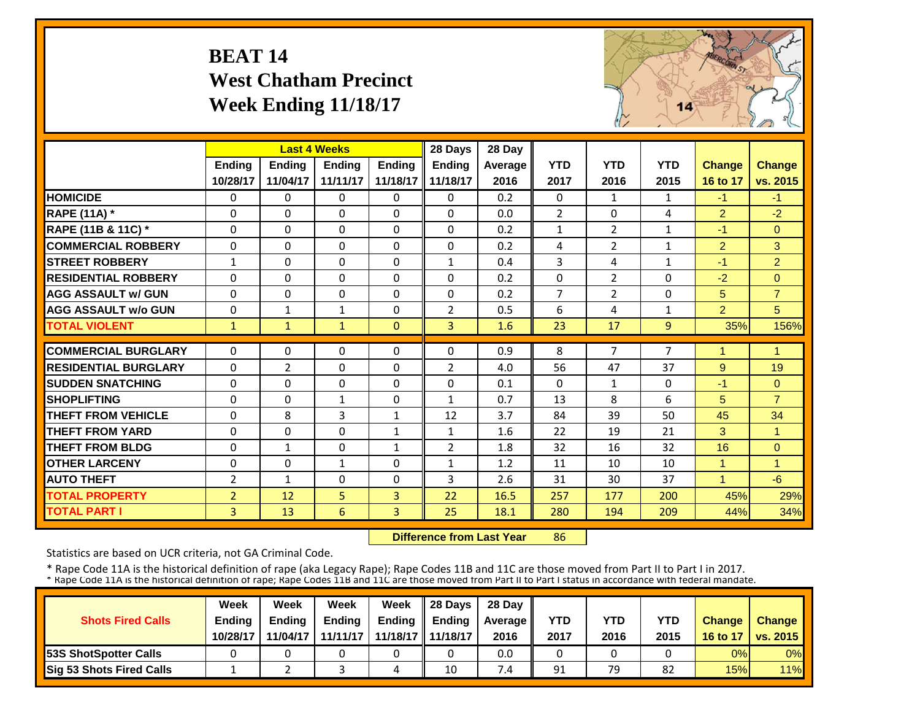# BEAT 14
# West Chatham Precinct
# Week Ending 11/18/17

| | Last 4 Weeks | | | | 28 Days | 28 Day | | | | | |
|---|---|---|---|---|---|---|---|---|---|---|---|
| | Ending 10/28/17 | Ending 11/04/17 | Ending 11/11/17 | Ending 11/18/17 | Ending 11/18/17 | Average 2016 | YTD 2017 | YTD 2016 | YTD 2015 | Change 16 to 17 | Change vs. 2015 |
| HOMICIDE | 0 | 0 | 0 | 0 | 0 | 0.2 | 0 | 1 | 1 | -1 | -1 |
| RAPE (11A) * | 0 | 0 | 0 | 0 | 0 | 0.0 | 2 | 0 | 4 | 2 | -2 |
| RAPE (11B & 11C) * | 0 | 0 | 0 | 0 | 0 | 0.2 | 1 | 2 | 1 | -1 | 0 |
| COMMERCIAL ROBBERY | 0 | 0 | 0 | 0 | 0 | 0.2 | 4 | 2 | 1 | 2 | 3 |
| STREET ROBBERY | 1 | 0 | 0 | 0 | 1 | 0.4 | 3 | 4 | 1 | -1 | 2 |
| RESIDENTIAL ROBBERY | 0 | 0 | 0 | 0 | 0 | 0.2 | 0 | 2 | 0 | -2 | 0 |
| AGG ASSAULT w/ GUN | 0 | 0 | 0 | 0 | 0 | 0.2 | 7 | 2 | 0 | 5 | 7 |
| AGG ASSAULT w/o GUN | 0 | 1 | 1 | 0 | 2 | 0.5 | 6 | 4 | 1 | 2 | 5 |
| TOTAL VIOLENT | 1 | 1 | 1 | 0 | 3 | 1.6 | 23 | 17 | 9 | 35% | 156% |
| COMMERCIAL BURGLARY | 0 | 0 | 0 | 0 | 0 | 0.9 | 8 | 7 | 7 | 1 | 1 |
| RESIDENTIAL BURGLARY | 0 | 2 | 0 | 0 | 2 | 4.0 | 56 | 47 | 37 | 9 | 19 |
| SUDDEN SNATCHING | 0 | 0 | 0 | 0 | 0 | 0.1 | 0 | 1 | 0 | -1 | 0 |
| SHOPLIFTING | 0 | 0 | 1 | 0 | 1 | 0.7 | 13 | 8 | 6 | 5 | 7 |
| THEFT FROM VEHICLE | 0 | 8 | 3 | 1 | 12 | 3.7 | 84 | 39 | 50 | 45 | 34 |
| THEFT FROM YARD | 0 | 0 | 0 | 1 | 1 | 1.6 | 22 | 19 | 21 | 3 | 1 |
| THEFT FROM BLDG | 0 | 1 | 0 | 1 | 2 | 1.8 | 32 | 16 | 32 | 16 | 0 |
| OTHER LARCENY | 0 | 0 | 1 | 0 | 1 | 1.2 | 11 | 10 | 10 | 1 | 1 |
| AUTO THEFT | 2 | 1 | 0 | 0 | 3 | 2.6 | 31 | 30 | 37 | 1 | -6 |
| TOTAL PROPERTY | 2 | 12 | 5 | 3 | 22 | 16.5 | 257 | 177 | 200 | 45% | 29% |
| TOTAL PART I | 3 | 13 | 6 | 3 | 25 | 18.1 | 280 | 194 | 209 | 44% | 34% |

**Difference from Last Year** 86

Statistics are based on UCR criteria, not GA Criminal Code.

\* Rape Code 11A is the historical definition of rape (aka Legacy Rape); Rape Codes 11B and 11C are those moved from Part II to Part I in 2017.
\* Rape Code 11A is the historical definition of rape; Rape Codes 11B and 11C are those moved from Part II to Part I status in accordance with federal mandate.

| Shots Fired Calls | Week Ending 10/28/17 | Week Ending 11/04/17 | Week Ending 11/11/17 | Week Ending 11/18/17 | 28 Days Ending 11/18/17 | 28 Day Average 2016 | YTD 2017 | YTD 2016 | YTD 2015 | Change 16 to 17 | Change vs. 2015 |
|---|---|---|---|---|---|---|---|---|---|---|---|
| 53S ShotSpotter Calls | 0 | 0 | 0 | 0 | 0 | 0.0 | 0 | 0 | 0 | 0% | 0% |
| Sig 53 Shots Fired Calls | 1 | 2 | 3 | 4 | 10 | 7.4 | 91 | 79 | 82 | 15% | 11% |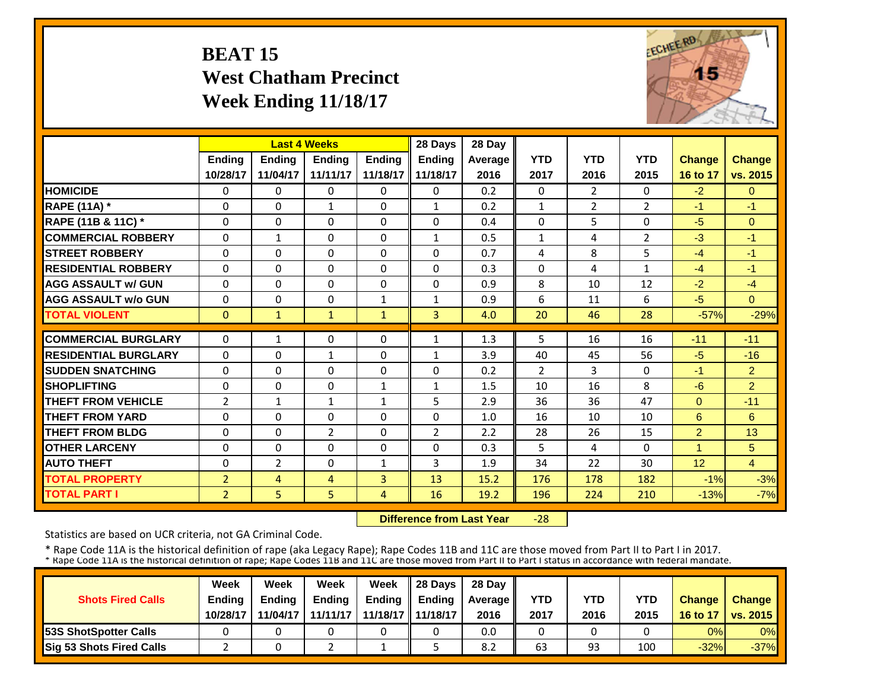# BEAT 15
## West Chatham Precinct
## Week Ending 11/18/17

| | Last 4 Weeks | | | | 28 Days | 28 Day | | | | | |
|---|---|---|---|---|---|---|---|---|---|---|---|
| | Ending 10/28/17 | Ending 11/04/17 | Ending 11/11/17 | Ending 11/18/17 | Ending 11/18/17 | Average 2016 | YTD 2017 | YTD 2016 | YTD 2015 | Change 16 to 17 | Change vs. 2015 |
| HOMICIDE | 0 | 0 | 0 | 0 | 0 | 0.2 | 0 | 2 | 0 | -2 | 0 |
| RAPE (11A) * | 0 | 0 | 1 | 0 | 1 | 0.2 | 1 | 2 | 2 | -1 | -1 |
| RAPE (11B & 11C) * | 0 | 0 | 0 | 0 | 0 | 0.4 | 0 | 5 | 0 | -5 | 0 |
| COMMERCIAL ROBBERY | 0 | 1 | 0 | 0 | 1 | 0.5 | 1 | 4 | 2 | -3 | -1 |
| STREET ROBBERY | 0 | 0 | 0 | 0 | 0 | 0.7 | 4 | 8 | 5 | -4 | -1 |
| RESIDENTIAL ROBBERY | 0 | 0 | 0 | 0 | 0 | 0.3 | 0 | 4 | 1 | -4 | -1 |
| AGG ASSAULT w/ GUN | 0 | 0 | 0 | 0 | 0 | 0.9 | 8 | 10 | 12 | -2 | -4 |
| AGG ASSAULT w/o GUN | 0 | 0 | 0 | 1 | 1 | 0.9 | 6 | 11 | 6 | -5 | 0 |
| TOTAL VIOLENT | 0 | 1 | 1 | 1 | 3 | 4.0 | 20 | 46 | 28 | -57% | -29% |
| COMMERCIAL BURGLARY | 0 | 1 | 0 | 0 | 1 | 1.3 | 5 | 16 | 16 | -11 | -11 |
| RESIDENTIAL BURGLARY | 0 | 0 | 1 | 0 | 1 | 3.9 | 40 | 45 | 56 | -5 | -16 |
| SUDDEN SNATCHING | 0 | 0 | 0 | 0 | 0 | 0.2 | 2 | 3 | 0 | -1 | 2 |
| SHOPLIFTING | 0 | 0 | 0 | 1 | 1 | 1.5 | 10 | 16 | 8 | -6 | 2 |
| THEFT FROM VEHICLE | 2 | 1 | 1 | 1 | 5 | 2.9 | 36 | 36 | 47 | 0 | -11 |
| THEFT FROM YARD | 0 | 0 | 0 | 0 | 0 | 1.0 | 16 | 10 | 10 | 6 | 6 |
| THEFT FROM BLDG | 0 | 0 | 2 | 0 | 2 | 2.2 | 28 | 26 | 15 | 2 | 13 |
| OTHER LARCENY | 0 | 0 | 0 | 0 | 0 | 0.3 | 5 | 4 | 0 | 1 | 5 |
| AUTO THEFT | 0 | 2 | 0 | 1 | 3 | 1.9 | 34 | 22 | 30 | 12 | 4 |
| TOTAL PROPERTY | 2 | 4 | 4 | 3 | 13 | 15.2 | 176 | 178 | 182 | -1% | -3% |
| TOTAL PART I | 2 | 5 | 5 | 4 | 16 | 19.2 | 196 | 224 | 210 | -13% | -7% |

**Difference from Last Year** -28

Statistics are based on UCR criteria, not GA Criminal Code.

* Rape Code 11A is the historical definition of rape (aka Legacy Rape); Rape Codes 11B and 11C are those moved from Part II to Part I in 2017.
* Rape Code 11A is the historical definition of rape; Rape Codes 11B and 11C are those moved from Part II to Part I status in accordance with federal mandate.

| Shots Fired Calls | Week Ending 10/28/17 | Week Ending 11/04/17 | Week Ending 11/11/17 | Week Ending 11/18/17 | 28 Days Ending 11/18/17 | 28 Day Average 2016 | YTD 2017 | YTD 2016 | YTD 2015 | Change 16 to 17 | Change vs. 2015 |
|---|---|---|---|---|---|---|---|---|---|---|---|
| 53S ShotSpotter Calls | 0 | 0 | 0 | 0 | 0 | 0.0 | 0 | 0 | 0 | 0% | 0% |
| Sig 53 Shots Fired Calls | 2 | 0 | 2 | 1 | 5 | 8.2 | 63 | 93 | 100 | -32% | -37% |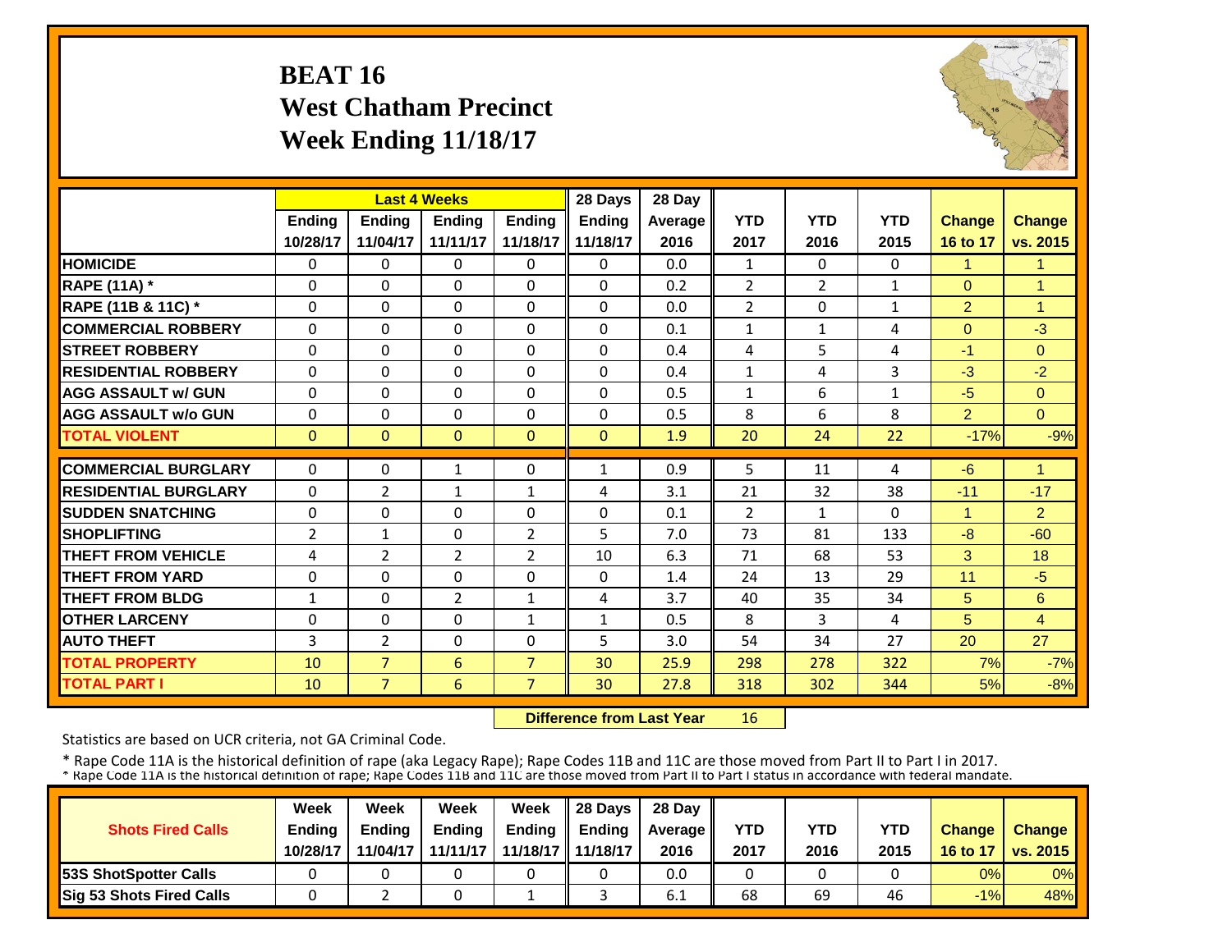# BEAT 16
## West Chatham Precinct
## Week Ending 11/18/17

| | Last 4 Weeks | | | | 28 Days | 28 Day | | | | | |
|---|---|---|---|---|---|---|---|---|---|---|---|
| | Ending 10/28/17 | Ending 11/04/17 | Ending 11/11/17 | Ending 11/18/17 | Ending 11/18/17 | Average 2016 | YTD 2017 | YTD 2016 | YTD 2015 | Change 16 to 17 | Change vs. 2015 |
| HOMICIDE | 0 | 0 | 0 | 0 | 0 | 0.0 | 1 | 0 | 0 | 1 | 1 |
| RAPE (11A) * | 0 | 0 | 0 | 0 | 0 | 0.2 | 2 | 2 | 1 | 0 | 1 |
| RAPE (11B & 11C) * | 0 | 0 | 0 | 0 | 0 | 0.0 | 2 | 0 | 1 | 2 | 1 |
| COMMERCIAL ROBBERY | 0 | 0 | 0 | 0 | 0 | 0.1 | 1 | 1 | 4 | 0 | -3 |
| STREET ROBBERY | 0 | 0 | 0 | 0 | 0 | 0.4 | 4 | 5 | 4 | -1 | 0 |
| RESIDENTIAL ROBBERY | 0 | 0 | 0 | 0 | 0 | 0.4 | 1 | 4 | 3 | -3 | -2 |
| AGG ASSAULT w/ GUN | 0 | 0 | 0 | 0 | 0 | 0.5 | 1 | 6 | 1 | -5 | 0 |
| AGG ASSAULT w/o GUN | 0 | 0 | 0 | 0 | 0 | 0.5 | 8 | 6 | 8 | 2 | 0 |
| TOTAL VIOLENT | 0 | 0 | 0 | 0 | 0 | 1.9 | 20 | 24 | 22 | -17% | -9% |
| COMMERCIAL BURGLARY | 0 | 0 | 1 | 0 | 1 | 0.9 | 5 | 11 | 4 | -6 | 1 |
| RESIDENTIAL BURGLARY | 0 | 2 | 1 | 1 | 4 | 3.1 | 21 | 32 | 38 | -11 | -17 |
| SUDDEN SNATCHING | 0 | 0 | 0 | 0 | 0 | 0.1 | 2 | 1 | 0 | 1 | 2 |
| SHOPLIFTING | 2 | 1 | 0 | 2 | 5 | 7.0 | 73 | 81 | 133 | -8 | -60 |
| THEFT FROM VEHICLE | 4 | 2 | 2 | 2 | 10 | 6.3 | 71 | 68 | 53 | 3 | 18 |
| THEFT FROM YARD | 0 | 0 | 0 | 0 | 0 | 1.4 | 24 | 13 | 29 | 11 | -5 |
| THEFT FROM BLDG | 1 | 0 | 2 | 1 | 4 | 3.7 | 40 | 35 | 34 | 5 | 6 |
| OTHER LARCENY | 0 | 0 | 0 | 1 | 1 | 0.5 | 8 | 3 | 4 | 5 | 4 |
| AUTO THEFT | 3 | 2 | 0 | 0 | 5 | 3.0 | 54 | 34 | 27 | 20 | 27 |
| TOTAL PROPERTY | 10 | 7 | 6 | 7 | 30 | 25.9 | 298 | 278 | 322 | 7% | -7% |
| TOTAL PART I | 10 | 7 | 6 | 7 | 30 | 27.8 | 318 | 302 | 344 | 5% | -8% |

**Difference from Last Year** 16

Statistics are based on UCR criteria, not GA Criminal Code.

\* Rape Code 11A is the historical definition of rape (aka Legacy Rape); Rape Codes 11B and 11C are those moved from Part II to Part I in 2017.
\* Rape Code 11A is the historical definition of rape; Rape Codes 11B and 11C are those moved from Part II to Part I status in accordance with federal mandate.

| Shots Fired Calls | Week Ending 10/28/17 | Week Ending 11/04/17 | Week Ending 11/11/17 | Week Ending 11/18/17 | 28 Days Ending 11/18/17 | 28 Day Average 2016 | YTD 2017 | YTD 2016 | YTD 2015 | Change 16 to 17 | Change vs. 2015 |
|---|---|---|---|---|---|---|---|---|---|---|---|
| 53S ShotSpotter Calls | 0 | 0 | 0 | 0 | 0 | 0.0 | 0 | 0 | 0 | 0% | 0% |
| Sig 53 Shots Fired Calls | 0 | 2 | 0 | 1 | 3 | 6.1 | 68 | 69 | 46 | -1% | 48% |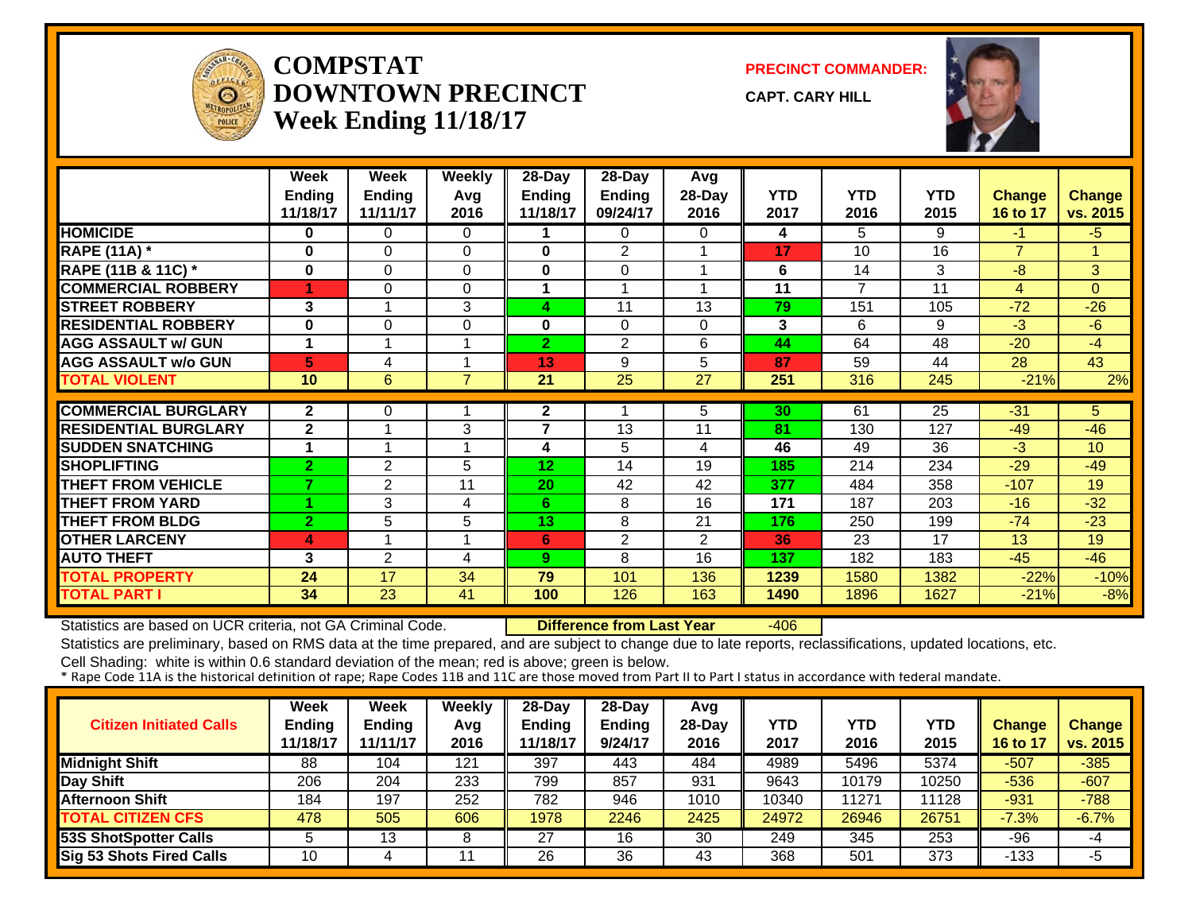# COMPSTAT
# DOWNTOWN PRECINCT
## Week Ending 11/18/17

**PRECINCT COMMANDER:**

**CAPT. CARY HILL**

| | Week Ending 11/18/17 | Week Ending 11/11/17 | Weekly Avg 2016 | 28-Day Ending 11/18/17 | 28-Day Ending 09/24/17 | Avg 28-Day 2016 | YTD 2017 | YTD 2016 | YTD 2015 | Change 16 to 17 | Change vs. 2015 |
|---|---|---|---|---|---|---|---|---|---|---|---|
| HOMICIDE | 0 | 0 | 0 | 1 | 0 | 0 | 4 | 5 | 9 | -1 | -5 |
| RAPE (11A) * | 0 | 0 | 0 | 0 | 2 | 1 | 17 | 10 | 16 | 7 | 1 |
| RAPE (11B & 11C) * | 0 | 0 | 0 | 0 | 0 | 1 | 6 | 14 | 3 | -8 | 3 |
| COMMERCIAL ROBBERY | 1 | 0 | 0 | 1 | 1 | 1 | 11 | 7 | 11 | 4 | 0 |
| STREET ROBBERY | 3 | 1 | 3 | 4 | 11 | 13 | 79 | 151 | 105 | -72 | -26 |
| RESIDENTIAL ROBBERY | 0 | 0 | 0 | 0 | 0 | 0 | 3 | 6 | 9 | -3 | -6 |
| AGG ASSAULT w/ GUN | 1 | 1 | 1 | 2 | 2 | 6 | 44 | 64 | 48 | -20 | -4 |
| AGG ASSAULT w/o GUN | 5 | 4 | 1 | 13 | 9 | 5 | 87 | 59 | 44 | 28 | 43 |
| TOTAL VIOLENT | 10 | 6 | 7 | 21 | 25 | 27 | 251 | 316 | 245 | -21% | 2% |
| COMMERCIAL BURGLARY | 2 | 0 | 1 | 2 | 1 | 5 | 30 | 61 | 25 | -31 | 5 |
| RESIDENTIAL BURGLARY | 2 | 1 | 3 | 7 | 13 | 11 | 81 | 130 | 127 | -49 | -46 |
| SUDDEN SNATCHING | 1 | 1 | 1 | 4 | 5 | 4 | 46 | 49 | 36 | -3 | 10 |
| SHOPLIFTING | 2 | 2 | 5 | 12 | 14 | 19 | 185 | 214 | 234 | -29 | -49 |
| THEFT FROM VEHICLE | 7 | 2 | 11 | 20 | 42 | 42 | 377 | 484 | 358 | -107 | 19 |
| THEFT FROM YARD | 1 | 3 | 4 | 6 | 8 | 16 | 171 | 187 | 203 | -16 | -32 |
| THEFT FROM BLDG | 2 | 5 | 5 | 13 | 8 | 21 | 176 | 250 | 199 | -74 | -23 |
| OTHER LARCENY | 4 | 1 | 1 | 6 | 2 | 2 | 36 | 23 | 17 | 13 | 19 |
| AUTO THEFT | 3 | 2 | 4 | 9 | 8 | 16 | 137 | 182 | 183 | -45 | -46 |
| TOTAL PROPERTY | 24 | 17 | 34 | 79 | 101 | 136 | 1239 | 1580 | 1382 | -22% | -10% |
| TOTAL PART I | 34 | 23 | 41 | 100 | 126 | 163 | 1490 | 1896 | 1627 | -21% | -8% |

Statistics are based on UCR criteria, not GA Criminal Code. **Difference from Last Year** -406

Statistics are preliminary, based on RMS data at the time prepared, and are subject to change due to late reports, reclassifications, updated locations, etc.

Cell Shading: white is within 0.6 standard deviation of the mean; red is above; green is below.

* Rape Code 11A is the historical definition of rape; Rape Codes 11B and 11C are those moved from Part II to Part I status in accordance with federal mandate.

| Citizen Initiated Calls | Week Ending 11/18/17 | Week Ending 11/11/17 | Weekly Avg 2016 | 28-Day Ending 11/18/17 | 28-Day Ending 9/24/17 | Avg 28-Day 2016 | YTD 2017 | YTD 2016 | YTD 2015 | Change 16 to 17 | Change vs. 2015 |
|---|---|---|---|---|---|---|---|---|---|---|---|
| Midnight Shift | 88 | 104 | 121 | 397 | 443 | 484 | 4989 | 5496 | 5374 | -507 | -385 |
| Day Shift | 206 | 204 | 233 | 799 | 857 | 931 | 9643 | 10179 | 10250 | -536 | -607 |
| Afternoon Shift | 184 | 197 | 252 | 782 | 946 | 1010 | 10340 | 11271 | 11128 | -931 | -788 |
| TOTAL CITIZEN CFS | 478 | 505 | 606 | 1978 | 2246 | 2425 | 24972 | 26946 | 26751 | -7.3% | -6.7% |
| 53S ShotSpotter Calls | 5 | 13 | 8 | 27 | 16 | 30 | 249 | 345 | 253 | -96 | -4 |
| Sig 53 Shots Fired Calls | 10 | 4 | 11 | 26 | 36 | 43 | 368 | 501 | 373 | -133 | -5 |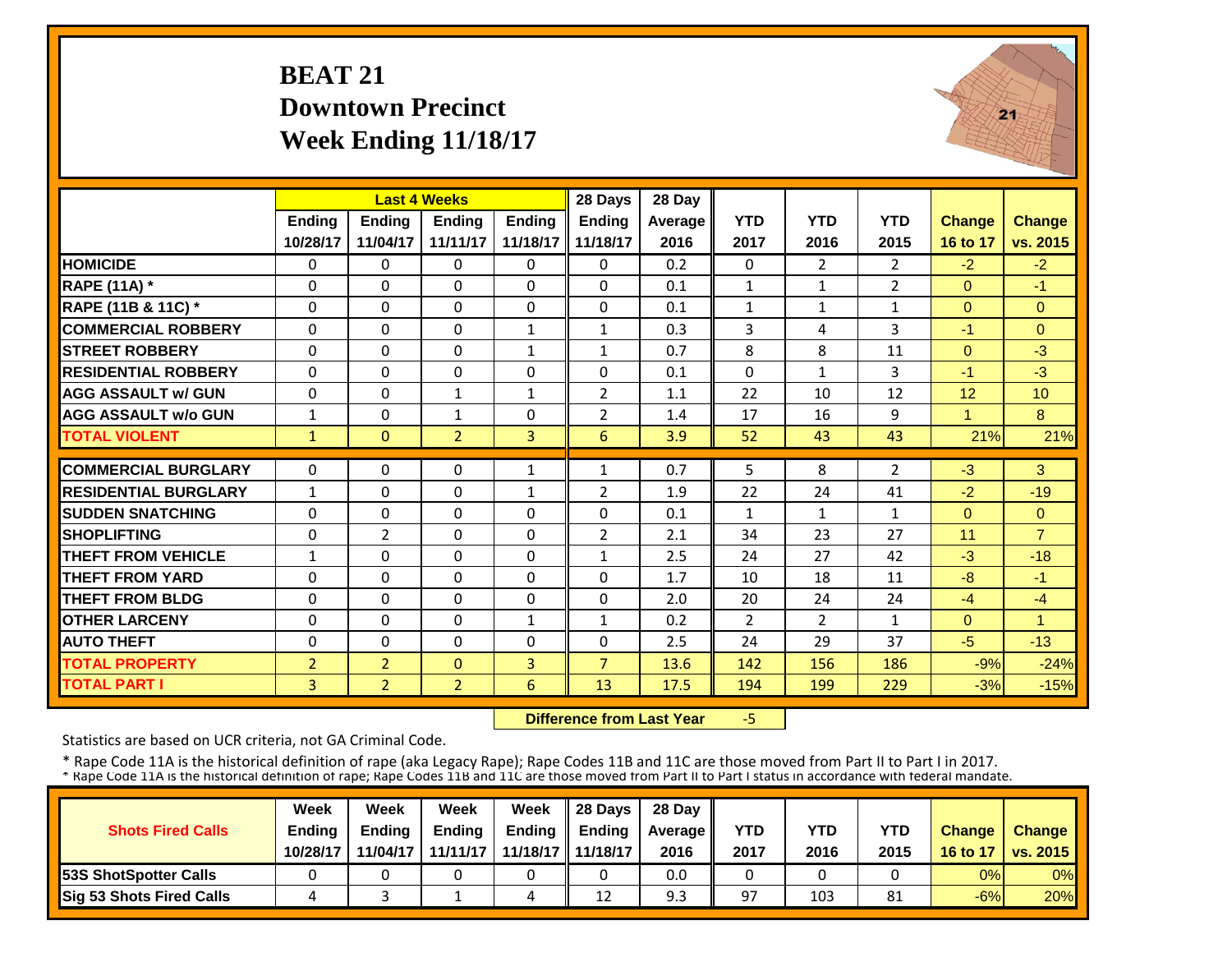# BEAT 21
## Downtown Precinct
## Week Ending 11/18/17

| | Last 4 Weeks | | | | 28 Days | 28 Day | | | | | |
|---|---|---|---|---|---|---|---|---|---|---|---|
| | Ending 10/28/17 | Ending 11/04/17 | Ending 11/11/17 | Ending 11/18/17 | Ending 11/18/17 | Average 2016 | YTD 2017 | YTD 2016 | YTD 2015 | Change 16 to 17 | Change vs. 2015 |
| HOMICIDE | 0 | 0 | 0 | 0 | 0 | 0.2 | 0 | 2 | 2 | -2 | -2 |
| RAPE (11A) * | 0 | 0 | 0 | 0 | 0 | 0.1 | 1 | 1 | 2 | 0 | -1 |
| RAPE (11B & 11C) * | 0 | 0 | 0 | 0 | 0 | 0.1 | 1 | 1 | 1 | 0 | 0 |
| COMMERCIAL ROBBERY | 0 | 0 | 0 | 1 | 1 | 0.3 | 3 | 4 | 3 | -1 | 0 |
| STREET ROBBERY | 0 | 0 | 0 | 1 | 1 | 0.7 | 8 | 8 | 11 | 0 | -3 |
| RESIDENTIAL ROBBERY | 0 | 0 | 0 | 0 | 0 | 0.1 | 0 | 1 | 3 | -1 | -3 |
| AGG ASSAULT w/ GUN | 0 | 0 | 1 | 1 | 2 | 1.1 | 22 | 10 | 12 | 12 | 10 |
| AGG ASSAULT w/o GUN | 1 | 0 | 1 | 0 | 2 | 1.4 | 17 | 16 | 9 | 1 | 8 |
| TOTAL VIOLENT | 1 | 0 | 2 | 3 | 6 | 3.9 | 52 | 43 | 43 | 21% | 21% |
| COMMERCIAL BURGLARY | 0 | 0 | 0 | 1 | 1 | 0.7 | 5 | 8 | 2 | -3 | 3 |
| RESIDENTIAL BURGLARY | 1 | 0 | 0 | 1 | 2 | 1.9 | 22 | 24 | 41 | -2 | -19 |
| SUDDEN SNATCHING | 0 | 0 | 0 | 0 | 0 | 0.1 | 1 | 1 | 1 | 0 | 0 |
| SHOPLIFTING | 0 | 2 | 0 | 0 | 2 | 2.1 | 34 | 23 | 27 | 11 | 7 |
| THEFT FROM VEHICLE | 1 | 0 | 0 | 0 | 1 | 2.5 | 24 | 27 | 42 | -3 | -18 |
| THEFT FROM YARD | 0 | 0 | 0 | 0 | 0 | 1.7 | 10 | 18 | 11 | -8 | -1 |
| THEFT FROM BLDG | 0 | 0 | 0 | 0 | 0 | 2.0 | 20 | 24 | 24 | -4 | -4 |
| OTHER LARCENY | 0 | 0 | 0 | 1 | 1 | 0.2 | 2 | 2 | 1 | 0 | 1 |
| AUTO THEFT | 0 | 0 | 0 | 0 | 0 | 2.5 | 24 | 29 | 37 | -5 | -13 |
| TOTAL PROPERTY | 2 | 2 | 0 | 3 | 7 | 13.6 | 142 | 156 | 186 | -9% | -24% |
| TOTAL PART I | 3 | 2 | 2 | 6 | 13 | 17.5 | 194 | 199 | 229 | -3% | -15% |

**Difference from Last Year** -5

Statistics are based on UCR criteria, not GA Criminal Code.

\* Rape Code 11A is the historical definition of rape (aka Legacy Rape); Rape Codes 11B and 11C are those moved from Part II to Part I in 2017.
\* Rape Code 11A is the historical definition of rape; Rape Codes 11B and 11C are those moved from Part II to Part I status in accordance with federal mandate.

| Shots Fired Calls | Week Ending 10/28/17 | Week Ending 11/04/17 | Week Ending 11/11/17 | Week Ending 11/18/17 | 28 Days Ending 11/18/17 | 28 Day Average 2016 | YTD 2017 | YTD 2016 | YTD 2015 | Change 16 to 17 | Change vs. 2015 |
|---|---|---|---|---|---|---|---|---|---|---|---|
| 53S ShotSpotter Calls | 0 | 0 | 0 | 0 | 0 | 0.0 | 0 | 0 | 0 | 0% | 0% |
| Sig 53 Shots Fired Calls | 4 | 3 | 1 | 4 | 12 | 9.3 | 97 | 103 | 81 | -6% | 20% |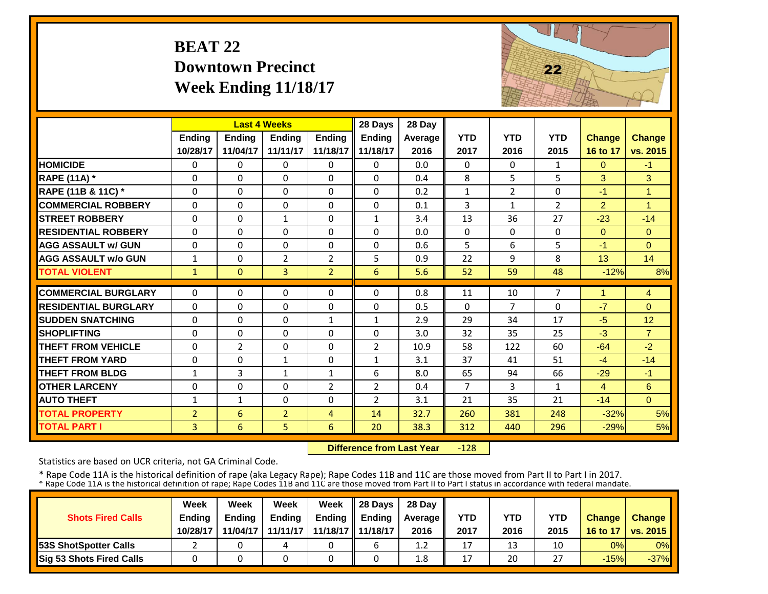# BEAT 22
## Downtown Precinct
## Week Ending 11/18/17

| | Last 4 Weeks | | | | 28 Days | 28 Day | | | | | |
|---|---|---|---|---|---|---|---|---|---|---|---|
| | Ending 10/28/17 | Ending 11/04/17 | Ending 11/11/17 | Ending 11/18/17 | Ending 11/18/17 | Average 2016 | YTD 2017 | YTD 2016 | YTD 2015 | Change 16 to 17 | Change vs. 2015 |
| **HOMICIDE** | 0 | 0 | 0 | 0 | 0 | 0.0 | 0 | 0 | 1 | 0 | -1 |
| **RAPE (11A) *** | 0 | 0 | 0 | 0 | 0 | 0.4 | 8 | 5 | 5 | 3 | 3 |
| **RAPE (11B & 11C) *** | 0 | 0 | 0 | 0 | 0 | 0.2 | 1 | 2 | 0 | -1 | 1 |
| **COMMERCIAL ROBBERY** | 0 | 0 | 0 | 0 | 0 | 0.1 | 3 | 1 | 2 | 2 | 1 |
| **STREET ROBBERY** | 0 | 0 | 1 | 0 | 1 | 3.4 | 13 | 36 | 27 | -23 | -14 |
| **RESIDENTIAL ROBBERY** | 0 | 0 | 0 | 0 | 0 | 0.0 | 0 | 0 | 0 | 0 | 0 |
| **AGG ASSAULT w/ GUN** | 0 | 0 | 0 | 0 | 0 | 0.6 | 5 | 6 | 5 | -1 | 0 |
| **AGG ASSAULT w/o GUN** | 1 | 0 | 2 | 2 | 5 | 0.9 | 22 | 9 | 8 | 13 | 14 |
| **TOTAL VIOLENT** | 1 | 0 | 3 | 2 | 6 | 5.6 | 52 | 59 | 48 | -12% | 8% |
| **COMMERCIAL BURGLARY** | 0 | 0 | 0 | 0 | 0 | 0.8 | 11 | 10 | 7 | 1 | 4 |
| **RESIDENTIAL BURGLARY** | 0 | 0 | 0 | 0 | 0 | 0.5 | 0 | 7 | 0 | -7 | 0 |
| **SUDDEN SNATCHING** | 0 | 0 | 0 | 1 | 1 | 2.9 | 29 | 34 | 17 | -5 | 12 |
| **SHOPLIFTING** | 0 | 0 | 0 | 0 | 0 | 3.0 | 32 | 35 | 25 | -3 | 7 |
| **THEFT FROM VEHICLE** | 0 | 2 | 0 | 0 | 2 | 10.9 | 58 | 122 | 60 | -64 | -2 |
| **THEFT FROM YARD** | 0 | 0 | 1 | 0 | 1 | 3.1 | 37 | 41 | 51 | -4 | -14 |
| **THEFT FROM BLDG** | 1 | 3 | 1 | 1 | 6 | 8.0 | 65 | 94 | 66 | -29 | -1 |
| **OTHER LARCENY** | 0 | 0 | 0 | 2 | 2 | 0.4 | 7 | 3 | 1 | 4 | 6 |
| **AUTO THEFT** | 1 | 1 | 0 | 0 | 2 | 3.1 | 21 | 35 | 21 | -14 | 0 |
| **TOTAL PROPERTY** | 2 | 6 | 2 | 4 | 14 | 32.7 | 260 | 381 | 248 | -32% | 5% |
| **TOTAL PART I** | 3 | 6 | 5 | 6 | 20 | 38.3 | 312 | 440 | 296 | -29% | 5% |

**Difference from Last Year** -128

Statistics are based on UCR criteria, not GA Criminal Code.

* Rape Code 11A is the historical definition of rape (aka Legacy Rape); Rape Codes 11B and 11C are those moved from Part II to Part I in 2017.
* Rape Code 11A is the historical definition of rape; Rape Codes 11B and 11C are those moved from Part II to Part I status in accordance with federal mandate.

| Shots Fired Calls | Week Ending 10/28/17 | Week Ending 11/04/17 | Week Ending 11/11/17 | Week Ending 11/18/17 | 28 Days Ending 11/18/17 | 28 Day Average 2016 | YTD 2017 | YTD 2016 | YTD 2015 | Change 16 to 17 | Change vs. 2015 |
|---|---|---|---|---|---|---|---|---|---|---|---|
| **53S ShotSpotter Calls** | 2 | 0 | 4 | 0 | 6 | 1.2 | 17 | 13 | 10 | 0% | 0% |
| **Sig 53 Shots Fired Calls** | 0 | 0 | 0 | 0 | 0 | 1.8 | 17 | 20 | 27 | -15% | -37% |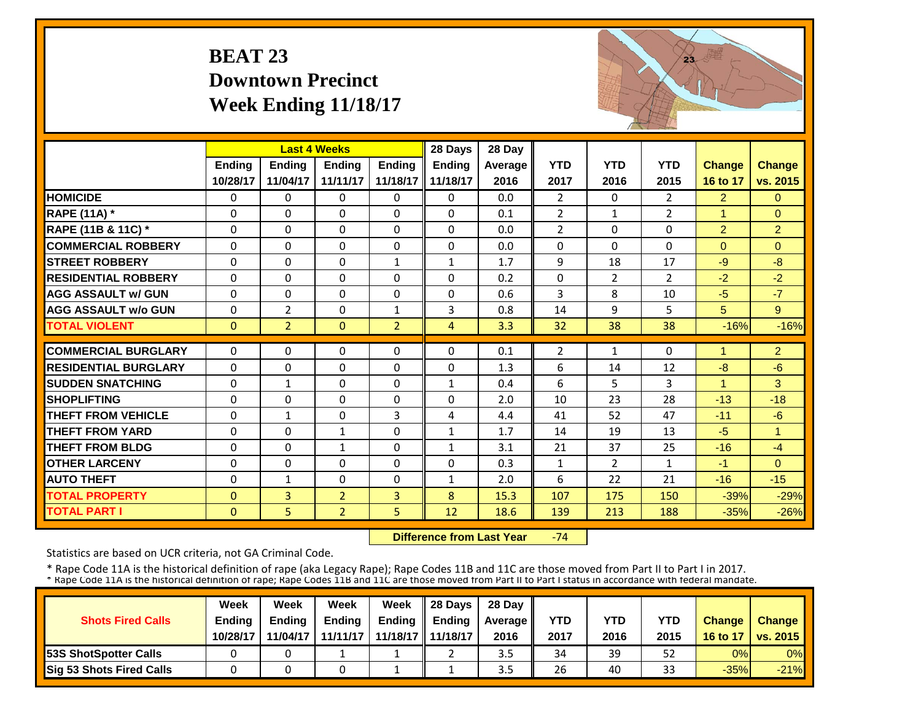# BEAT 23
## Downtown Precinct
## Week Ending 11/18/17

| | Last 4 Weeks | | | | 28 Days | 28 Day | | | | | |
|---|---|---|---|---|---|---|---|---|---|---|---|
| | Ending 10/28/17 | Ending 11/04/17 | Ending 11/11/17 | Ending 11/18/17 | Ending 11/18/17 | Average 2016 | YTD 2017 | YTD 2016 | YTD 2015 | Change 16 to 17 | Change vs. 2015 |
| HOMICIDE | 0 | 0 | 0 | 0 | 0 | 0.0 | 2 | 0 | 2 | 2 | 0 |
| RAPE (11A) * | 0 | 0 | 0 | 0 | 0 | 0.1 | 2 | 1 | 2 | 1 | 0 |
| RAPE (11B & 11C) * | 0 | 0 | 0 | 0 | 0 | 0.0 | 2 | 0 | 0 | 2 | 2 |
| COMMERCIAL ROBBERY | 0 | 0 | 0 | 0 | 0 | 0.0 | 0 | 0 | 0 | 0 | 0 |
| STREET ROBBERY | 0 | 0 | 0 | 1 | 1 | 1.7 | 9 | 18 | 17 | -9 | -8 |
| RESIDENTIAL ROBBERY | 0 | 0 | 0 | 0 | 0 | 0.2 | 0 | 2 | 2 | -2 | -2 |
| AGG ASSAULT w/ GUN | 0 | 0 | 0 | 0 | 0 | 0.6 | 3 | 8 | 10 | -5 | -7 |
| AGG ASSAULT w/o GUN | 0 | 2 | 0 | 1 | 3 | 0.8 | 14 | 9 | 5 | 5 | 9 |
| TOTAL VIOLENT | 0 | 2 | 0 | 2 | 4 | 3.3 | 32 | 38 | 38 | -16% | -16% |
| COMMERCIAL BURGLARY | 0 | 0 | 0 | 0 | 0 | 0.1 | 2 | 1 | 0 | 1 | 2 |
| RESIDENTIAL BURGLARY | 0 | 0 | 0 | 0 | 0 | 1.3 | 6 | 14 | 12 | -8 | -6 |
| SUDDEN SNATCHING | 0 | 1 | 0 | 0 | 1 | 0.4 | 6 | 5 | 3 | 1 | 3 |
| SHOPLIFTING | 0 | 0 | 0 | 0 | 0 | 2.0 | 10 | 23 | 28 | -13 | -18 |
| THEFT FROM VEHICLE | 0 | 1 | 0 | 3 | 4 | 4.4 | 41 | 52 | 47 | -11 | -6 |
| THEFT FROM YARD | 0 | 0 | 1 | 0 | 1 | 1.7 | 14 | 19 | 13 | -5 | 1 |
| THEFT FROM BLDG | 0 | 0 | 1 | 0 | 1 | 3.1 | 21 | 37 | 25 | -16 | -4 |
| OTHER LARCENY | 0 | 0 | 0 | 0 | 0 | 0.3 | 1 | 2 | 1 | -1 | 0 |
| AUTO THEFT | 0 | 1 | 0 | 0 | 1 | 2.0 | 6 | 22 | 21 | -16 | -15 |
| TOTAL PROPERTY | 0 | 3 | 2 | 3 | 8 | 15.3 | 107 | 175 | 150 | -39% | -29% |
| TOTAL PART I | 0 | 5 | 2 | 5 | 12 | 18.6 | 139 | 213 | 188 | -35% | -26% |

**Difference from Last Year** -74

Statistics are based on UCR criteria, not GA Criminal Code.

* Rape Code 11A is the historical definition of rape (aka Legacy Rape); Rape Codes 11B and 11C are those moved from Part II to Part I in 2017.

| Shots Fired Calls | Week Ending 10/28/17 | Week Ending 11/04/17 | Week Ending 11/11/17 | Week Ending 11/18/17 | 28 Days Ending 11/18/17 | 28 Day Average 2016 | YTD 2017 | YTD 2016 | YTD 2015 | Change 16 to 17 | Change vs. 2015 |
|---|---|---|---|---|---|---|---|---|---|---|---|
| 53S ShotSpotter Calls | 0 | 0 | 1 | 1 | 2 | 3.5 | 34 | 39 | 52 | 0% | 0% |
| Sig 53 Shots Fired Calls | 0 | 0 | 0 | 1 | 1 | 3.5 | 26 | 40 | 33 | -35% | -21% |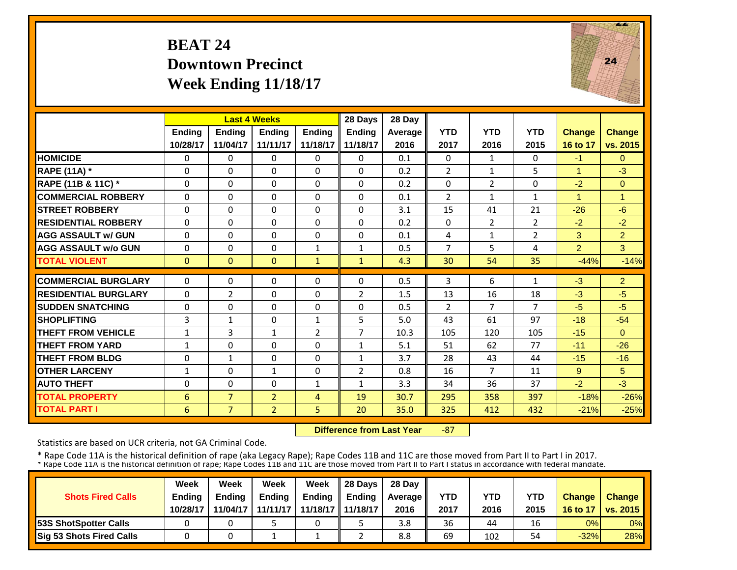# BEAT 24
## Downtown Precinct
## Week Ending 11/18/17

| | Last 4 Weeks | | | | 28 Days | 28 Day | | | | | |
|---|---|---|---|---|---|---|---|---|---|---|---|
| | Ending 10/28/17 | Ending 11/04/17 | Ending 11/11/17 | Ending 11/18/17 | Ending 11/18/17 | Average 2016 | YTD 2017 | YTD 2016 | YTD 2015 | Change 16 to 17 | Change vs. 2015 |
| HOMICIDE | 0 | 0 | 0 | 0 | 0 | 0.1 | 0 | 1 | 0 | -1 | 0 |
| RAPE (11A) * | 0 | 0 | 0 | 0 | 0 | 0.2 | 2 | 1 | 5 | 1 | -3 |
| RAPE (11B & 11C) * | 0 | 0 | 0 | 0 | 0 | 0.2 | 0 | 2 | 0 | -2 | 0 |
| COMMERCIAL ROBBERY | 0 | 0 | 0 | 0 | 0 | 0.1 | 2 | 1 | 1 | 1 | 1 |
| STREET ROBBERY | 0 | 0 | 0 | 0 | 0 | 3.1 | 15 | 41 | 21 | -26 | -6 |
| RESIDENTIAL ROBBERY | 0 | 0 | 0 | 0 | 0 | 0.2 | 0 | 2 | 2 | -2 | -2 |
| AGG ASSAULT w/ GUN | 0 | 0 | 0 | 0 | 0 | 0.1 | 4 | 1 | 2 | 3 | 2 |
| AGG ASSAULT w/o GUN | 0 | 0 | 0 | 1 | 1 | 0.5 | 7 | 5 | 4 | 2 | 3 |
| TOTAL VIOLENT | 0 | 0 | 0 | 1 | 1 | 4.3 | 30 | 54 | 35 | -44% | -14% |
| COMMERCIAL BURGLARY | 0 | 0 | 0 | 0 | 0 | 0.5 | 3 | 6 | 1 | -3 | 2 |
| RESIDENTIAL BURGLARY | 0 | 2 | 0 | 0 | 2 | 1.5 | 13 | 16 | 18 | -3 | -5 |
| SUDDEN SNATCHING | 0 | 0 | 0 | 0 | 0 | 0.5 | 2 | 7 | 7 | -5 | -5 |
| SHOPLIFTING | 3 | 1 | 0 | 1 | 5 | 5.0 | 43 | 61 | 97 | -18 | -54 |
| THEFT FROM VEHICLE | 1 | 3 | 1 | 2 | 7 | 10.3 | 105 | 120 | 105 | -15 | 0 |
| THEFT FROM YARD | 1 | 0 | 0 | 0 | 1 | 5.1 | 51 | 62 | 77 | -11 | -26 |
| THEFT FROM BLDG | 0 | 1 | 0 | 0 | 1 | 3.7 | 28 | 43 | 44 | -15 | -16 |
| OTHER LARCENY | 1 | 0 | 1 | 0 | 2 | 0.8 | 16 | 7 | 11 | 9 | 5 |
| AUTO THEFT | 0 | 0 | 0 | 1 | 1 | 3.3 | 34 | 36 | 37 | -2 | -3 |
| TOTAL PROPERTY | 6 | 7 | 2 | 4 | 19 | 30.7 | 295 | 358 | 397 | -18% | -26% |
| TOTAL PART I | 6 | 7 | 2 | 5 | 20 | 35.0 | 325 | 412 | 432 | -21% | -25% |

**Difference from Last Year** -87

Statistics are based on UCR criteria, not GA Criminal Code.

* Rape Code 11A is the historical definition of rape (aka Legacy Rape); Rape Codes 11B and 11C are those moved from Part II to Part I in 2017.
* Rape Code 11A is the historical definition of rape; Rape Codes 11B and 11C are those moved from Part II to Part I status in accordance with federal mandate.

| Shots Fired Calls | Week Ending 10/28/17 | Week Ending 11/04/17 | Week Ending 11/11/17 | Week Ending 11/18/17 | 28 Days Ending 11/18/17 | 28 Day Average 2016 | YTD 2017 | YTD 2016 | YTD 2015 | Change 16 to 17 | Change vs. 2015 |
|---|---|---|---|---|---|---|---|---|---|---|---|
| 53S ShotSpotter Calls | 0 | 0 | 5 | 0 | 5 | 3.8 | 36 | 44 | 16 | 0% | 0% |
| Sig 53 Shots Fired Calls | 0 | 0 | 1 | 1 | 2 | 8.8 | 69 | 102 | 54 | -32% | 28% |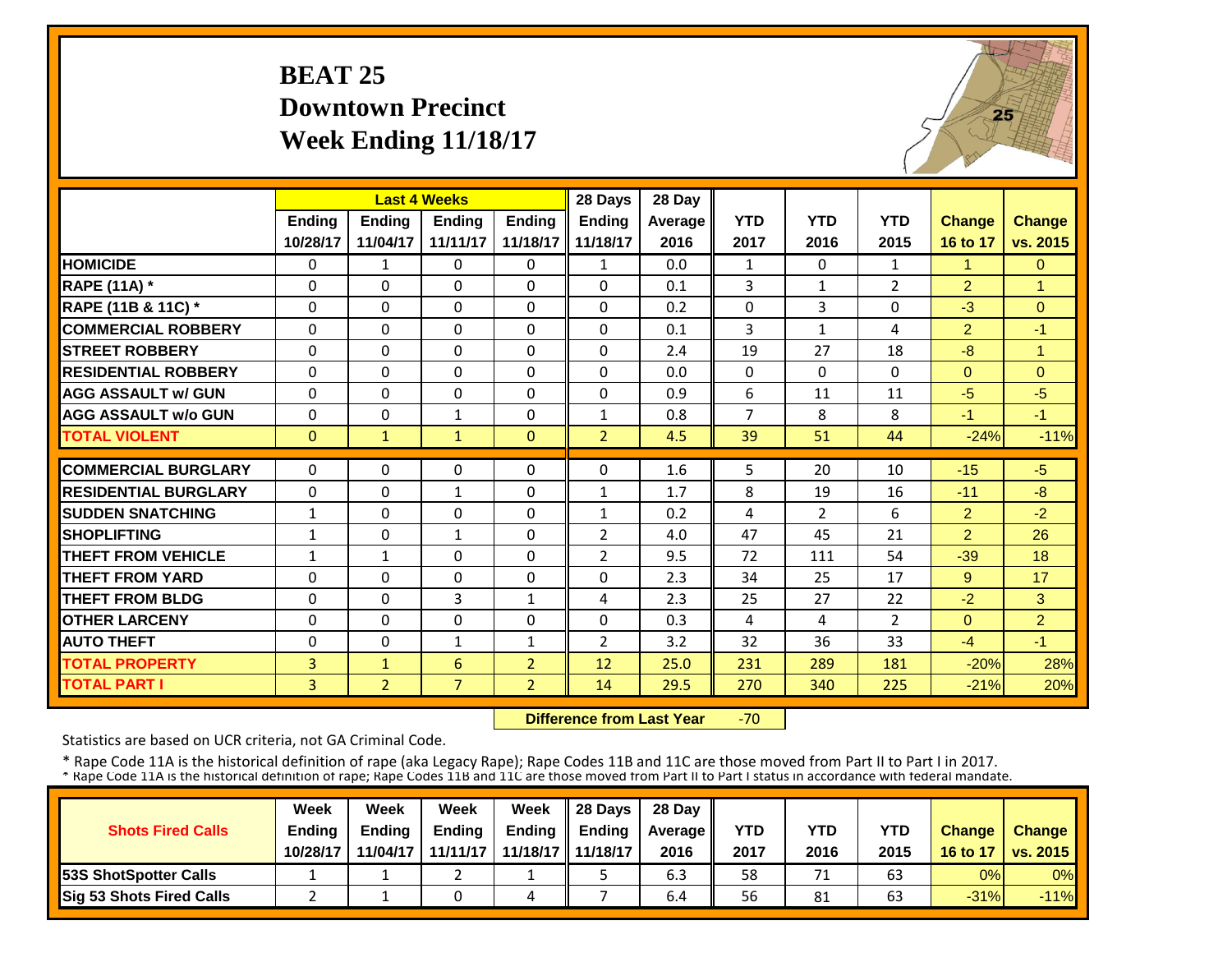# BEAT 25
## Downtown Precinct
## Week Ending 11/18/17

| | Last 4 Weeks | | | | 28 Days | 28 Day | | | | | |
|---|---|---|---|---|---|---|---|---|---|---|---|
| | Ending 10/28/17 | Ending 11/04/17 | Ending 11/11/17 | Ending 11/18/17 | Ending 11/18/17 | Average 2016 | YTD 2017 | YTD 2016 | YTD 2015 | Change 16 to 17 | Change vs. 2015 |
| HOMICIDE | 0 | 1 | 0 | 0 | 1 | 0.0 | 1 | 0 | 1 | 1 | 0 |
| RAPE (11A) * | 0 | 0 | 0 | 0 | 0 | 0.1 | 3 | 1 | 2 | 2 | 1 |
| RAPE (11B & 11C) * | 0 | 0 | 0 | 0 | 0 | 0.2 | 0 | 3 | 0 | -3 | 0 |
| COMMERCIAL ROBBERY | 0 | 0 | 0 | 0 | 0 | 0.1 | 3 | 1 | 4 | 2 | -1 |
| STREET ROBBERY | 0 | 0 | 0 | 0 | 0 | 2.4 | 19 | 27 | 18 | -8 | 1 |
| RESIDENTIAL ROBBERY | 0 | 0 | 0 | 0 | 0 | 0.0 | 0 | 0 | 0 | 0 | 0 |
| AGG ASSAULT w/ GUN | 0 | 0 | 0 | 0 | 0 | 0.9 | 6 | 11 | 11 | -5 | -5 |
| AGG ASSAULT w/o GUN | 0 | 0 | 1 | 0 | 1 | 0.8 | 7 | 8 | 8 | -1 | -1 |
| TOTAL VIOLENT | 0 | 1 | 1 | 0 | 2 | 4.5 | 39 | 51 | 44 | -24% | -11% |
| COMMERCIAL BURGLARY | 0 | 0 | 0 | 0 | 0 | 1.6 | 5 | 20 | 10 | -15 | -5 |
| RESIDENTIAL BURGLARY | 0 | 0 | 1 | 0 | 1 | 1.7 | 8 | 19 | 16 | -11 | -8 |
| SUDDEN SNATCHING | 1 | 0 | 0 | 0 | 1 | 0.2 | 4 | 2 | 6 | 2 | -2 |
| SHOPLIFTING | 1 | 0 | 1 | 0 | 2 | 4.0 | 47 | 45 | 21 | 2 | 26 |
| THEFT FROM VEHICLE | 1 | 1 | 0 | 0 | 2 | 9.5 | 72 | 111 | 54 | -39 | 18 |
| THEFT FROM YARD | 0 | 0 | 0 | 0 | 0 | 2.3 | 34 | 25 | 17 | 9 | 17 |
| THEFT FROM BLDG | 0 | 0 | 3 | 1 | 4 | 2.3 | 25 | 27 | 22 | -2 | 3 |
| OTHER LARCENY | 0 | 0 | 0 | 0 | 0 | 0.3 | 4 | 4 | 2 | 0 | 2 |
| AUTO THEFT | 0 | 0 | 1 | 1 | 2 | 3.2 | 32 | 36 | 33 | -4 | -1 |
| TOTAL PROPERTY | 3 | 1 | 6 | 2 | 12 | 25.0 | 231 | 289 | 181 | -20% | 28% |
| TOTAL PART I | 3 | 2 | 7 | 2 | 14 | 29.5 | 270 | 340 | 225 | -21% | 20% |

**Difference from Last Year** -70

Statistics are based on UCR criteria, not GA Criminal Code.

* Rape Code 11A is the historical definition of rape (aka Legacy Rape); Rape Codes 11B and 11C are those moved from Part II to Part I in 2017.
* Rape Code 11A is the historical definition of rape; Rape Codes 11B and 11C are those moved from Part II to Part I status in accordance with federal mandate.

| Shots Fired Calls | Week Ending 10/28/17 | Week Ending 11/04/17 | Week Ending 11/11/17 | Week Ending 11/18/17 | 28 Days Ending 11/18/17 | 28 Day Average 2016 | YTD 2017 | YTD 2016 | YTD 2015 | Change 16 to 17 | Change vs. 2015 |
|---|---|---|---|---|---|---|---|---|---|---|---|
| 53S ShotSpotter Calls | 1 | 1 | 2 | 1 | 5 | 6.3 | 58 | 71 | 63 | 0% | 0% |
| Sig 53 Shots Fired Calls | 2 | 1 | 0 | 4 | 7 | 6.4 | 56 | 81 | 63 | -31% | -11% |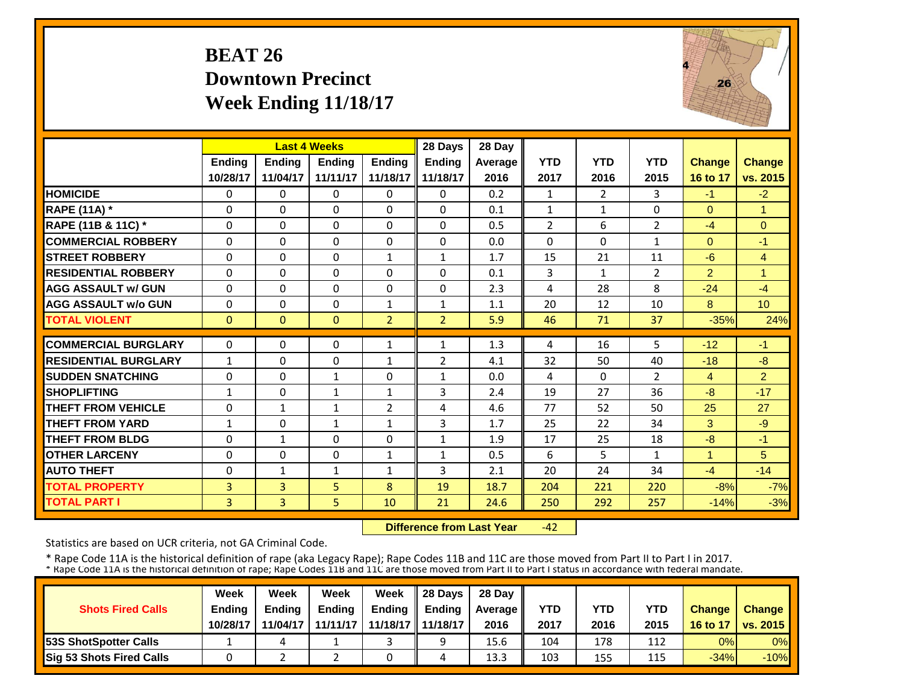# BEAT 26
## Downtown Precinct
## Week Ending 11/18/17

| | Last 4 Weeks | | | | 28 Days | 28 Day | | | | | |
|---|---|---|---|---|---|---|---|---|---|---|---|
| | Ending 10/28/17 | Ending 11/04/17 | Ending 11/11/17 | Ending 11/18/17 | Ending 11/18/17 | Average 2016 | YTD 2017 | YTD 2016 | YTD 2015 | Change 16 to 17 | Change vs. 2015 |
| HOMICIDE | 0 | 0 | 0 | 0 | 0 | 0.2 | 1 | 2 | 3 | -1 | -2 |
| RAPE (11A) * | 0 | 0 | 0 | 0 | 0 | 0.1 | 1 | 1 | 0 | 0 | 1 |
| RAPE (11B & 11C) * | 0 | 0 | 0 | 0 | 0 | 0.5 | 2 | 6 | 2 | -4 | 0 |
| COMMERCIAL ROBBERY | 0 | 0 | 0 | 0 | 0 | 0.0 | 0 | 0 | 1 | 0 | -1 |
| STREET ROBBERY | 0 | 0 | 0 | 1 | 1 | 1.7 | 15 | 21 | 11 | -6 | 4 |
| RESIDENTIAL ROBBERY | 0 | 0 | 0 | 0 | 0 | 0.1 | 3 | 1 | 2 | 2 | 1 |
| AGG ASSAULT w/ GUN | 0 | 0 | 0 | 0 | 0 | 2.3 | 4 | 28 | 8 | -24 | -4 |
| AGG ASSAULT w/o GUN | 0 | 0 | 0 | 1 | 1 | 1.1 | 20 | 12 | 10 | 8 | 10 |
| TOTAL VIOLENT | 0 | 0 | 0 | 2 | 2 | 5.9 | 46 | 71 | 37 | -35% | 24% |
| COMMERCIAL BURGLARY | 0 | 0 | 0 | 1 | 1 | 1.3 | 4 | 16 | 5 | -12 | -1 |
| RESIDENTIAL BURGLARY | 1 | 0 | 0 | 1 | 2 | 4.1 | 32 | 50 | 40 | -18 | -8 |
| SUDDEN SNATCHING | 0 | 0 | 1 | 0 | 1 | 0.0 | 4 | 0 | 2 | 4 | 2 |
| SHOPLIFTING | 1 | 0 | 1 | 1 | 3 | 2.4 | 19 | 27 | 36 | -8 | -17 |
| THEFT FROM VEHICLE | 0 | 1 | 1 | 2 | 4 | 4.6 | 77 | 52 | 50 | 25 | 27 |
| THEFT FROM YARD | 1 | 0 | 1 | 1 | 3 | 1.7 | 25 | 22 | 34 | 3 | -9 |
| THEFT FROM BLDG | 0 | 1 | 0 | 0 | 1 | 1.9 | 17 | 25 | 18 | -8 | -1 |
| OTHER LARCENY | 0 | 0 | 0 | 1 | 1 | 0.5 | 6 | 5 | 1 | 1 | 5 |
| AUTO THEFT | 0 | 1 | 1 | 1 | 3 | 2.1 | 20 | 24 | 34 | -4 | -14 |
| TOTAL PROPERTY | 3 | 3 | 5 | 8 | 19 | 18.7 | 204 | 221 | 220 | -8% | -7% |
| TOTAL PART I | 3 | 3 | 5 | 10 | 21 | 24.6 | 250 | 292 | 257 | -14% | -3% |

**Difference from Last Year** -42

Statistics are based on UCR criteria, not GA Criminal Code.

* Rape Code 11A is the historical definition of rape (aka Legacy Rape); Rape Codes 11B and 11C are those moved from Part II to Part I in 2017.
* Rape Code 11A is the historical definition of rape; Rape Codes 11B and 11C are those moved from Part II to Part I status in accordance with federal mandate.

| Shots Fired Calls | Week Ending 10/28/17 | Week Ending 11/04/17 | Week Ending 11/11/17 | Week Ending 11/18/17 | 28 Days Ending 11/18/17 | 28 Day Average 2016 | YTD 2017 | YTD 2016 | YTD 2015 | Change 16 to 17 | Change vs. 2015 |
|---|---|---|---|---|---|---|---|---|---|---|---|
| 53S ShotSpotter Calls | 1 | 4 | 1 | 3 | 9 | 15.6 | 104 | 178 | 112 | 0% | 0% |
| Sig 53 Shots Fired Calls | 0 | 2 | 2 | 0 | 4 | 13.3 | 103 | 155 | 115 | -34% | -10% |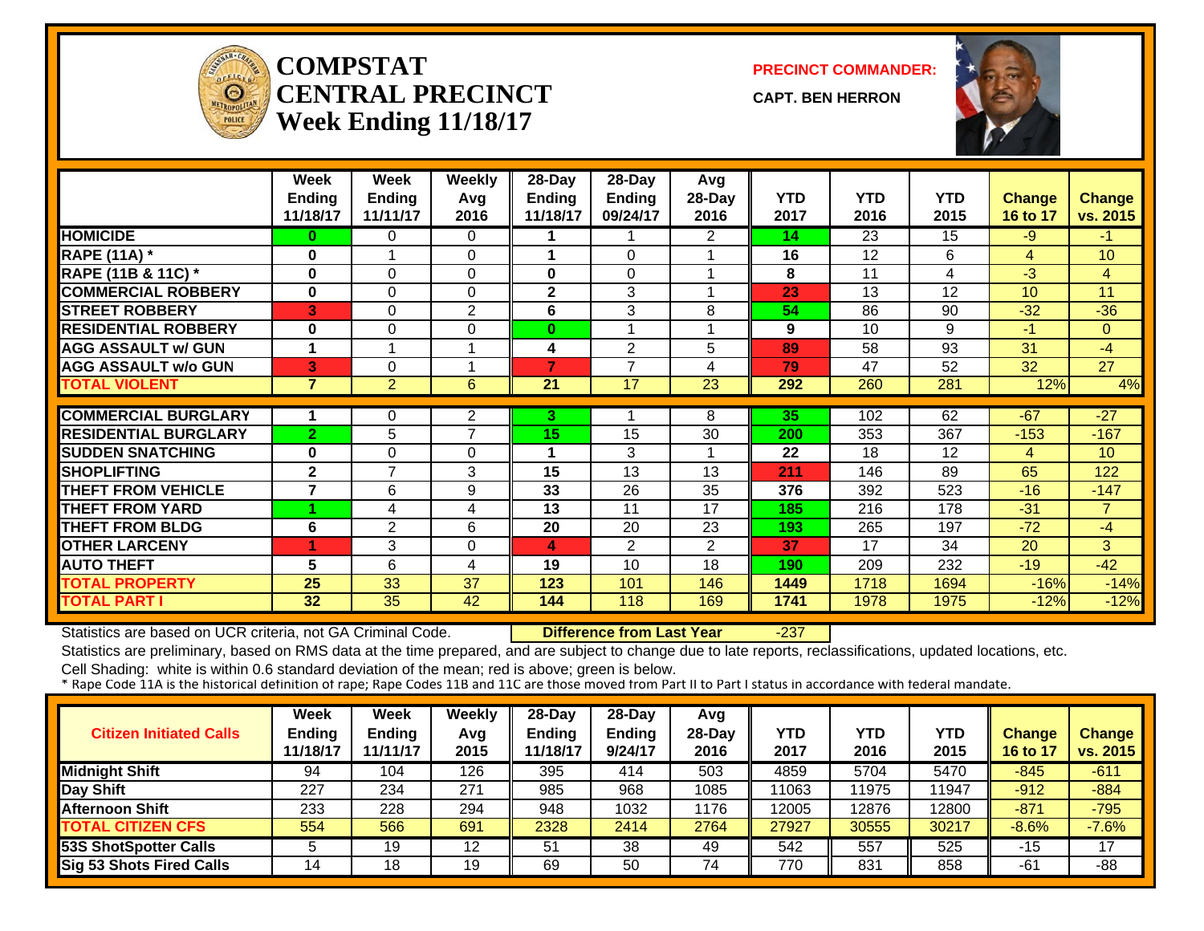# COMPSTAT CENTRAL PRECINCT
## Week Ending 11/18/17

**PRECINCT COMMANDER:**

**CAPT. BEN HERRON**

| | Week Ending 11/18/17 | Week Ending 11/11/17 | Weekly Avg 2016 | 28-Day Ending 11/18/17 | 28-Day Ending 09/24/17 | Avg 28-Day 2016 | YTD 2017 | YTD 2016 | YTD 2015 | Change 16 to 17 | Change vs. 2015 |
|---|---|---|---|---|---|---|---|---|---|---|---|
| HOMICIDE | 0 | 0 | 0 | 1 | 1 | 2 | 14 | 23 | 15 | -9 | -1 |
| RAPE (11A) * | 0 | 1 | 0 | 1 | 0 | 1 | 16 | 12 | 6 | 4 | 10 |
| RAPE (11B & 11C) * | 0 | 0 | 0 | 0 | 0 | 1 | 8 | 11 | 4 | -3 | 4 |
| COMMERCIAL ROBBERY | 0 | 0 | 0 | 2 | 3 | 1 | 23 | 13 | 12 | 10 | 11 |
| STREET ROBBERY | 3 | 0 | 2 | 6 | 3 | 8 | 54 | 86 | 90 | -32 | -36 |
| RESIDENTIAL ROBBERY | 0 | 0 | 0 | 0 | 1 | 1 | 9 | 10 | 9 | -1 | 0 |
| AGG ASSAULT w/ GUN | 1 | 1 | 1 | 4 | 2 | 5 | 89 | 58 | 93 | 31 | -4 |
| AGG ASSAULT w/o GUN | 3 | 0 | 1 | 7 | 7 | 4 | 79 | 47 | 52 | 32 | 27 |
| TOTAL VIOLENT | 7 | 2 | 6 | 21 | 17 | 23 | 292 | 260 | 281 | 12% | 4% |
| COMMERCIAL BURGLARY | 1 | 0 | 2 | 3 | 1 | 8 | 35 | 102 | 62 | -67 | -27 |
| RESIDENTIAL BURGLARY | 2 | 5 | 7 | 15 | 15 | 30 | 200 | 353 | 367 | -153 | -167 |
| SUDDEN SNATCHING | 0 | 0 | 0 | 1 | 3 | 1 | 22 | 18 | 12 | 4 | 10 |
| SHOPLIFTING | 2 | 7 | 3 | 15 | 13 | 13 | 211 | 146 | 89 | 65 | 122 |
| THEFT FROM VEHICLE | 7 | 6 | 9 | 33 | 26 | 35 | 376 | 392 | 523 | -16 | -147 |
| THEFT FROM YARD | 1 | 4 | 4 | 13 | 11 | 17 | 185 | 216 | 178 | -31 | 7 |
| THEFT FROM BLDG | 6 | 2 | 6 | 20 | 20 | 23 | 193 | 265 | 197 | -72 | -4 |
| OTHER LARCENY | 1 | 3 | 0 | 4 | 2 | 2 | 37 | 17 | 34 | 20 | 3 |
| AUTO THEFT | 5 | 6 | 4 | 19 | 10 | 18 | 190 | 209 | 232 | -19 | -42 |
| TOTAL PROPERTY | 25 | 33 | 37 | 123 | 101 | 146 | 1449 | 1718 | 1694 | -16% | -14% |
| TOTAL PART I | 32 | 35 | 42 | 144 | 118 | 169 | 1741 | 1978 | 1975 | -12% | -12% |

Statistics are based on UCR criteria, not GA Criminal Code. **Difference from Last Year** -237

Statistics are preliminary, based on RMS data at the time prepared, and are subject to change due to late reports, reclassifications, updated locations, etc.

Cell Shading: white is within 0.6 standard deviation of the mean; red is above; green is below.

* Rape Code 11A is the historical definition of rape; Rape Codes 11B and 11C are those moved from Part II to Part I status in accordance with federal mandate.

| Citizen Initiated Calls | Week Ending 11/18/17 | Week Ending 11/11/17 | Weekly Avg 2015 | 28-Day Ending 11/18/17 | 28-Day Ending 9/24/17 | Avg 28-Day 2016 | YTD 2017 | YTD 2016 | YTD 2015 | Change 16 to 17 | Change vs. 2015 |
|---|---|---|---|---|---|---|---|---|---|---|---|
| Midnight Shift | 94 | 104 | 126 | 395 | 414 | 503 | 4859 | 5704 | 5470 | -845 | -611 |
| Day Shift | 227 | 234 | 271 | 985 | 968 | 1085 | 11063 | 11975 | 11947 | -912 | -884 |
| Afternoon Shift | 233 | 228 | 294 | 948 | 1032 | 1176 | 12005 | 12876 | 12800 | -871 | -795 |
| TOTAL CITIZEN CFS | 554 | 566 | 691 | 2328 | 2414 | 2764 | 27927 | 30555 | 30217 | -8.6% | -7.6% |
| 53S ShotSpotter Calls | 5 | 19 | 12 | 51 | 38 | 49 | 542 | 557 | 525 | -15 | 17 |
| Sig 53 Shots Fired Calls | 14 | 18 | 19 | 69 | 50 | 74 | 770 | 831 | 858 | -61 | -88 |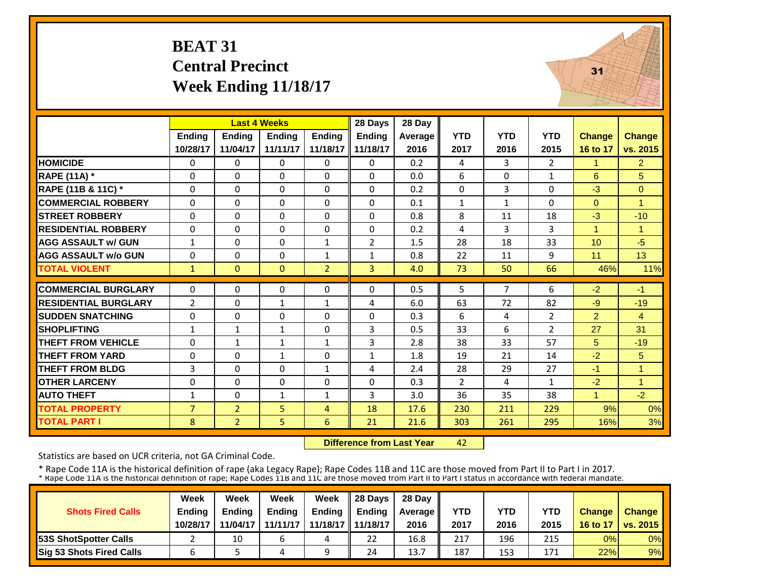# BEAT 31
## Central Precinct
## Week Ending 11/18/17

| | Last 4 Weeks | | | | 28 Days | 28 Day | | | | | |
|---|---|---|---|---|---|---|---|---|---|---|---|
| | Ending 10/28/17 | Ending 11/04/17 | Ending 11/11/17 | Ending 11/18/17 | Ending 11/18/17 | Average 2016 | YTD 2017 | YTD 2016 | YTD 2015 | Change 16 to 17 | Change vs. 2015 |
| HOMICIDE | 0 | 0 | 0 | 0 | 0 | 0.2 | 4 | 3 | 2 | 1 | 2 |
| RAPE (11A) * | 0 | 0 | 0 | 0 | 0 | 0.0 | 6 | 0 | 1 | 6 | 5 |
| RAPE (11B & 11C) * | 0 | 0 | 0 | 0 | 0 | 0.2 | 0 | 3 | 0 | -3 | 0 |
| COMMERCIAL ROBBERY | 0 | 0 | 0 | 0 | 0 | 0.1 | 1 | 1 | 0 | 0 | 1 |
| STREET ROBBERY | 0 | 0 | 0 | 0 | 0 | 0.8 | 8 | 11 | 18 | -3 | -10 |
| RESIDENTIAL ROBBERY | 0 | 0 | 0 | 0 | 0 | 0.2 | 4 | 3 | 3 | 1 | 1 |
| AGG ASSAULT w/ GUN | 1 | 0 | 0 | 1 | 2 | 1.5 | 28 | 18 | 33 | 10 | -5 |
| AGG ASSAULT w/o GUN | 0 | 0 | 0 | 1 | 1 | 0.8 | 22 | 11 | 9 | 11 | 13 |
| TOTAL VIOLENT | 1 | 0 | 0 | 2 | 3 | 4.0 | 73 | 50 | 66 | 46% | 11% |
| COMMERCIAL BURGLARY | 0 | 0 | 0 | 0 | 0 | 0.5 | 5 | 7 | 6 | -2 | -1 |
| RESIDENTIAL BURGLARY | 2 | 0 | 1 | 1 | 4 | 6.0 | 63 | 72 | 82 | -9 | -19 |
| SUDDEN SNATCHING | 0 | 0 | 0 | 0 | 0 | 0.3 | 6 | 4 | 2 | 2 | 4 |
| SHOPLIFTING | 1 | 1 | 1 | 0 | 3 | 0.5 | 33 | 6 | 2 | 27 | 31 |
| THEFT FROM VEHICLE | 0 | 1 | 1 | 1 | 3 | 2.8 | 38 | 33 | 57 | 5 | -19 |
| THEFT FROM YARD | 0 | 0 | 1 | 0 | 1 | 1.8 | 19 | 21 | 14 | -2 | 5 |
| THEFT FROM BLDG | 3 | 0 | 0 | 1 | 4 | 2.4 | 28 | 29 | 27 | -1 | 1 |
| OTHER LARCENY | 0 | 0 | 0 | 0 | 0 | 0.3 | 2 | 4 | 1 | -2 | 1 |
| AUTO THEFT | 1 | 0 | 1 | 1 | 3 | 3.0 | 36 | 35 | 38 | 1 | -2 |
| TOTAL PROPERTY | 7 | 2 | 5 | 4 | 18 | 17.6 | 230 | 211 | 229 | 9% | 0% |
| TOTAL PART I | 8 | 2 | 5 | 6 | 21 | 21.6 | 303 | 261 | 295 | 16% | 3% |

**Difference from Last Year** 42

Statistics are based on UCR criteria, not GA Criminal Code.

* Rape Code 11A is the historical definition of rape (aka Legacy Rape); Rape Codes 11B and 11C are those moved from Part II to Part I in 2017.
* Rape Code 11A is the historical definition of rape; Rape Codes 11B and 11C are those moved from Part II to Part I status in accordance with federal mandate.

| Shots Fired Calls | Week Ending 10/28/17 | Week Ending 11/04/17 | Week Ending 11/11/17 | Week Ending 11/18/17 | 28 Days Ending 11/18/17 | 28 Day Average 2016 | YTD 2017 | YTD 2016 | YTD 2015 | Change 16 to 17 | Change vs. 2015 |
|---|---|---|---|---|---|---|---|---|---|---|---|
| 53S ShotSpotter Calls | 2 | 10 | 6 | 4 | 22 | 16.8 | 217 | 196 | 215 | 0% | 0% |
| Sig 53 Shots Fired Calls | 6 | 5 | 4 | 9 | 24 | 13.7 | 187 | 153 | 171 | 22% | 9% |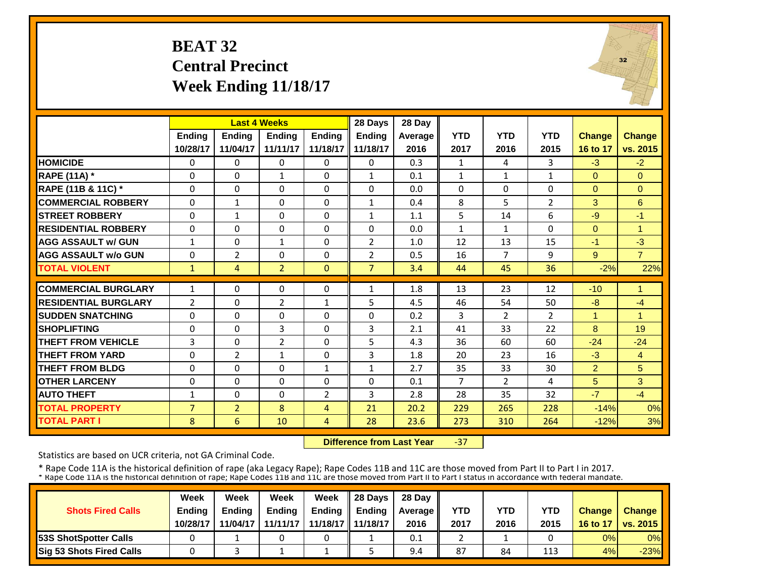# BEAT 32
## Central Precinct
## Week Ending 11/18/17

| | Last 4 Weeks | | | | 28 Days | 28 Day | | | | | |
|---|---|---|---|---|---|---|---|---|---|---|---|
| | Ending 10/28/17 | Ending 11/04/17 | Ending 11/11/17 | Ending 11/18/17 | Ending 11/18/17 | Average 2016 | YTD 2017 | YTD 2016 | YTD 2015 | Change 16 to 17 | Change vs. 2015 |
| **HOMICIDE** | 0 | 0 | 0 | 0 | 0 | 0.3 | 1 | 4 | 3 | -3 | -2 |
| **RAPE (11A) *** | 0 | 0 | 1 | 0 | 1 | 0.1 | 1 | 1 | 1 | 0 | 0 |
| **RAPE (11B & 11C) *** | 0 | 0 | 0 | 0 | 0 | 0.0 | 0 | 0 | 0 | 0 | 0 |
| **COMMERCIAL ROBBERY** | 0 | 1 | 0 | 0 | 1 | 0.4 | 8 | 5 | 2 | 3 | 6 |
| **STREET ROBBERY** | 0 | 1 | 0 | 0 | 1 | 1.1 | 5 | 14 | 6 | -9 | -1 |
| **RESIDENTIAL ROBBERY** | 0 | 0 | 0 | 0 | 0 | 0.0 | 1 | 1 | 0 | 0 | 1 |
| **AGG ASSAULT w/ GUN** | 1 | 0 | 1 | 0 | 2 | 1.0 | 12 | 13 | 15 | -1 | -3 |
| **AGG ASSAULT w/o GUN** | 0 | 2 | 0 | 0 | 2 | 0.5 | 16 | 7 | 9 | 9 | 7 |
| **TOTAL VIOLENT** | 1 | 4 | 2 | 0 | 7 | 3.4 | 44 | 45 | 36 | -2% | 22% |
| **COMMERCIAL BURGLARY** | 1 | 0 | 0 | 0 | 1 | 1.8 | 13 | 23 | 12 | -10 | 1 |
| **RESIDENTIAL BURGLARY** | 2 | 0 | 2 | 1 | 5 | 4.5 | 46 | 54 | 50 | -8 | -4 |
| **SUDDEN SNATCHING** | 0 | 0 | 0 | 0 | 0 | 0.2 | 3 | 2 | 2 | 1 | 1 |
| **SHOPLIFTING** | 0 | 0 | 3 | 0 | 3 | 2.1 | 41 | 33 | 22 | 8 | 19 |
| **THEFT FROM VEHICLE** | 3 | 0 | 2 | 0 | 5 | 4.3 | 36 | 60 | 60 | -24 | -24 |
| **THEFT FROM YARD** | 0 | 2 | 1 | 0 | 3 | 1.8 | 20 | 23 | 16 | -3 | 4 |
| **THEFT FROM BLDG** | 0 | 0 | 0 | 1 | 1 | 2.7 | 35 | 33 | 30 | 2 | 5 |
| **OTHER LARCENY** | 0 | 0 | 0 | 0 | 0 | 0.1 | 7 | 2 | 4 | 5 | 3 |
| **AUTO THEFT** | 1 | 0 | 0 | 2 | 3 | 2.8 | 28 | 35 | 32 | -7 | -4 |
| **TOTAL PROPERTY** | 7 | 2 | 8 | 4 | 21 | 20.2 | 229 | 265 | 228 | -14% | 0% |
| **TOTAL PART I** | 8 | 6 | 10 | 4 | 28 | 23.6 | 273 | 310 | 264 | -12% | 3% |

**Difference from Last Year** -37

Statistics are based on UCR criteria, not GA Criminal Code.

* Rape Code 11A is the historical definition of rape (aka Legacy Rape); Rape Codes 11B and 11C are those moved from Part II to Part I in 2017.
* Rape Code 11A is the historical definition of rape; Rape Codes 11B and 11C are those moved from Part II to Part I status in accordance with federal mandate.

| Shots Fired Calls | Week Ending 10/28/17 | Week Ending 11/04/17 | Week Ending 11/11/17 | Week Ending 11/18/17 | 28 Days Ending 11/18/17 | 28 Day Average 2016 | YTD 2017 | YTD 2016 | YTD 2015 | Change 16 to 17 | Change vs. 2015 |
|---|---|---|---|---|---|---|---|---|---|---|---|
| **53S ShotSpotter Calls** | 0 | 1 | 0 | 0 | 1 | 0.1 | 2 | 1 | 0 | 0% | 0% |
| **Sig 53 Shots Fired Calls** | 0 | 3 | 1 | 1 | 5 | 9.4 | 87 | 84 | 113 | 4% | -23% |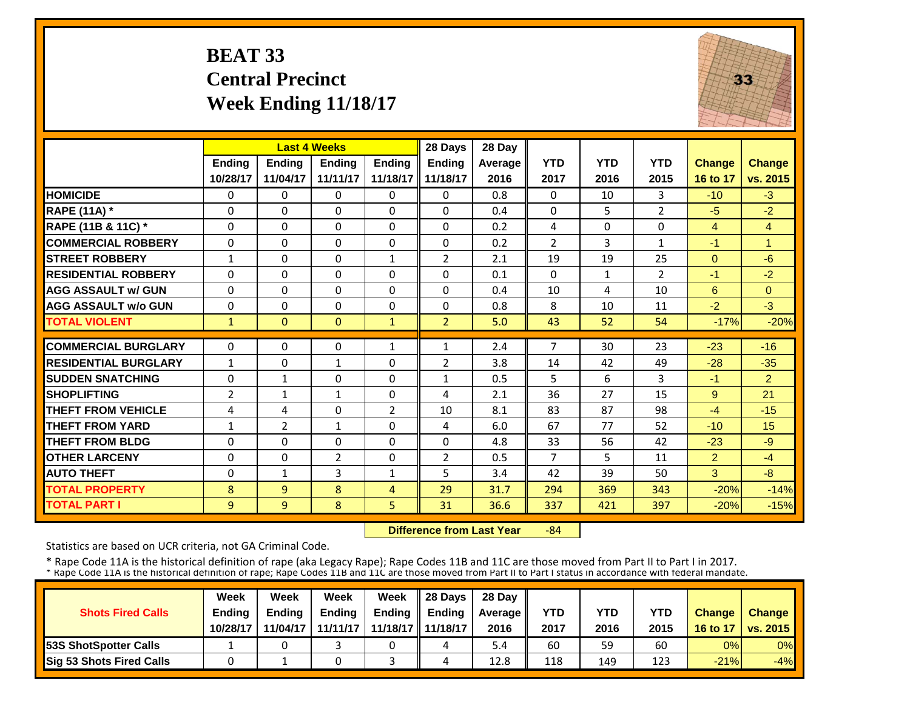# BEAT 33
## Central Precinct
## Week Ending 11/18/17

| | Last 4 Weeks | | | | 28 Days | 28 Day | | | | | |
|---|---|---|---|---|---|---|---|---|---|---|---|
| | Ending 10/28/17 | Ending 11/04/17 | Ending 11/11/17 | Ending 11/18/17 | Ending 11/18/17 | Average 2016 | YTD 2017 | YTD 2016 | YTD 2015 | Change 16 to 17 | Change vs. 2015 |
| HOMICIDE | 0 | 0 | 0 | 0 | 0 | 0.8 | 0 | 10 | 3 | -10 | -3 |
| RAPE (11A) * | 0 | 0 | 0 | 0 | 0 | 0.4 | 0 | 5 | 2 | -5 | -2 |
| RAPE (11B & 11C) * | 0 | 0 | 0 | 0 | 0 | 0.2 | 4 | 0 | 0 | 4 | 4 |
| COMMERCIAL ROBBERY | 0 | 0 | 0 | 0 | 0 | 0.2 | 2 | 3 | 1 | -1 | 1 |
| STREET ROBBERY | 1 | 0 | 0 | 1 | 2 | 2.1 | 19 | 19 | 25 | 0 | -6 |
| RESIDENTIAL ROBBERY | 0 | 0 | 0 | 0 | 0 | 0.1 | 0 | 1 | 2 | -1 | -2 |
| AGG ASSAULT w/ GUN | 0 | 0 | 0 | 0 | 0 | 0.4 | 10 | 4 | 10 | 6 | 0 |
| AGG ASSAULT w/o GUN | 0 | 0 | 0 | 0 | 0 | 0.8 | 8 | 10 | 11 | -2 | -3 |
| TOTAL VIOLENT | 1 | 0 | 0 | 1 | 2 | 5.0 | 43 | 52 | 54 | -17% | -20% |
| COMMERCIAL BURGLARY | 0 | 0 | 0 | 1 | 1 | 2.4 | 7 | 30 | 23 | -23 | -16 |
| RESIDENTIAL BURGLARY | 1 | 0 | 1 | 0 | 2 | 3.8 | 14 | 42 | 49 | -28 | -35 |
| SUDDEN SNATCHING | 0 | 1 | 0 | 0 | 1 | 0.5 | 5 | 6 | 3 | -1 | 2 |
| SHOPLIFTING | 2 | 1 | 1 | 0 | 4 | 2.1 | 36 | 27 | 15 | 9 | 21 |
| THEFT FROM VEHICLE | 4 | 4 | 0 | 2 | 10 | 8.1 | 83 | 87 | 98 | -4 | -15 |
| THEFT FROM YARD | 1 | 2 | 1 | 0 | 4 | 6.0 | 67 | 77 | 52 | -10 | 15 |
| THEFT FROM BLDG | 0 | 0 | 0 | 0 | 0 | 4.8 | 33 | 56 | 42 | -23 | -9 |
| OTHER LARCENY | 0 | 0 | 2 | 0 | 2 | 0.5 | 7 | 5 | 11 | 2 | -4 |
| AUTO THEFT | 0 | 1 | 3 | 1 | 5 | 3.4 | 42 | 39 | 50 | 3 | -8 |
| TOTAL PROPERTY | 8 | 9 | 8 | 4 | 29 | 31.7 | 294 | 369 | 343 | -20% | -14% |
| TOTAL PART I | 9 | 9 | 8 | 5 | 31 | 36.6 | 337 | 421 | 397 | -20% | -15% |

**Difference from Last Year** -84

Statistics are based on UCR criteria, not GA Criminal Code.

* Rape Code 11A is the historical definition of rape (aka Legacy Rape); Rape Codes 11B and 11C are those moved from Part II to Part I in 2017.
* Rape Code 11A is the historical definition of rape; Rape Codes 11B and 11C are those moved from Part II to Part I status in accordance with federal mandate.

| Shots Fired Calls | Week Ending 10/28/17 | Week Ending 11/04/17 | Week Ending 11/11/17 | Week Ending 11/18/17 | 28 Days Ending 11/18/17 | 28 Day Average 2016 | YTD 2017 | YTD 2016 | YTD 2015 | Change 16 to 17 | Change vs. 2015 |
|---|---|---|---|---|---|---|---|---|---|---|---|
| 53S ShotSpotter Calls | 1 | 0 | 3 | 0 | 4 | 5.4 | 60 | 59 | 60 | 0% | 0% |
| Sig 53 Shots Fired Calls | 0 | 1 | 0 | 3 | 4 | 12.8 | 118 | 149 | 123 | -21% | -4% |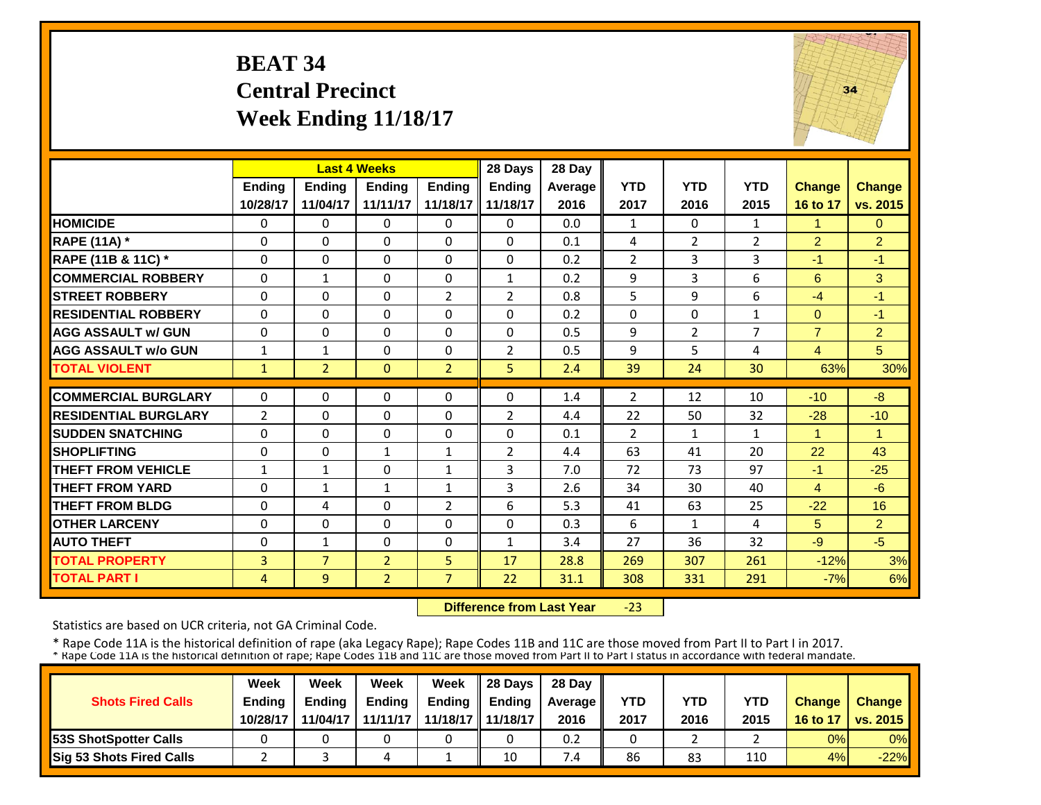# BEAT 34
## Central Precinct
## Week Ending 11/18/17

| | Last 4 Weeks | | | | 28 Days | 28 Day | | | | | |
|---|---|---|---|---|---|---|---|---|---|---|---|
| | Ending 10/28/17 | Ending 11/04/17 | Ending 11/11/17 | Ending 11/18/17 | Ending 11/18/17 | Average 2016 | YTD 2017 | YTD 2016 | YTD 2015 | Change 16 to 17 | Change vs. 2015 |
| HOMICIDE | 0 | 0 | 0 | 0 | 0 | 0.0 | 1 | 0 | 1 | 1 | 0 |
| RAPE (11A) * | 0 | 0 | 0 | 0 | 0 | 0.1 | 4 | 2 | 2 | 2 | 2 |
| RAPE (11B & 11C) * | 0 | 0 | 0 | 0 | 0 | 0.2 | 2 | 3 | 3 | -1 | -1 |
| COMMERCIAL ROBBERY | 0 | 1 | 0 | 0 | 1 | 0.2 | 9 | 3 | 6 | 6 | 3 |
| STREET ROBBERY | 0 | 0 | 0 | 2 | 2 | 0.8 | 5 | 9 | 6 | -4 | -1 |
| RESIDENTIAL ROBBERY | 0 | 0 | 0 | 0 | 0 | 0.2 | 0 | 0 | 1 | 0 | -1 |
| AGG ASSAULT w/ GUN | 0 | 0 | 0 | 0 | 0 | 0.5 | 9 | 2 | 7 | 7 | 2 |
| AGG ASSAULT w/o GUN | 1 | 1 | 0 | 0 | 2 | 0.5 | 9 | 5 | 4 | 4 | 5 |
| TOTAL VIOLENT | 1 | 2 | 0 | 2 | 5 | 2.4 | 39 | 24 | 30 | 63% | 30% |
| COMMERCIAL BURGLARY | 0 | 0 | 0 | 0 | 0 | 1.4 | 2 | 12 | 10 | -10 | -8 |
| RESIDENTIAL BURGLARY | 2 | 0 | 0 | 0 | 2 | 4.4 | 22 | 50 | 32 | -28 | -10 |
| SUDDEN SNATCHING | 0 | 0 | 0 | 0 | 0 | 0.1 | 2 | 1 | 1 | 1 | 1 |
| SHOPLIFTING | 0 | 0 | 1 | 1 | 2 | 4.4 | 63 | 41 | 20 | 22 | 43 |
| THEFT FROM VEHICLE | 1 | 1 | 0 | 1 | 3 | 7.0 | 72 | 73 | 97 | -1 | -25 |
| THEFT FROM YARD | 0 | 1 | 1 | 1 | 3 | 2.6 | 34 | 30 | 40 | 4 | -6 |
| THEFT FROM BLDG | 0 | 4 | 0 | 2 | 6 | 5.3 | 41 | 63 | 25 | -22 | 16 |
| OTHER LARCENY | 0 | 0 | 0 | 0 | 0 | 0.3 | 6 | 1 | 4 | 5 | 2 |
| AUTO THEFT | 0 | 1 | 0 | 0 | 1 | 3.4 | 27 | 36 | 32 | -9 | -5 |
| TOTAL PROPERTY | 3 | 7 | 2 | 5 | 17 | 28.8 | 269 | 307 | 261 | -12% | 3% |
| TOTAL PART I | 4 | 9 | 2 | 7 | 22 | 31.1 | 308 | 331 | 291 | -7% | 6% |

**Difference from Last Year** -23

Statistics are based on UCR criteria, not GA Criminal Code.

* Rape Code 11A is the historical definition of rape (aka Legacy Rape); Rape Codes 11B and 11C are those moved from Part II to Part I in 2017.
* Rape Code 11A is the historical definition of rape; Rape Codes 11B and 11C are those moved from Part II to Part I status in accordance with federal mandate.

| Shots Fired Calls | Week Ending 10/28/17 | Week Ending 11/04/17 | Week Ending 11/11/17 | Week Ending 11/18/17 | 28 Days Ending 11/18/17 | 28 Day Average 2016 | YTD 2017 | YTD 2016 | YTD 2015 | Change 16 to 17 | Change vs. 2015 |
|---|---|---|---|---|---|---|---|---|---|---|---|
| 53S ShotSpotter Calls | 0 | 0 | 0 | 0 | 0 | 0.2 | 0 | 2 | 2 | 0% | 0% |
| Sig 53 Shots Fired Calls | 2 | 3 | 4 | 1 | 10 | 7.4 | 86 | 83 | 110 | 4% | -22% |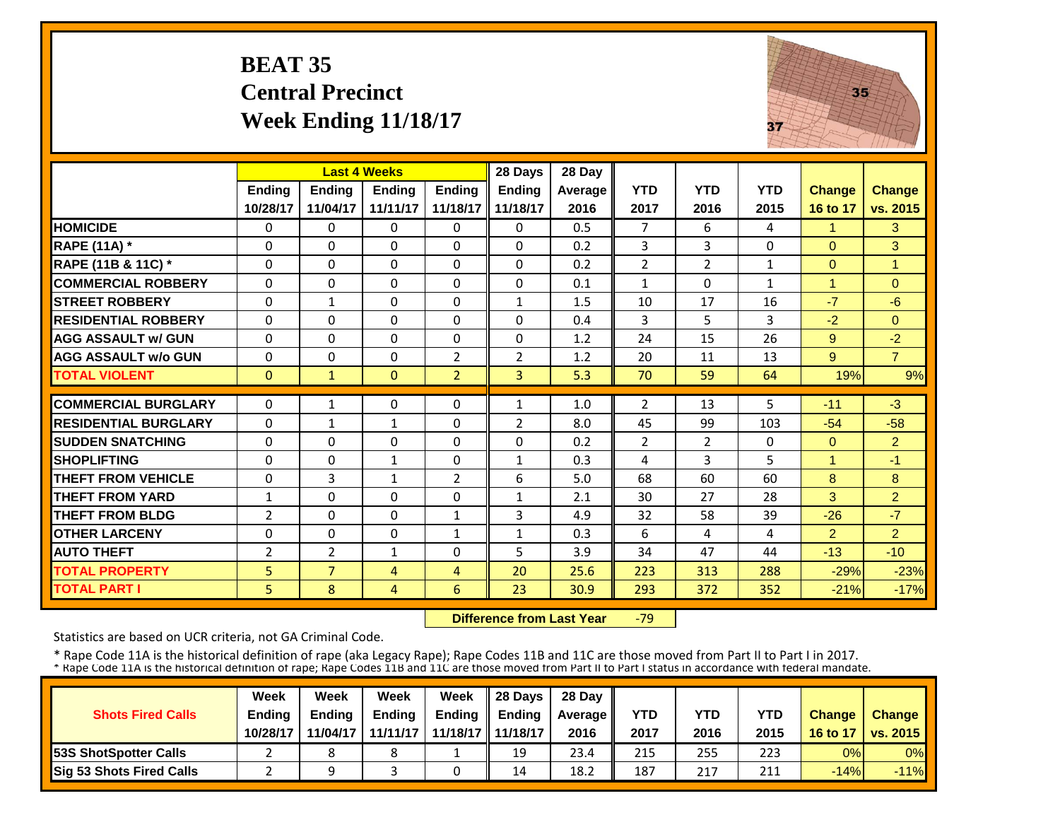# BEAT 35
# Central Precinct
# Week Ending 11/18/17

| | Last 4 Weeks | | | | 28 Days | 28 Day | | | | | |
|---|---|---|---|---|---|---|---|---|---|---|---|
| | Ending 10/28/17 | Ending 11/04/17 | Ending 11/11/17 | Ending 11/18/17 | Ending 11/18/17 | Average 2016 | YTD 2017 | YTD 2016 | YTD 2015 | Change 16 to 17 | Change vs. 2015 |
| **HOMICIDE** | 0 | 0 | 0 | 0 | 0 | 0.5 | 7 | 6 | 4 | 1 | 3 |
| **RAPE (11A) *** | 0 | 0 | 0 | 0 | 0 | 0.2 | 3 | 3 | 0 | 0 | 3 |
| **RAPE (11B & 11C) *** | 0 | 0 | 0 | 0 | 0 | 0.2 | 2 | 2 | 1 | 0 | 1 |
| **COMMERCIAL ROBBERY** | 0 | 0 | 0 | 0 | 0 | 0.1 | 1 | 0 | 1 | 1 | 0 |
| **STREET ROBBERY** | 0 | 1 | 0 | 0 | 1 | 1.5 | 10 | 17 | 16 | -7 | -6 |
| **RESIDENTIAL ROBBERY** | 0 | 0 | 0 | 0 | 0 | 0.4 | 3 | 5 | 3 | -2 | 0 |
| **AGG ASSAULT w/ GUN** | 0 | 0 | 0 | 0 | 0 | 1.2 | 24 | 15 | 26 | 9 | -2 |
| **AGG ASSAULT w/o GUN** | 0 | 0 | 0 | 2 | 2 | 1.2 | 20 | 11 | 13 | 9 | 7 |
| **TOTAL VIOLENT** | 0 | 1 | 0 | 2 | 3 | 5.3 | 70 | 59 | 64 | 19% | 9% |
| **COMMERCIAL BURGLARY** | 0 | 1 | 0 | 0 | 1 | 1.0 | 2 | 13 | 5 | -11 | -3 |
| **RESIDENTIAL BURGLARY** | 0 | 1 | 1 | 0 | 2 | 8.0 | 45 | 99 | 103 | -54 | -58 |
| **SUDDEN SNATCHING** | 0 | 0 | 0 | 0 | 0 | 0.2 | 2 | 2 | 0 | 0 | 2 |
| **SHOPLIFTING** | 0 | 0 | 1 | 0 | 1 | 0.3 | 4 | 3 | 5 | 1 | -1 |
| **THEFT FROM VEHICLE** | 0 | 3 | 1 | 2 | 6 | 5.0 | 68 | 60 | 60 | 8 | 8 |
| **THEFT FROM YARD** | 1 | 0 | 0 | 0 | 1 | 2.1 | 30 | 27 | 28 | 3 | 2 |
| **THEFT FROM BLDG** | 2 | 0 | 0 | 1 | 3 | 4.9 | 32 | 58 | 39 | -26 | -7 |
| **OTHER LARCENY** | 0 | 0 | 0 | 1 | 1 | 0.3 | 6 | 4 | 4 | 2 | 2 |
| **AUTO THEFT** | 2 | 2 | 1 | 0 | 5 | 3.9 | 34 | 47 | 44 | -13 | -10 |
| **TOTAL PROPERTY** | 5 | 7 | 4 | 4 | 20 | 25.6 | 223 | 313 | 288 | -29% | -23% |
| **TOTAL PART I** | 5 | 8 | 4 | 6 | 23 | 30.9 | 293 | 372 | 352 | -21% | -17% |

**Difference from Last Year** -79

Statistics are based on UCR criteria, not GA Criminal Code.

* Rape Code 11A is the historical definition of rape (aka Legacy Rape); Rape Codes 11B and 11C are those moved from Part II to Part I in 2017.
* Rape Code 11A is the historical definition of rape; Rape Codes 11B and 11C are those moved from Part II to Part I status in accordance with federal mandate.

| Shots Fired Calls | Week Ending 10/28/17 | Week Ending 11/04/17 | Week Ending 11/11/17 | Week Ending 11/18/17 | 28 Days Ending 11/18/17 | 28 Day Average 2016 | YTD 2017 | YTD 2016 | YTD 2015 | Change 16 to 17 | Change vs. 2015 |
|---|---|---|---|---|---|---|---|---|---|---|---|
| **53S ShotSpotter Calls** | 2 | 8 | 8 | 1 | 19 | 23.4 | 215 | 255 | 223 | 0% | 0% |
| **Sig 53 Shots Fired Calls** | 2 | 9 | 3 | 0 | 14 | 18.2 | 187 | 217 | 211 | -14% | -11% |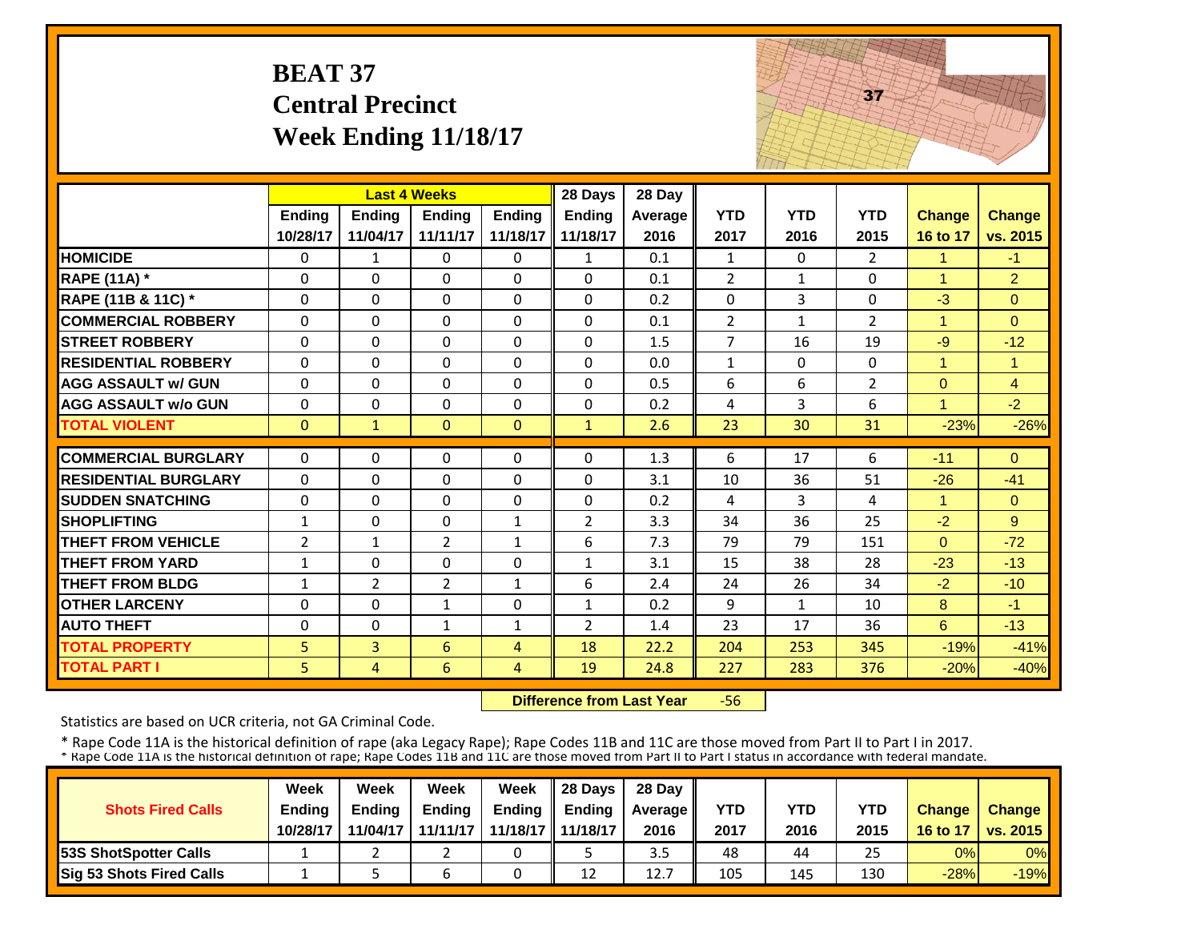# BEAT 37
## Central Precinct
## Week Ending 11/18/17

| | Last 4 Weeks | | | | 28 Days | 28 Day | | | | | |
|---|---|---|---|---|---|---|---|---|---|---|---|
| | Ending 10/28/17 | Ending 11/04/17 | Ending 11/11/17 | Ending 11/18/17 | Ending 11/18/17 | Average 2016 | YTD 2017 | YTD 2016 | YTD 2015 | Change 16 to 17 | Change vs. 2015 |
| HOMICIDE | 0 | 1 | 0 | 0 | 1 | 0.1 | 1 | 0 | 2 | 1 | -1 |
| RAPE (11A) * | 0 | 0 | 0 | 0 | 0 | 0.1 | 2 | 1 | 0 | 1 | 2 |
| RAPE (11B & 11C) * | 0 | 0 | 0 | 0 | 0 | 0.2 | 0 | 3 | 0 | -3 | 0 |
| COMMERCIAL ROBBERY | 0 | 0 | 0 | 0 | 0 | 0.1 | 2 | 1 | 2 | 1 | 0 |
| STREET ROBBERY | 0 | 0 | 0 | 0 | 0 | 1.5 | 7 | 16 | 19 | -9 | -12 |
| RESIDENTIAL ROBBERY | 0 | 0 | 0 | 0 | 0 | 0.0 | 1 | 0 | 0 | 1 | 1 |
| AGG ASSAULT w/ GUN | 0 | 0 | 0 | 0 | 0 | 0.5 | 6 | 6 | 2 | 0 | 4 |
| AGG ASSAULT w/o GUN | 0 | 0 | 0 | 0 | 0 | 0.2 | 4 | 3 | 6 | 1 | -2 |
| TOTAL VIOLENT | 0 | 1 | 0 | 0 | 1 | 2.6 | 23 | 30 | 31 | -23% | -26% |
| COMMERCIAL BURGLARY | 0 | 0 | 0 | 0 | 0 | 1.3 | 6 | 17 | 6 | -11 | 0 |
| RESIDENTIAL BURGLARY | 0 | 0 | 0 | 0 | 0 | 3.1 | 10 | 36 | 51 | -26 | -41 |
| SUDDEN SNATCHING | 0 | 0 | 0 | 0 | 0 | 0.2 | 4 | 3 | 4 | 1 | 0 |
| SHOPLIFTING | 1 | 0 | 0 | 1 | 2 | 3.3 | 34 | 36 | 25 | -2 | 9 |
| THEFT FROM VEHICLE | 2 | 1 | 2 | 1 | 6 | 7.3 | 79 | 79 | 151 | 0 | -72 |
| THEFT FROM YARD | 1 | 0 | 0 | 0 | 1 | 3.1 | 15 | 38 | 28 | -23 | -13 |
| THEFT FROM BLDG | 1 | 2 | 2 | 1 | 6 | 2.4 | 24 | 26 | 34 | -2 | -10 |
| OTHER LARCENY | 0 | 0 | 1 | 0 | 1 | 0.2 | 9 | 1 | 10 | 8 | -1 |
| AUTO THEFT | 0 | 0 | 1 | 1 | 2 | 1.4 | 23 | 17 | 36 | 6 | -13 |
| TOTAL PROPERTY | 5 | 3 | 6 | 4 | 18 | 22.2 | 204 | 253 | 345 | -19% | -41% |
| TOTAL PART I | 5 | 4 | 6 | 4 | 19 | 24.8 | 227 | 283 | 376 | -20% | -40% |

**Difference from Last Year** -56

Statistics are based on UCR criteria, not GA Criminal Code.

* Rape Code 11A is the historical definition of rape (aka Legacy Rape); Rape Codes 11B and 11C are those moved from Part II to Part I in 2017.
* Rape Code 11A is the historical definition of rape; Rape Codes 11B and 11C are those moved from Part II to Part I status in accordance with federal mandate.

| Shots Fired Calls | Week Ending 10/28/17 | Week Ending 11/04/17 | Week Ending 11/11/17 | Week Ending 11/18/17 | 28 Days Ending 11/18/17 | 28 Day Average 2016 | YTD 2017 | YTD 2016 | YTD 2015 | Change 16 to 17 | Change vs. 2015 |
|---|---|---|---|---|---|---|---|---|---|---|---|
| 53S ShotSpotter Calls | 1 | 2 | 2 | 0 | 5 | 3.5 | 48 | 44 | 25 | 0% | 0% |
| Sig 53 Shots Fired Calls | 1 | 5 | 6 | 0 | 12 | 12.7 | 105 | 145 | 130 | -28% | -19% |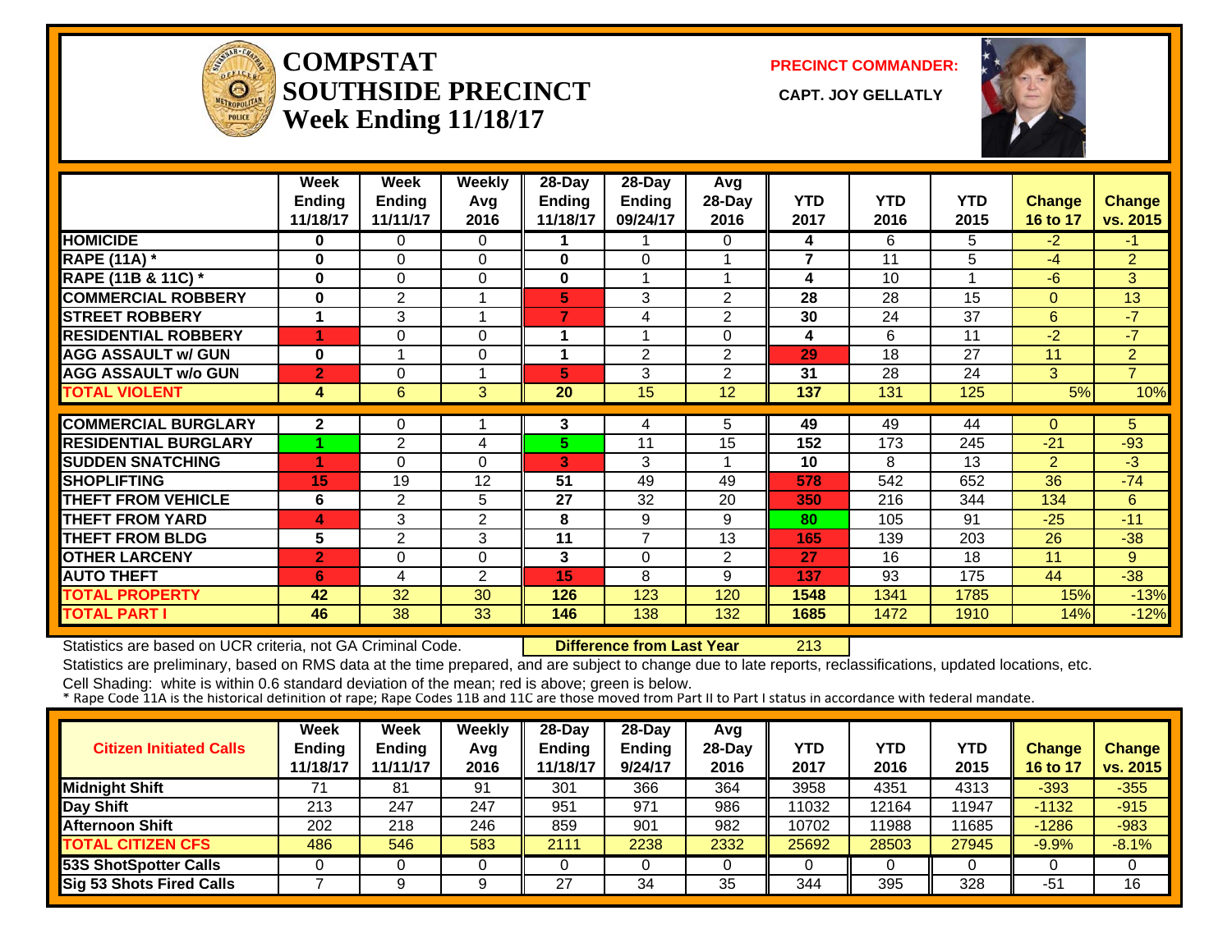# COMPSTAT SOUTHSIDE PRECINCT

## Week Ending 11/18/17

**PRECINCT COMMANDER:** CAPT. JOY GELLATLY

| | Week Ending 11/18/17 | Week Ending 11/11/17 | Weekly Avg 2016 | 28-Day Ending 11/18/17 | 28-Day Ending 09/24/17 | Avg 28-Day 2016 | YTD 2017 | YTD 2016 | YTD 2015 | Change 16 to 17 | Change vs. 2015 |
|---|---|---|---|---|---|---|---|---|---|---|---|
| HOMICIDE | 0 | 0 | 0 | 1 | 1 | 0 | 4 | 6 | 5 | -2 | -1 |
| RAPE (11A) * | 0 | 0 | 0 | 0 | 0 | 1 | 7 | 11 | 5 | -4 | 2 |
| RAPE (11B & 11C) * | 0 | 0 | 0 | 0 | 1 | 1 | 4 | 10 | 1 | -6 | 3 |
| COMMERCIAL ROBBERY | 0 | 2 | 1 | 5 | 3 | 2 | 28 | 28 | 15 | 0 | 13 |
| STREET ROBBERY | 1 | 3 | 1 | 7 | 4 | 2 | 30 | 24 | 37 | 6 | -7 |
| RESIDENTIAL ROBBERY | 1 | 0 | 0 | 1 | 1 | 0 | 4 | 6 | 11 | -2 | -7 |
| AGG ASSAULT w/ GUN | 0 | 1 | 0 | 1 | 2 | 2 | 29 | 18 | 27 | 11 | 2 |
| AGG ASSAULT w/o GUN | 2 | 0 | 1 | 5 | 3 | 2 | 31 | 28 | 24 | 3 | 7 |
| TOTAL VIOLENT | 4 | 6 | 3 | 20 | 15 | 12 | 137 | 131 | 125 | 5% | 10% |
| COMMERCIAL BURGLARY | 2 | 0 | 1 | 3 | 4 | 5 | 49 | 49 | 44 | 0 | 5 |
| RESIDENTIAL BURGLARY | 1 | 2 | 4 | 5 | 11 | 15 | 152 | 173 | 245 | -21 | -93 |
| SUDDEN SNATCHING | 1 | 0 | 0 | 3 | 3 | 1 | 10 | 8 | 13 | 2 | -3 |
| SHOPLIFTING | 15 | 19 | 12 | 51 | 49 | 49 | 578 | 542 | 652 | 36 | -74 |
| THEFT FROM VEHICLE | 6 | 2 | 5 | 27 | 32 | 20 | 350 | 216 | 344 | 134 | 6 |
| THEFT FROM YARD | 4 | 3 | 2 | 8 | 9 | 9 | 80 | 105 | 91 | -25 | -11 |
| THEFT FROM BLDG | 5 | 2 | 3 | 11 | 7 | 13 | 165 | 139 | 203 | 26 | -38 |
| OTHER LARCENY | 2 | 0 | 0 | 3 | 0 | 2 | 27 | 16 | 18 | 11 | 9 |
| AUTO THEFT | 6 | 4 | 2 | 15 | 8 | 9 | 137 | 93 | 175 | 44 | -38 |
| TOTAL PROPERTY | 42 | 32 | 30 | 126 | 123 | 120 | 1548 | 1341 | 1785 | 15% | -13% |
| TOTAL PART I | 46 | 38 | 33 | 146 | 138 | 132 | 1685 | 1472 | 1910 | 14% | -12% |

Statistics are based on UCR criteria, not GA Criminal Code. **Difference from Last Year** 213

Statistics are preliminary, based on RMS data at the time prepared, and are subject to change due to late reports, reclassifications, updated locations, etc.

Cell Shading: white is within 0.6 standard deviation of the mean; red is above; green is below.

\* Rape Code 11A is the historical definition of rape; Rape Codes 11B and 11C are those moved from Part II to Part I status in accordance with federal mandate.

| Citizen Initiated Calls | Week Ending 11/18/17 | Week Ending 11/11/17 | Weekly Avg 2016 | 28-Day Ending 11/18/17 | 28-Day Ending 9/24/17 | Avg 28-Day 2016 | YTD 2017 | YTD 2016 | YTD 2015 | Change 16 to 17 | Change vs. 2015 |
|---|---|---|---|---|---|---|---|---|---|---|---|
| Midnight Shift | 71 | 81 | 91 | 301 | 366 | 364 | 3958 | 4351 | 4313 | -393 | -355 |
| Day Shift | 213 | 247 | 247 | 951 | 971 | 986 | 11032 | 12164 | 11947 | -1132 | -915 |
| Afternoon Shift | 202 | 218 | 246 | 859 | 901 | 982 | 10702 | 11988 | 11685 | -1286 | -983 |
| TOTAL CITIZEN CFS | 486 | 546 | 583 | 2111 | 2238 | 2332 | 25692 | 28503 | 27945 | -9.9% | -8.1% |
| 53S ShotSpotter Calls | 0 | 0 | 0 | 0 | 0 | 0 | 0 | 0 | 0 | 0 | 0 |
| Sig 53 Shots Fired Calls | 7 | 9 | 9 | 27 | 34 | 35 | 344 | 395 | 328 | -51 | 16 |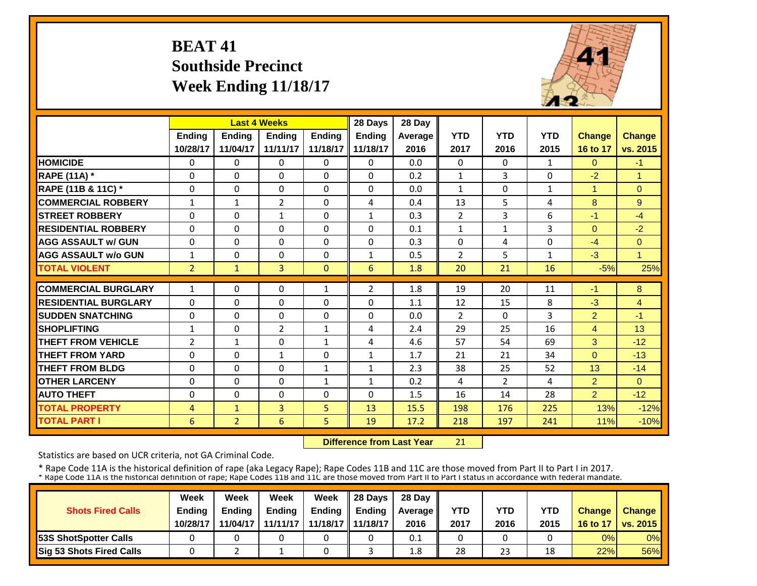# BEAT 41
## Southside Precinct
## Week Ending 11/18/17

| | Last 4 Weeks | | | | 28 Days | 28 Day | | | | | |
|---|---|---|---|---|---|---|---|---|---|---|---|
| | Ending 10/28/17 | Ending 11/04/17 | Ending 11/11/17 | Ending 11/18/17 | Ending 11/18/17 | Average 2016 | YTD 2017 | YTD 2016 | YTD 2015 | Change 16 to 17 | Change vs. 2015 |
| **HOMICIDE** | 0 | 0 | 0 | 0 | 0 | 0.0 | 0 | 0 | 1 | 0 | -1 |
| **RAPE (11A) *** | 0 | 0 | 0 | 0 | 0 | 0.2 | 1 | 3 | 0 | -2 | 1 |
| **RAPE (11B & 11C) *** | 0 | 0 | 0 | 0 | 0 | 0.0 | 1 | 0 | 1 | 1 | 0 |
| **COMMERCIAL ROBBERY** | 1 | 1 | 2 | 0 | 4 | 0.4 | 13 | 5 | 4 | 8 | 9 |
| **STREET ROBBERY** | 0 | 0 | 1 | 0 | 1 | 0.3 | 2 | 3 | 6 | -1 | -4 |
| **RESIDENTIAL ROBBERY** | 0 | 0 | 0 | 0 | 0 | 0.1 | 1 | 1 | 3 | 0 | -2 |
| **AGG ASSAULT w/ GUN** | 0 | 0 | 0 | 0 | 0 | 0.3 | 0 | 4 | 0 | -4 | 0 |
| **AGG ASSAULT w/o GUN** | 1 | 0 | 0 | 0 | 1 | 0.5 | 2 | 5 | 1 | -3 | 1 |
| **TOTAL VIOLENT** | 2 | 1 | 3 | 0 | 6 | 1.8 | 20 | 21 | 16 | -5% | 25% |
| **COMMERCIAL BURGLARY** | 1 | 0 | 0 | 1 | 2 | 1.8 | 19 | 20 | 11 | -1 | 8 |
| **RESIDENTIAL BURGLARY** | 0 | 0 | 0 | 0 | 0 | 1.1 | 12 | 15 | 8 | -3 | 4 |
| **SUDDEN SNATCHING** | 0 | 0 | 0 | 0 | 0 | 0.0 | 2 | 0 | 3 | 2 | -1 |
| **SHOPLIFTING** | 1 | 0 | 2 | 1 | 4 | 2.4 | 29 | 25 | 16 | 4 | 13 |
| **THEFT FROM VEHICLE** | 2 | 1 | 0 | 1 | 4 | 4.6 | 57 | 54 | 69 | 3 | -12 |
| **THEFT FROM YARD** | 0 | 0 | 1 | 0 | 1 | 1.7 | 21 | 21 | 34 | 0 | -13 |
| **THEFT FROM BLDG** | 0 | 0 | 0 | 1 | 1 | 2.3 | 38 | 25 | 52 | 13 | -14 |
| **OTHER LARCENY** | 0 | 0 | 0 | 1 | 1 | 0.2 | 4 | 2 | 4 | 2 | 0 |
| **AUTO THEFT** | 0 | 0 | 0 | 0 | 0 | 1.5 | 16 | 14 | 28 | 2 | -12 |
| **TOTAL PROPERTY** | 4 | 1 | 3 | 5 | 13 | 15.5 | 198 | 176 | 225 | 13% | -12% |
| **TOTAL PART I** | 6 | 2 | 6 | 5 | 19 | 17.2 | 218 | 197 | 241 | 11% | -10% |

**Difference from Last Year** 21

Statistics are based on UCR criteria, not GA Criminal Code.

* Rape Code 11A is the historical definition of rape (aka Legacy Rape); Rape Codes 11B and 11C are those moved from Part II to Part I in 2017.

| Shots Fired Calls | Week Ending 10/28/17 | Week Ending 11/04/17 | Week Ending 11/11/17 | Week Ending 11/18/17 | 28 Days Ending 11/18/17 | 28 Day Average 2016 | YTD 2017 | YTD 2016 | YTD 2015 | Change 16 to 17 | Change vs. 2015 |
|---|---|---|---|---|---|---|---|---|---|---|---|
| **53S ShotSpotter Calls** | 0 | 0 | 0 | 0 | 0 | 0.1 | 0 | 0 | 0 | 0% | 0% |
| **Sig 53 Shots Fired Calls** | 0 | 2 | 1 | 0 | 3 | 1.8 | 28 | 23 | 18 | 22% | 56% |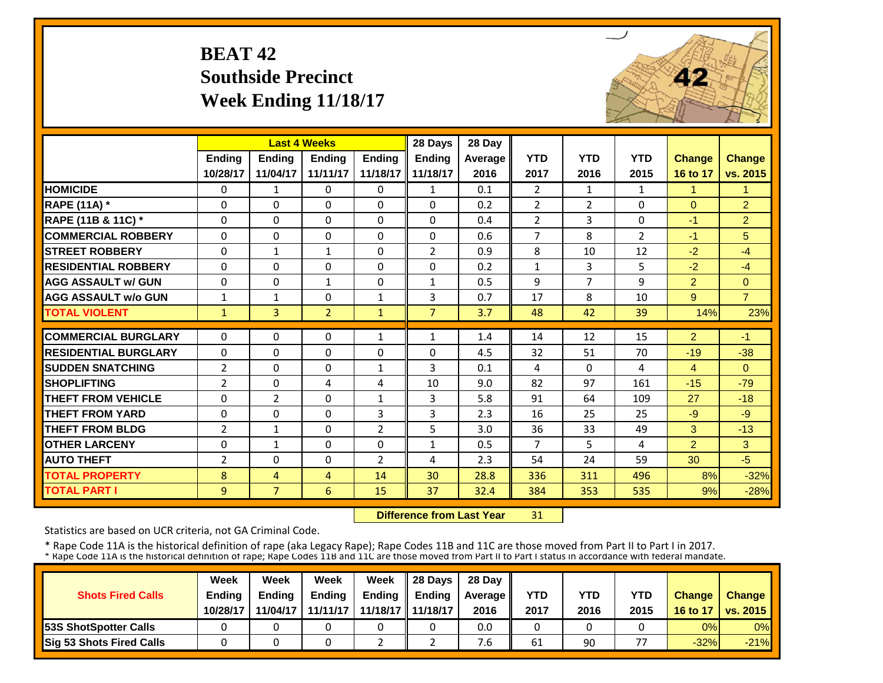# BEAT 42
## Southside Precinct
## Week Ending 11/18/17

| | Last 4 Weeks | | | | 28 Days | 28 Day | | | | | |
|---|---|---|---|---|---|---|---|---|---|---|---|
| | Ending 10/28/17 | Ending 11/04/17 | Ending 11/11/17 | Ending 11/18/17 | Ending 11/18/17 | Average 2016 | YTD 2017 | YTD 2016 | YTD 2015 | Change 16 to 17 | Change vs. 2015 |
| HOMICIDE | 0 | 1 | 0 | 0 | 1 | 0.1 | 2 | 1 | 1 | 1 | 1 |
| RAPE (11A) * | 0 | 0 | 0 | 0 | 0 | 0.2 | 2 | 2 | 0 | 0 | 2 |
| RAPE (11B & 11C) * | 0 | 0 | 0 | 0 | 0 | 0.4 | 2 | 3 | 0 | -1 | 2 |
| COMMERCIAL ROBBERY | 0 | 0 | 0 | 0 | 0 | 0.6 | 7 | 8 | 2 | -1 | 5 |
| STREET ROBBERY | 0 | 1 | 1 | 0 | 2 | 0.9 | 8 | 10 | 12 | -2 | -4 |
| RESIDENTIAL ROBBERY | 0 | 0 | 0 | 0 | 0 | 0.2 | 1 | 3 | 5 | -2 | -4 |
| AGG ASSAULT w/ GUN | 0 | 0 | 1 | 0 | 1 | 0.5 | 9 | 7 | 9 | 2 | 0 |
| AGG ASSAULT w/o GUN | 1 | 1 | 0 | 1 | 3 | 0.7 | 17 | 8 | 10 | 9 | 7 |
| TOTAL VIOLENT | 1 | 3 | 2 | 1 | 7 | 3.7 | 48 | 42 | 39 | 14% | 23% |
| COMMERCIAL BURGLARY | 0 | 0 | 0 | 1 | 1 | 1.4 | 14 | 12 | 15 | 2 | -1 |
| RESIDENTIAL BURGLARY | 0 | 0 | 0 | 0 | 0 | 4.5 | 32 | 51 | 70 | -19 | -38 |
| SUDDEN SNATCHING | 2 | 0 | 0 | 1 | 3 | 0.1 | 4 | 0 | 4 | 4 | 0 |
| SHOPLIFTING | 2 | 0 | 4 | 4 | 10 | 9.0 | 82 | 97 | 161 | -15 | -79 |
| THEFT FROM VEHICLE | 0 | 2 | 0 | 1 | 3 | 5.8 | 91 | 64 | 109 | 27 | -18 |
| THEFT FROM YARD | 0 | 0 | 0 | 3 | 3 | 2.3 | 16 | 25 | 25 | -9 | -9 |
| THEFT FROM BLDG | 2 | 1 | 0 | 2 | 5 | 3.0 | 36 | 33 | 49 | 3 | -13 |
| OTHER LARCENY | 0 | 1 | 0 | 0 | 1 | 0.5 | 7 | 5 | 4 | 2 | 3 |
| AUTO THEFT | 2 | 0 | 0 | 2 | 4 | 2.3 | 54 | 24 | 59 | 30 | -5 |
| TOTAL PROPERTY | 8 | 4 | 4 | 14 | 30 | 28.8 | 336 | 311 | 496 | 8% | -32% |
| TOTAL PART I | 9 | 7 | 6 | 15 | 37 | 32.4 | 384 | 353 | 535 | 9% | -28% |

**Difference from Last Year** 31

Statistics are based on UCR criteria, not GA Criminal Code.

* Rape Code 11A is the historical definition of rape (aka Legacy Rape); Rape Codes 11B and 11C are those moved from Part II to Part I in 2017.
* Rape Code 11A is the historical definition of rape; Rape Codes 11B and 11C are those moved from Part II to Part I status in accordance with federal mandate.

| Shots Fired Calls | Week Ending 10/28/17 | Week Ending 11/04/17 | Week Ending 11/11/17 | Week Ending 11/18/17 | 28 Days Ending 11/18/17 | 28 Day Average 2016 | YTD 2017 | YTD 2016 | YTD 2015 | Change 16 to 17 | Change vs. 2015 |
|---|---|---|---|---|---|---|---|---|---|---|---|
| 53S ShotSpotter Calls | 0 | 0 | 0 | 0 | 0 | 0.0 | 0 | 0 | 0 | 0% | 0% |
| Sig 53 Shots Fired Calls | 0 | 0 | 0 | 2 | 2 | 7.6 | 61 | 90 | 77 | -32% | -21% |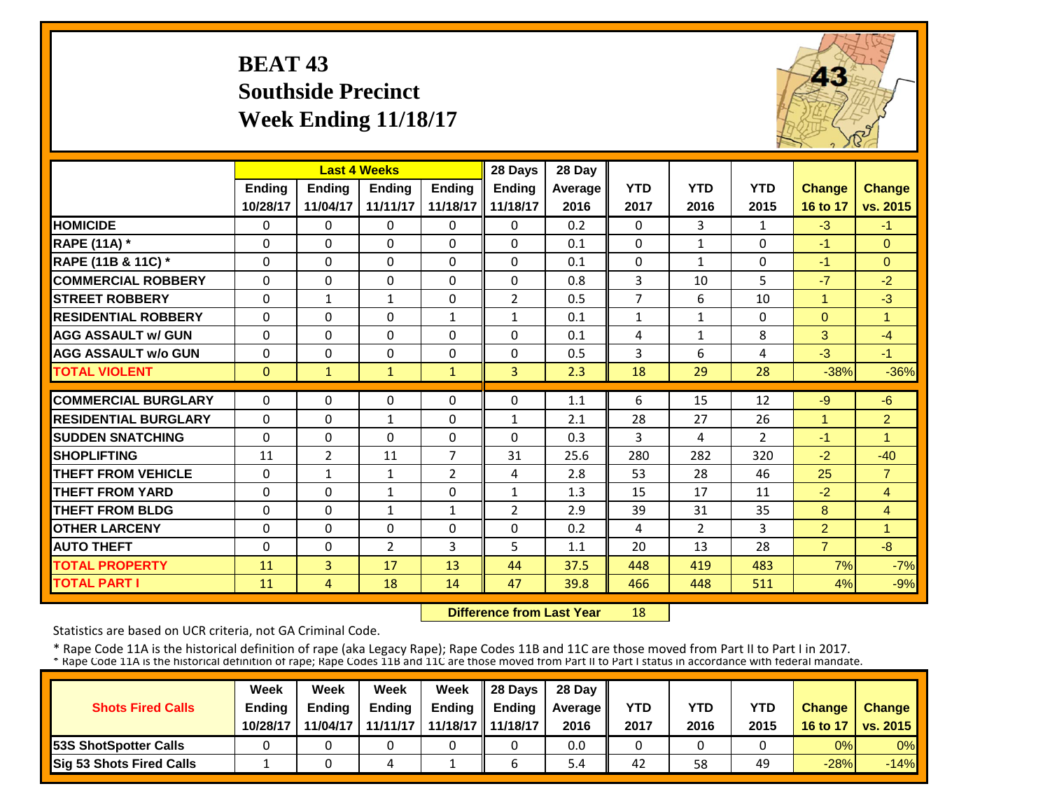# BEAT 43
## Southside Precinct
## Week Ending 11/18/17

| | Last 4 Weeks | | | | 28 Days | 28 Day | | | | | |
|---|---|---|---|---|---|---|---|---|---|---|---|
| | Ending 10/28/17 | Ending 11/04/17 | Ending 11/11/17 | Ending 11/18/17 | Ending 11/18/17 | Average 2016 | YTD 2017 | YTD 2016 | YTD 2015 | Change 16 to 17 | Change vs. 2015 |
| **HOMICIDE** | 0 | 0 | 0 | 0 | 0 | 0.2 | 0 | 3 | 1 | -3 | -1 |
| **RAPE (11A) *** | 0 | 0 | 0 | 0 | 0 | 0.1 | 0 | 1 | 0 | -1 | 0 |
| **RAPE (11B & 11C) *** | 0 | 0 | 0 | 0 | 0 | 0.1 | 0 | 1 | 0 | -1 | 0 |
| **COMMERCIAL ROBBERY** | 0 | 0 | 0 | 0 | 0 | 0.8 | 3 | 10 | 5 | -7 | -2 |
| **STREET ROBBERY** | 0 | 1 | 1 | 0 | 2 | 0.5 | 7 | 6 | 10 | 1 | -3 |
| **RESIDENTIAL ROBBERY** | 0 | 0 | 0 | 1 | 1 | 0.1 | 1 | 1 | 0 | 0 | 1 |
| **AGG ASSAULT w/ GUN** | 0 | 0 | 0 | 0 | 0 | 0.1 | 4 | 1 | 8 | 3 | -4 |
| **AGG ASSAULT w/o GUN** | 0 | 0 | 0 | 0 | 0 | 0.5 | 3 | 6 | 4 | -3 | -1 |
| **TOTAL VIOLENT** | 0 | 1 | 1 | 1 | 3 | 2.3 | 18 | 29 | 28 | -38% | -36% |
| **COMMERCIAL BURGLARY** | 0 | 0 | 0 | 0 | 0 | 1.1 | 6 | 15 | 12 | -9 | -6 |
| **RESIDENTIAL BURGLARY** | 0 | 0 | 1 | 0 | 1 | 2.1 | 28 | 27 | 26 | 1 | 2 |
| **SUDDEN SNATCHING** | 0 | 0 | 0 | 0 | 0 | 0.3 | 3 | 4 | 2 | -1 | 1 |
| **SHOPLIFTING** | 11 | 2 | 11 | 7 | 31 | 25.6 | 280 | 282 | 320 | -2 | -40 |
| **THEFT FROM VEHICLE** | 0 | 1 | 1 | 2 | 4 | 2.8 | 53 | 28 | 46 | 25 | 7 |
| **THEFT FROM YARD** | 0 | 0 | 1 | 0 | 1 | 1.3 | 15 | 17 | 11 | -2 | 4 |
| **THEFT FROM BLDG** | 0 | 0 | 1 | 1 | 2 | 2.9 | 39 | 31 | 35 | 8 | 4 |
| **OTHER LARCENY** | 0 | 0 | 0 | 0 | 0 | 0.2 | 4 | 2 | 3 | 2 | 1 |
| **AUTO THEFT** | 0 | 0 | 2 | 3 | 5 | 1.1 | 20 | 13 | 28 | 7 | -8 |
| **TOTAL PROPERTY** | 11 | 3 | 17 | 13 | 44 | 37.5 | 448 | 419 | 483 | 7% | -7% |
| **TOTAL PART I** | 11 | 4 | 18 | 14 | 47 | 39.8 | 466 | 448 | 511 | 4% | -9% |

**Difference from Last Year** 18

Statistics are based on UCR criteria, not GA Criminal Code.

* Rape Code 11A is the historical definition of rape (aka Legacy Rape); Rape Codes 11B and 11C are those moved from Part II to Part I in 2017.
* Rape Code 11A is the historical definition of rape; Rape Codes 11B and 11C are those moved from Part II to Part I status in accordance with federal mandate.

| Shots Fired Calls | Week Ending 10/28/17 | Week Ending 11/04/17 | Week Ending 11/11/17 | Week Ending 11/18/17 | 28 Days Ending 11/18/17 | 28 Day Average 2016 | YTD 2017 | YTD 2016 | YTD 2015 | Change 16 to 17 | Change vs. 2015 |
|---|---|---|---|---|---|---|---|---|---|---|---|
| **53S ShotSpotter Calls** | 0 | 0 | 0 | 0 | 0 | 0.0 | 0 | 0 | 0 | 0% | 0% |
| **Sig 53 Shots Fired Calls** | 1 | 0 | 4 | 1 | 6 | 5.4 | 42 | 58 | 49 | -28% | -14% |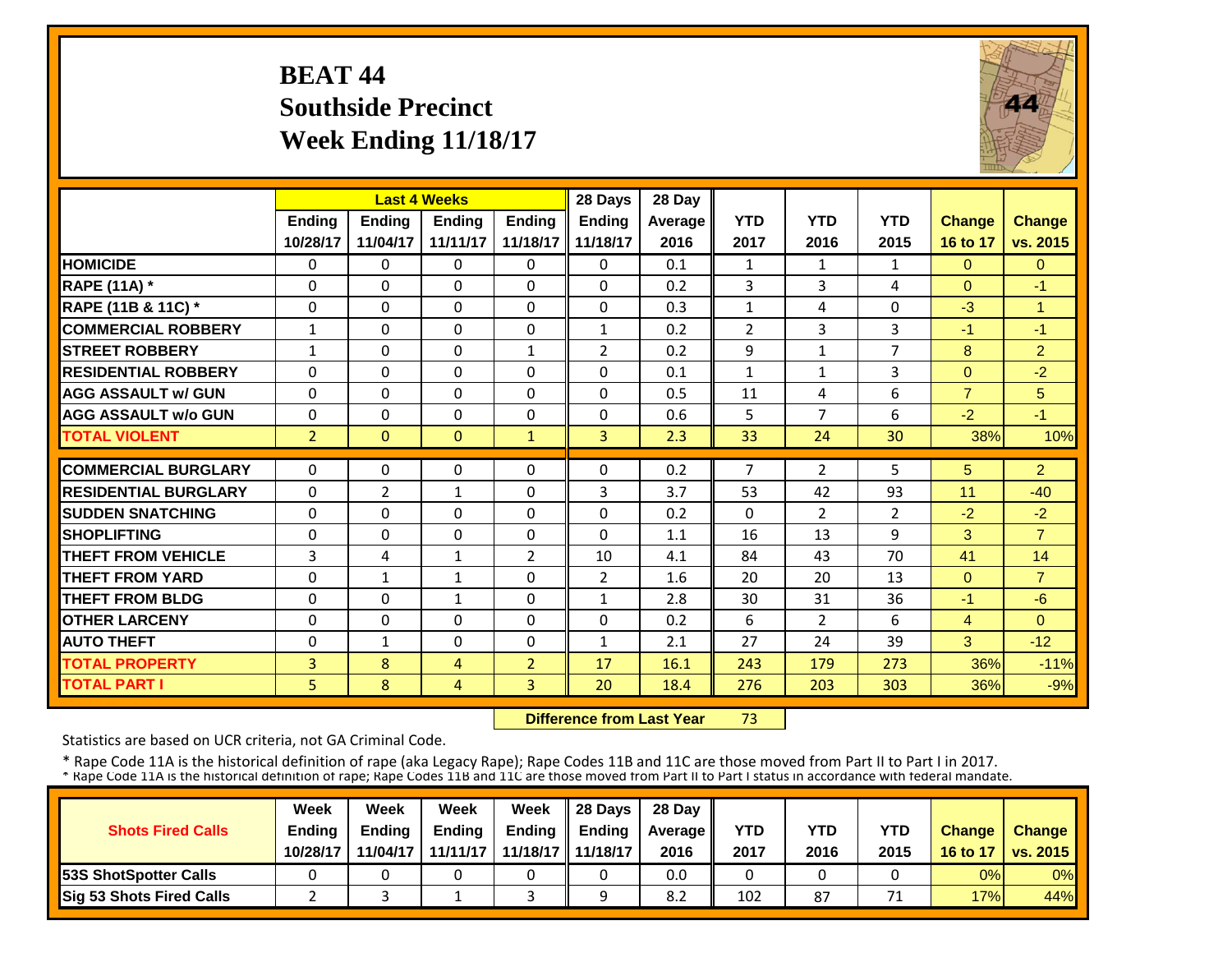# BEAT 44
## Southside Precinct
## Week Ending 11/18/17

| | Last 4 Weeks | | | | 28 Days | 28 Day | | | | | |
|---|---|---|---|---|---|---|---|---|---|---|---|
| | Ending 10/28/17 | Ending 11/04/17 | Ending 11/11/17 | Ending 11/18/17 | Ending 11/18/17 | Average 2016 | YTD 2017 | YTD 2016 | YTD 2015 | Change 16 to 17 | Change vs. 2015 |
| **HOMICIDE** | 0 | 0 | 0 | 0 | 0 | 0.1 | 1 | 1 | 1 | 0 | 0 |
| **RAPE (11A) *** | 0 | 0 | 0 | 0 | 0 | 0.2 | 3 | 3 | 4 | 0 | -1 |
| **RAPE (11B & 11C) *** | 0 | 0 | 0 | 0 | 0 | 0.3 | 1 | 4 | 0 | -3 | 1 |
| **COMMERCIAL ROBBERY** | 1 | 0 | 0 | 0 | 1 | 0.2 | 2 | 3 | 3 | -1 | -1 |
| **STREET ROBBERY** | 1 | 0 | 0 | 1 | 2 | 0.2 | 9 | 1 | 7 | 8 | 2 |
| **RESIDENTIAL ROBBERY** | 0 | 0 | 0 | 0 | 0 | 0.1 | 1 | 1 | 3 | 0 | -2 |
| **AGG ASSAULT w/ GUN** | 0 | 0 | 0 | 0 | 0 | 0.5 | 11 | 4 | 6 | 7 | 5 |
| **AGG ASSAULT w/o GUN** | 0 | 0 | 0 | 0 | 0 | 0.6 | 5 | 7 | 6 | -2 | -1 |
| **TOTAL VIOLENT** | 2 | 0 | 0 | 1 | 3 | 2.3 | 33 | 24 | 30 | 38% | 10% |
| **COMMERCIAL BURGLARY** | 0 | 0 | 0 | 0 | 0 | 0.2 | 7 | 2 | 5 | 5 | 2 |
| **RESIDENTIAL BURGLARY** | 0 | 2 | 1 | 0 | 3 | 3.7 | 53 | 42 | 93 | 11 | -40 |
| **SUDDEN SNATCHING** | 0 | 0 | 0 | 0 | 0 | 0.2 | 0 | 2 | 2 | -2 | -2 |
| **SHOPLIFTING** | 0 | 0 | 0 | 0 | 0 | 1.1 | 16 | 13 | 9 | 3 | 7 |
| **THEFT FROM VEHICLE** | 3 | 4 | 1 | 2 | 10 | 4.1 | 84 | 43 | 70 | 41 | 14 |
| **THEFT FROM YARD** | 0 | 1 | 1 | 0 | 2 | 1.6 | 20 | 20 | 13 | 0 | 7 |
| **THEFT FROM BLDG** | 0 | 0 | 1 | 0 | 1 | 2.8 | 30 | 31 | 36 | -1 | -6 |
| **OTHER LARCENY** | 0 | 0 | 0 | 0 | 0 | 0.2 | 6 | 2 | 6 | 4 | 0 |
| **AUTO THEFT** | 0 | 1 | 0 | 0 | 1 | 2.1 | 27 | 24 | 39 | 3 | -12 |
| **TOTAL PROPERTY** | 3 | 8 | 4 | 2 | 17 | 16.1 | 243 | 179 | 273 | 36% | -11% |
| **TOTAL PART I** | 5 | 8 | 4 | 3 | 20 | 18.4 | 276 | 203 | 303 | 36% | -9% |

**Difference from Last Year** 73

Statistics are based on UCR criteria, not GA Criminal Code.

* Rape Code 11A is the historical definition of rape (aka Legacy Rape); Rape Codes 11B and 11C are those moved from Part II to Part I in 2017.

* Rape Code 11A is the historical definition of rape; Rape Codes 11B and 11C are those moved from Part II to Part I status in accordance with federal mandate.

| Shots Fired Calls | Week Ending 10/28/17 | Week Ending 11/04/17 | Week Ending 11/11/17 | Week Ending 11/18/17 | 28 Days Ending 11/18/17 | 28 Day Average 2016 | YTD 2017 | YTD 2016 | YTD 2015 | Change 16 to 17 | Change vs. 2015 |
|---|---|---|---|---|---|---|---|---|---|---|---|
| **53S ShotSpotter Calls** | 0 | 0 | 0 | 0 | 0 | 0.0 | 0 | 0 | 0 | 0% | 0% |
| **Sig 53 Shots Fired Calls** | 2 | 3 | 1 | 3 | 9 | 8.2 | 102 | 87 | 71 | 17% | 44% |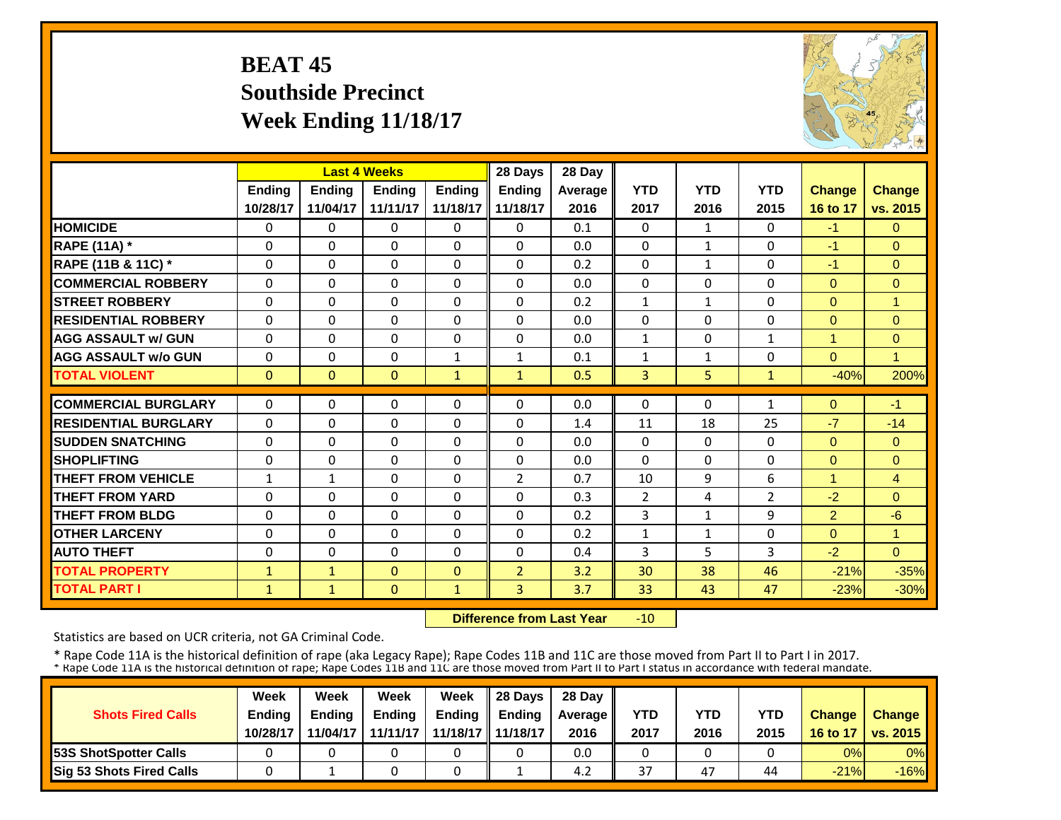# BEAT 45
## Southside Precinct
## Week Ending 11/18/17

| | Last 4 Weeks | | | | 28 Days | 28 Day | | | | | |
|---|---|---|---|---|---|---|---|---|---|---|---|
| | Ending 10/28/17 | Ending 11/04/17 | Ending 11/11/17 | Ending 11/18/17 | Ending 11/18/17 | Average 2016 | YTD 2017 | YTD 2016 | YTD 2015 | Change 16 to 17 | Change vs. 2015 |
| HOMICIDE | 0 | 0 | 0 | 0 | 0 | 0.1 | 0 | 1 | 0 | -1 | 0 |
| RAPE (11A) * | 0 | 0 | 0 | 0 | 0 | 0.0 | 0 | 1 | 0 | -1 | 0 |
| RAPE (11B & 11C) * | 0 | 0 | 0 | 0 | 0 | 0.2 | 0 | 1 | 0 | -1 | 0 |
| COMMERCIAL ROBBERY | 0 | 0 | 0 | 0 | 0 | 0.0 | 0 | 0 | 0 | 0 | 0 |
| STREET ROBBERY | 0 | 0 | 0 | 0 | 0 | 0.2 | 1 | 1 | 0 | 0 | 1 |
| RESIDENTIAL ROBBERY | 0 | 0 | 0 | 0 | 0 | 0.0 | 0 | 0 | 0 | 0 | 0 |
| AGG ASSAULT w/ GUN | 0 | 0 | 0 | 0 | 0 | 0.0 | 1 | 0 | 1 | 1 | 0 |
| AGG ASSAULT w/o GUN | 0 | 0 | 0 | 1 | 1 | 0.1 | 1 | 1 | 0 | 0 | 1 |
| TOTAL VIOLENT | 0 | 0 | 0 | 1 | 1 | 0.5 | 3 | 5 | 1 | -40% | 200% |
| COMMERCIAL BURGLARY | 0 | 0 | 0 | 0 | 0 | 0.0 | 0 | 0 | 1 | 0 | -1 |
| RESIDENTIAL BURGLARY | 0 | 0 | 0 | 0 | 0 | 1.4 | 11 | 18 | 25 | -7 | -14 |
| SUDDEN SNATCHING | 0 | 0 | 0 | 0 | 0 | 0.0 | 0 | 0 | 0 | 0 | 0 |
| SHOPLIFTING | 0 | 0 | 0 | 0 | 0 | 0.0 | 0 | 0 | 0 | 0 | 0 |
| THEFT FROM VEHICLE | 1 | 1 | 0 | 0 | 2 | 0.7 | 10 | 9 | 6 | 1 | 4 |
| THEFT FROM YARD | 0 | 0 | 0 | 0 | 0 | 0.3 | 2 | 4 | 2 | -2 | 0 |
| THEFT FROM BLDG | 0 | 0 | 0 | 0 | 0 | 0.2 | 3 | 1 | 9 | 2 | -6 |
| OTHER LARCENY | 0 | 0 | 0 | 0 | 0 | 0.2 | 1 | 1 | 0 | 0 | 1 |
| AUTO THEFT | 0 | 0 | 0 | 0 | 0 | 0.4 | 3 | 5 | 3 | -2 | 0 |
| TOTAL PROPERTY | 1 | 1 | 0 | 0 | 2 | 3.2 | 30 | 38 | 46 | -21% | -35% |
| TOTAL PART I | 1 | 1 | 0 | 1 | 3 | 3.7 | 33 | 43 | 47 | -23% | -30% |

**Difference from Last Year** -10

Statistics are based on UCR criteria, not GA Criminal Code.

* Rape Code 11A is the historical definition of rape (aka Legacy Rape); Rape Codes 11B and 11C are those moved from Part II to Part I in 2017.
* Rape Code 11A is the historical definition of rape; Rape Codes 11B and 11C are those moved from Part II to Part I status in accordance with federal mandate.

| Shots Fired Calls | Week Ending 10/28/17 | Week Ending 11/04/17 | Week Ending 11/11/17 | Week Ending 11/18/17 | 28 Days Ending 11/18/17 | 28 Day Average 2016 | YTD 2017 | YTD 2016 | YTD 2015 | Change 16 to 17 | Change vs. 2015 |
|---|---|---|---|---|---|---|---|---|---|---|---|
| 53S ShotSpotter Calls | 0 | 0 | 0 | 0 | 0 | 0.0 | 0 | 0 | 0 | 0% | 0% |
| Sig 53 Shots Fired Calls | 0 | 1 | 0 | 0 | 1 | 4.2 | 37 | 47 | 44 | -21% | -16% |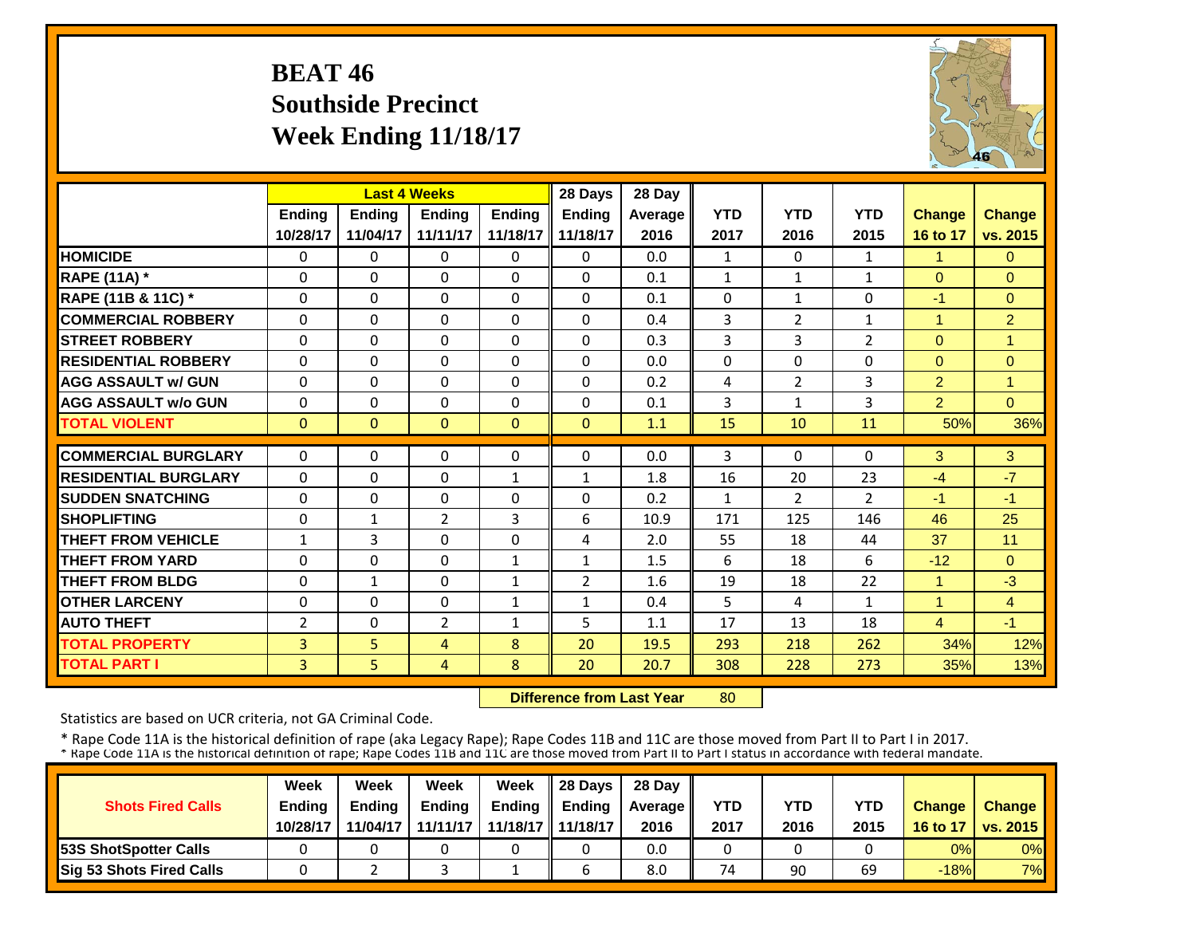# BEAT 46
## Southside Precinct
## Week Ending 11/18/17

| | Last 4 Weeks | | | | 28 Days | 28 Day | | | | | |
|---|---|---|---|---|---|---|---|---|---|---|---|
| | Ending 10/28/17 | Ending 11/04/17 | Ending 11/11/17 | Ending 11/18/17 | Ending 11/18/17 | Average 2016 | YTD 2017 | YTD 2016 | YTD 2015 | Change 16 to 17 | Change vs. 2015 |
| HOMICIDE | 0 | 0 | 0 | 0 | 0 | 0.0 | 1 | 0 | 1 | 1 | 0 |
| RAPE (11A) * | 0 | 0 | 0 | 0 | 0 | 0.1 | 1 | 1 | 1 | 0 | 0 |
| RAPE (11B & 11C) * | 0 | 0 | 0 | 0 | 0 | 0.1 | 0 | 1 | 0 | -1 | 0 |
| COMMERCIAL ROBBERY | 0 | 0 | 0 | 0 | 0 | 0.4 | 3 | 2 | 1 | 1 | 2 |
| STREET ROBBERY | 0 | 0 | 0 | 0 | 0 | 0.3 | 3 | 3 | 2 | 0 | 1 |
| RESIDENTIAL ROBBERY | 0 | 0 | 0 | 0 | 0 | 0.0 | 0 | 0 | 0 | 0 | 0 |
| AGG ASSAULT w/ GUN | 0 | 0 | 0 | 0 | 0 | 0.2 | 4 | 2 | 3 | 2 | 1 |
| AGG ASSAULT w/o GUN | 0 | 0 | 0 | 0 | 0 | 0.1 | 3 | 1 | 3 | 2 | 0 |
| TOTAL VIOLENT | 0 | 0 | 0 | 0 | 0 | 1.1 | 15 | 10 | 11 | 50% | 36% |
| COMMERCIAL BURGLARY | 0 | 0 | 0 | 0 | 0 | 0.0 | 3 | 0 | 0 | 3 | 3 |
| RESIDENTIAL BURGLARY | 0 | 0 | 0 | 1 | 1 | 1.8 | 16 | 20 | 23 | -4 | -7 |
| SUDDEN SNATCHING | 0 | 0 | 0 | 0 | 0 | 0.2 | 1 | 2 | 2 | -1 | -1 |
| SHOPLIFTING | 0 | 1 | 2 | 3 | 6 | 10.9 | 171 | 125 | 146 | 46 | 25 |
| THEFT FROM VEHICLE | 1 | 3 | 0 | 0 | 4 | 2.0 | 55 | 18 | 44 | 37 | 11 |
| THEFT FROM YARD | 0 | 0 | 0 | 1 | 1 | 1.5 | 6 | 18 | 6 | -12 | 0 |
| THEFT FROM BLDG | 0 | 1 | 0 | 1 | 2 | 1.6 | 19 | 18 | 22 | 1 | -3 |
| OTHER LARCENY | 0 | 0 | 0 | 1 | 1 | 0.4 | 5 | 4 | 1 | 1 | 4 |
| AUTO THEFT | 2 | 0 | 2 | 1 | 5 | 1.1 | 17 | 13 | 18 | 4 | -1 |
| TOTAL PROPERTY | 3 | 5 | 4 | 8 | 20 | 19.5 | 293 | 218 | 262 | 34% | 12% |
| TOTAL PART I | 3 | 5 | 4 | 8 | 20 | 20.7 | 308 | 228 | 273 | 35% | 13% |

**Difference from Last Year** 80

Statistics are based on UCR criteria, not GA Criminal Code.

* Rape Code 11A is the historical definition of rape (aka Legacy Rape); Rape Codes 11B and 11C are those moved from Part II to Part I in 2017.
* Rape Code 11A is the historical definition of rape; Rape Codes 11B and 11C are those moved from Part II to Part I status in accordance with federal mandate.

| Shots Fired Calls | Week Ending 10/28/17 | Week Ending 11/04/17 | Week Ending 11/11/17 | Week Ending 11/18/17 | 28 Days Ending 11/18/17 | 28 Day Average 2016 | YTD 2017 | YTD 2016 | YTD 2015 | Change 16 to 17 | Change vs. 2015 |
|---|---|---|---|---|---|---|---|---|---|---|---|
| 53S ShotSpotter Calls | 0 | 0 | 0 | 0 | 0 | 0.0 | 0 | 0 | 0 | 0% | 0% |
| Sig 53 Shots Fired Calls | 0 | 2 | 3 | 1 | 6 | 8.0 | 74 | 90 | 69 | -18% | 7% |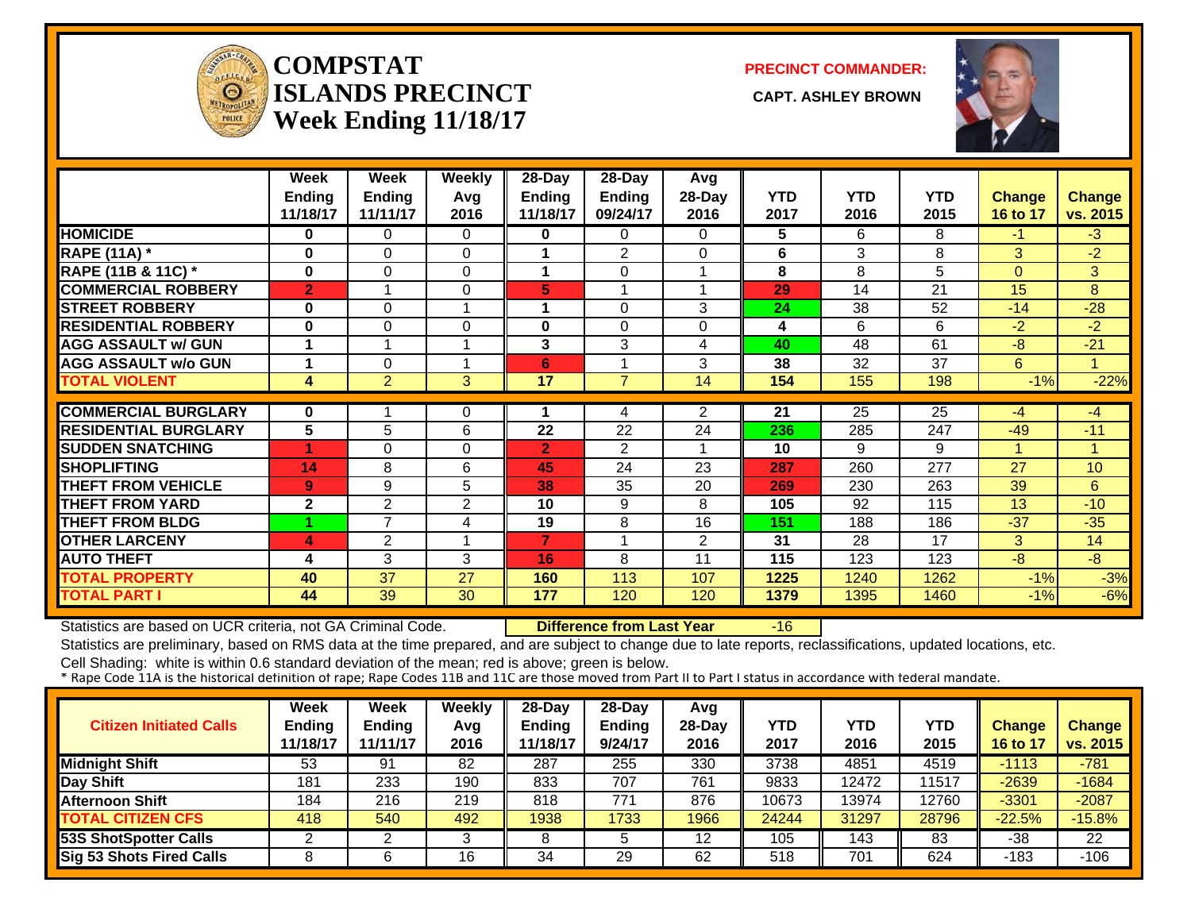# COMPSTAT
# ISLANDS PRECINCT
# Week Ending 11/18/17

**PRECINCT COMMANDER:**

**CAPT. ASHLEY BROWN**

| | Week Ending 11/18/17 | Week Ending 11/11/17 | Weekly Avg 2016 | 28-Day Ending 11/18/17 | 28-Day Ending 09/24/17 | Avg 28-Day 2016 | YTD 2017 | YTD 2016 | YTD 2015 | Change 16 to 17 | Change vs. 2015 |
|---|---|---|---|---|---|---|---|---|---|---|---|
| HOMICIDE | 0 | 0 | 0 | 0 | 0 | 0 | 5 | 6 | 8 | -1 | -3 |
| RAPE (11A) * | 0 | 0 | 0 | 1 | 2 | 0 | 6 | 3 | 8 | 3 | -2 |
| RAPE (11B & 11C) * | 0 | 0 | 0 | 1 | 0 | 1 | 8 | 8 | 5 | 0 | 3 |
| COMMERCIAL ROBBERY | 2 | 1 | 0 | 5 | 1 | 1 | 29 | 14 | 21 | 15 | 8 |
| STREET ROBBERY | 0 | 0 | 1 | 1 | 0 | 3 | 24 | 38 | 52 | -14 | -28 |
| RESIDENTIAL ROBBERY | 0 | 0 | 0 | 0 | 0 | 0 | 4 | 6 | 6 | -2 | -2 |
| AGG ASSAULT w/ GUN | 1 | 1 | 1 | 3 | 3 | 4 | 40 | 48 | 61 | -8 | -21 |
| AGG ASSAULT w/o GUN | 1 | 0 | 1 | 6 | 1 | 3 | 38 | 32 | 37 | 6 | 1 |
| TOTAL VIOLENT | 4 | 2 | 3 | 17 | 7 | 14 | 154 | 155 | 198 | -1% | -22% |
| COMMERCIAL BURGLARY | 0 | 1 | 0 | 1 | 4 | 2 | 21 | 25 | 25 | -4 | -4 |
| RESIDENTIAL BURGLARY | 5 | 5 | 6 | 22 | 22 | 24 | 236 | 285 | 247 | -49 | -11 |
| SUDDEN SNATCHING | 1 | 0 | 0 | 2 | 2 | 1 | 10 | 9 | 9 | 1 | 1 |
| SHOPLIFTING | 14 | 8 | 6 | 45 | 24 | 23 | 287 | 260 | 277 | 27 | 10 |
| THEFT FROM VEHICLE | 9 | 9 | 5 | 38 | 35 | 20 | 269 | 230 | 263 | 39 | 6 |
| THEFT FROM YARD | 2 | 2 | 2 | 10 | 9 | 8 | 105 | 92 | 115 | 13 | -10 |
| THEFT FROM BLDG | 1 | 7 | 4 | 19 | 8 | 16 | 151 | 188 | 186 | -37 | -35 |
| OTHER LARCENY | 4 | 2 | 1 | 7 | 1 | 2 | 31 | 28 | 17 | 3 | 14 |
| AUTO THEFT | 4 | 3 | 3 | 16 | 8 | 11 | 115 | 123 | 123 | -8 | -8 |
| TOTAL PROPERTY | 40 | 37 | 27 | 160 | 113 | 107 | 1225 | 1240 | 1262 | -1% | -3% |
| TOTAL PART I | 44 | 39 | 30 | 177 | 120 | 120 | 1379 | 1395 | 1460 | -1% | -6% |

Statistics are based on UCR criteria, not GA Criminal Code. **Difference from Last Year** -16

Statistics are preliminary, based on RMS data at the time prepared, and are subject to change due to late reports, reclassifications, updated locations, etc.

Cell Shading: white is within 0.6 standard deviation of the mean; red is above; green is below.

* Rape Code 11A is the historical definition of rape; Rape Codes 11B and 11C are those moved from Part II to Part I status in accordance with federal mandate.

| Citizen Initiated Calls | Week Ending 11/18/17 | Week Ending 11/11/17 | Weekly Avg 2016 | 28-Day Ending 11/18/17 | 28-Day Ending 9/24/17 | Avg 28-Day 2016 | YTD 2017 | YTD 2016 | YTD 2015 | Change 16 to 17 | Change vs. 2015 |
|---|---|---|---|---|---|---|---|---|---|---|---|
| Midnight Shift | 53 | 91 | 82 | 287 | 255 | 330 | 3738 | 4851 | 4519 | -1113 | -781 |
| Day Shift | 181 | 233 | 190 | 833 | 707 | 761 | 9833 | 12472 | 11517 | -2639 | -1684 |
| Afternoon Shift | 184 | 216 | 219 | 818 | 771 | 876 | 10673 | 13974 | 12760 | -3301 | -2087 |
| TOTAL CITIZEN CFS | 418 | 540 | 492 | 1938 | 1733 | 1966 | 24244 | 31297 | 28796 | -22.5% | -15.8% |
| 53S ShotSpotter Calls | 2 | 2 | 3 | 8 | 5 | 12 | 105 | 143 | 83 | -38 | 22 |
| Sig 53 Shots Fired Calls | 8 | 6 | 16 | 34 | 29 | 62 | 518 | 701 | 624 | -183 | -106 |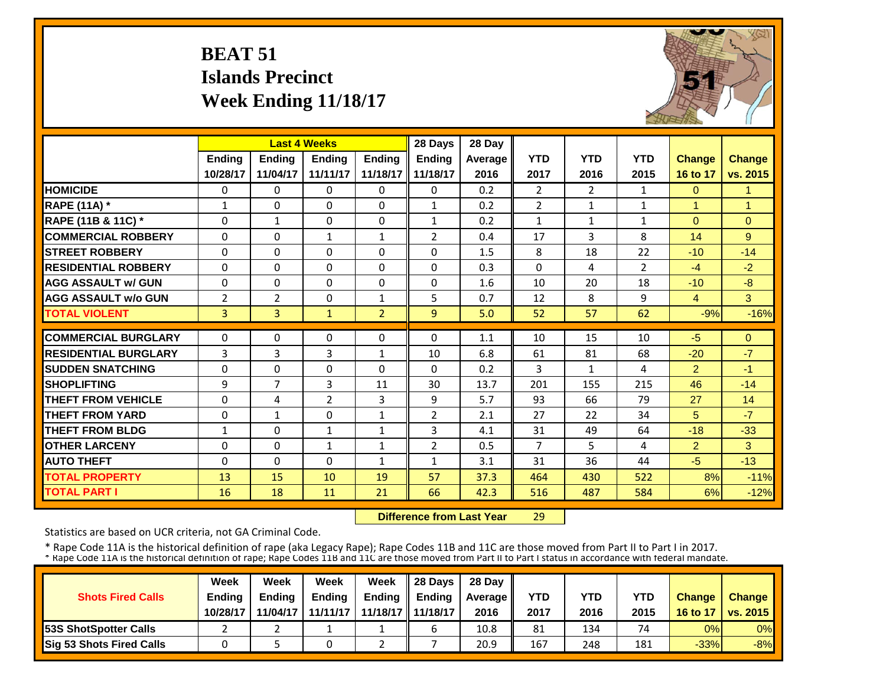# BEAT 51
## Islands Precinct
## Week Ending 11/18/17

| | Last 4 Weeks | | | | 28 Days | 28 Day | | | | | |
|---|---|---|---|---|---|---|---|---|---|---|---|
| | Ending 10/28/17 | Ending 11/04/17 | Ending 11/11/17 | Ending 11/18/17 | Ending 11/18/17 | Average 2016 | YTD 2017 | YTD 2016 | YTD 2015 | Change 16 to 17 | Change vs. 2015 |
| **HOMICIDE** | 0 | 0 | 0 | 0 | 0 | 0.2 | 2 | 2 | 1 | 0 | 1 |
| **RAPE (11A) *** | 1 | 0 | 0 | 0 | 1 | 0.2 | 2 | 1 | 1 | 1 | 1 |
| **RAPE (11B & 11C) *** | 0 | 1 | 0 | 0 | 1 | 0.2 | 1 | 1 | 1 | 0 | 0 |
| **COMMERCIAL ROBBERY** | 0 | 0 | 1 | 1 | 2 | 0.4 | 17 | 3 | 8 | 14 | 9 |
| **STREET ROBBERY** | 0 | 0 | 0 | 0 | 0 | 1.5 | 8 | 18 | 22 | -10 | -14 |
| **RESIDENTIAL ROBBERY** | 0 | 0 | 0 | 0 | 0 | 0.3 | 0 | 4 | 2 | -4 | -2 |
| **AGG ASSAULT w/ GUN** | 0 | 0 | 0 | 0 | 0 | 1.6 | 10 | 20 | 18 | -10 | -8 |
| **AGG ASSAULT w/o GUN** | 2 | 2 | 0 | 1 | 5 | 0.7 | 12 | 8 | 9 | 4 | 3 |
| **TOTAL VIOLENT** | 3 | 3 | 1 | 2 | 9 | 5.0 | 52 | 57 | 62 | -9% | -16% |
| **COMMERCIAL BURGLARY** | 0 | 0 | 0 | 0 | 0 | 1.1 | 10 | 15 | 10 | -5 | 0 |
| **RESIDENTIAL BURGLARY** | 3 | 3 | 3 | 1 | 10 | 6.8 | 61 | 81 | 68 | -20 | -7 |
| **SUDDEN SNATCHING** | 0 | 0 | 0 | 0 | 0 | 0.2 | 3 | 1 | 4 | 2 | -1 |
| **SHOPLIFTING** | 9 | 7 | 3 | 11 | 30 | 13.7 | 201 | 155 | 215 | 46 | -14 |
| **THEFT FROM VEHICLE** | 0 | 4 | 2 | 3 | 9 | 5.7 | 93 | 66 | 79 | 27 | 14 |
| **THEFT FROM YARD** | 0 | 1 | 0 | 1 | 2 | 2.1 | 27 | 22 | 34 | 5 | -7 |
| **THEFT FROM BLDG** | 1 | 0 | 1 | 1 | 3 | 4.1 | 31 | 49 | 64 | -18 | -33 |
| **OTHER LARCENY** | 0 | 0 | 1 | 1 | 2 | 0.5 | 7 | 5 | 4 | 2 | 3 |
| **AUTO THEFT** | 0 | 0 | 0 | 1 | 1 | 3.1 | 31 | 36 | 44 | -5 | -13 |
| **TOTAL PROPERTY** | 13 | 15 | 10 | 19 | 57 | 37.3 | 464 | 430 | 522 | 8% | -11% |
| **TOTAL PART I** | 16 | 18 | 11 | 21 | 66 | 42.3 | 516 | 487 | 584 | 6% | -12% |

**Difference from Last Year** 29

Statistics are based on UCR criteria, not GA Criminal Code.

* Rape Code 11A is the historical definition of rape (aka Legacy Rape); Rape Codes 11B and 11C are those moved from Part II to Part I in 2017.
* Rape Code 11A is the historical definition of rape; Rape Codes 11B and 11C are those moved from Part II to Part I status in accordance with federal mandate.

| Shots Fired Calls | Week Ending 10/28/17 | Week Ending 11/04/17 | Week Ending 11/11/17 | Week Ending 11/18/17 | 28 Days Ending 11/18/17 | 28 Day Average 2016 | YTD 2017 | YTD 2016 | YTD 2015 | Change 16 to 17 | Change vs. 2015 |
|---|---|---|---|---|---|---|---|---|---|---|---|
| **53S ShotSpotter Calls** | 2 | 2 | 1 | 1 | 6 | 10.8 | 81 | 134 | 74 | 0% | 0% |
| **Sig 53 Shots Fired Calls** | 0 | 5 | 0 | 2 | 7 | 20.9 | 167 | 248 | 181 | -33% | -8% |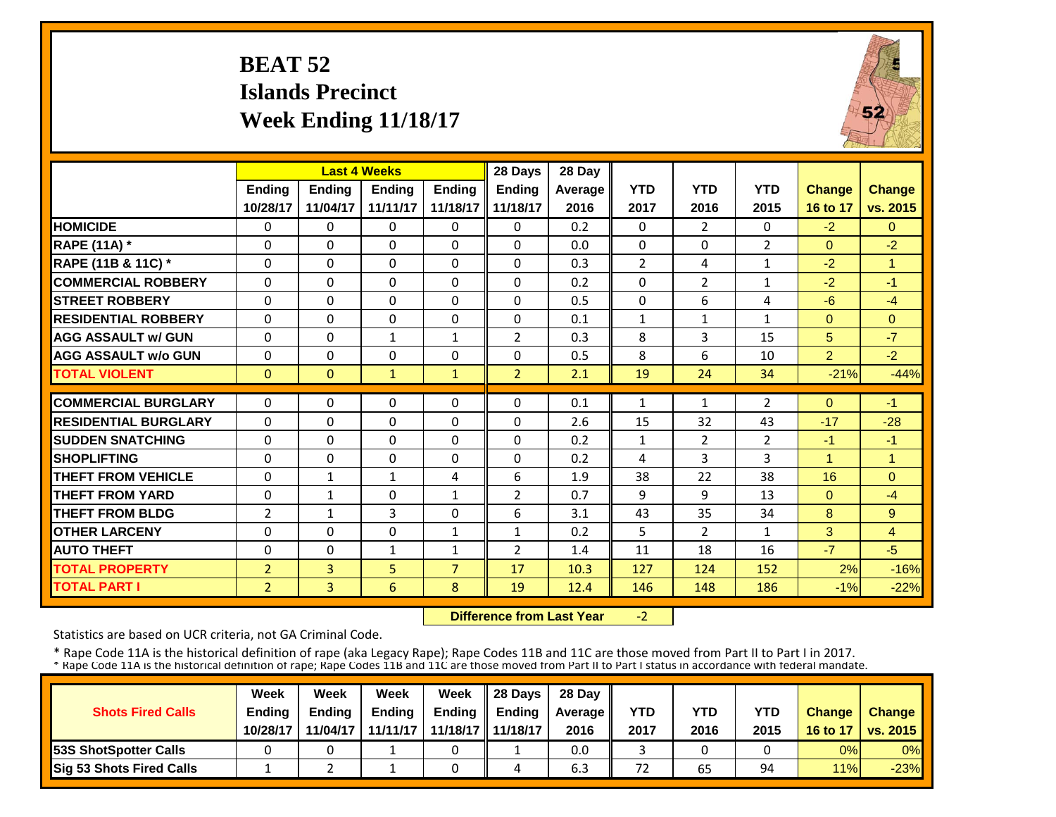# BEAT 52
## Islands Precinct
## Week Ending 11/18/17

| | Last 4 Weeks | | | | 28 Days | 28 Day | | | | | |
|---|---|---|---|---|---|---|---|---|---|---|---|
| | Ending 10/28/17 | Ending 11/04/17 | Ending 11/11/17 | Ending 11/18/17 | Ending 11/18/17 | Average 2016 | YTD 2017 | YTD 2016 | YTD 2015 | Change 16 to 17 | Change vs. 2015 |
| **HOMICIDE** | 0 | 0 | 0 | 0 | 0 | 0.2 | 0 | 2 | 0 | -2 | 0 |
| **RAPE (11A) *** | 0 | 0 | 0 | 0 | 0 | 0.0 | 0 | 0 | 2 | 0 | -2 |
| **RAPE (11B & 11C) *** | 0 | 0 | 0 | 0 | 0 | 0.3 | 2 | 4 | 1 | -2 | 1 |
| **COMMERCIAL ROBBERY** | 0 | 0 | 0 | 0 | 0 | 0.2 | 0 | 2 | 1 | -2 | -1 |
| **STREET ROBBERY** | 0 | 0 | 0 | 0 | 0 | 0.5 | 0 | 6 | 4 | -6 | -4 |
| **RESIDENTIAL ROBBERY** | 0 | 0 | 0 | 0 | 0 | 0.1 | 1 | 1 | 1 | 0 | 0 |
| **AGG ASSAULT w/ GUN** | 0 | 0 | 1 | 1 | 2 | 0.3 | 8 | 3 | 15 | 5 | -7 |
| **AGG ASSAULT w/o GUN** | 0 | 0 | 0 | 0 | 0 | 0.5 | 8 | 6 | 10 | 2 | -2 |
| **TOTAL VIOLENT** | 0 | 0 | 1 | 1 | 2 | 2.1 | 19 | 24 | 34 | -21% | -44% |
| **COMMERCIAL BURGLARY** | 0 | 0 | 0 | 0 | 0 | 0.1 | 1 | 1 | 2 | 0 | -1 |
| **RESIDENTIAL BURGLARY** | 0 | 0 | 0 | 0 | 0 | 2.6 | 15 | 32 | 43 | -17 | -28 |
| **SUDDEN SNATCHING** | 0 | 0 | 0 | 0 | 0 | 0.2 | 1 | 2 | 2 | -1 | -1 |
| **SHOPLIFTING** | 0 | 0 | 0 | 0 | 0 | 0.2 | 4 | 3 | 3 | 1 | 1 |
| **THEFT FROM VEHICLE** | 0 | 1 | 1 | 4 | 6 | 1.9 | 38 | 22 | 38 | 16 | 0 |
| **THEFT FROM YARD** | 0 | 1 | 0 | 1 | 2 | 0.7 | 9 | 9 | 13 | 0 | -4 |
| **THEFT FROM BLDG** | 2 | 1 | 3 | 0 | 6 | 3.1 | 43 | 35 | 34 | 8 | 9 |
| **OTHER LARCENY** | 0 | 0 | 0 | 1 | 1 | 0.2 | 5 | 2 | 1 | 3 | 4 |
| **AUTO THEFT** | 0 | 0 | 1 | 1 | 2 | 1.4 | 11 | 18 | 16 | -7 | -5 |
| **TOTAL PROPERTY** | 2 | 3 | 5 | 7 | 17 | 10.3 | 127 | 124 | 152 | 2% | -16% |
| **TOTAL PART I** | 2 | 3 | 6 | 8 | 19 | 12.4 | 146 | 148 | 186 | -1% | -22% |

**Difference from Last Year** -2

Statistics are based on UCR criteria, not GA Criminal Code.

* Rape Code 11A is the historical definition of rape (aka Legacy Rape); Rape Codes 11B and 11C are those moved from Part II to Part I in 2017.
* Rape Code 11A is the historical definition of rape; Rape Codes 11B and 11C are those moved from Part II to Part I status in accordance with federal mandate.

| Shots Fired Calls | Week Ending 10/28/17 | Week Ending 11/04/17 | Week Ending 11/11/17 | Week Ending 11/18/17 | 28 Days Ending 11/18/17 | 28 Day Average 2016 | YTD 2017 | YTD 2016 | YTD 2015 | Change 16 to 17 | Change vs. 2015 |
|---|---|---|---|---|---|---|---|---|---|---|---|
| **53S ShotSpotter Calls** | 0 | 0 | 1 | 0 | 1 | 0.0 | 3 | 0 | 0 | 0% | 0% |
| **Sig 53 Shots Fired Calls** | 1 | 2 | 1 | 0 | 4 | 6.3 | 72 | 65 | 94 | 11% | -23% |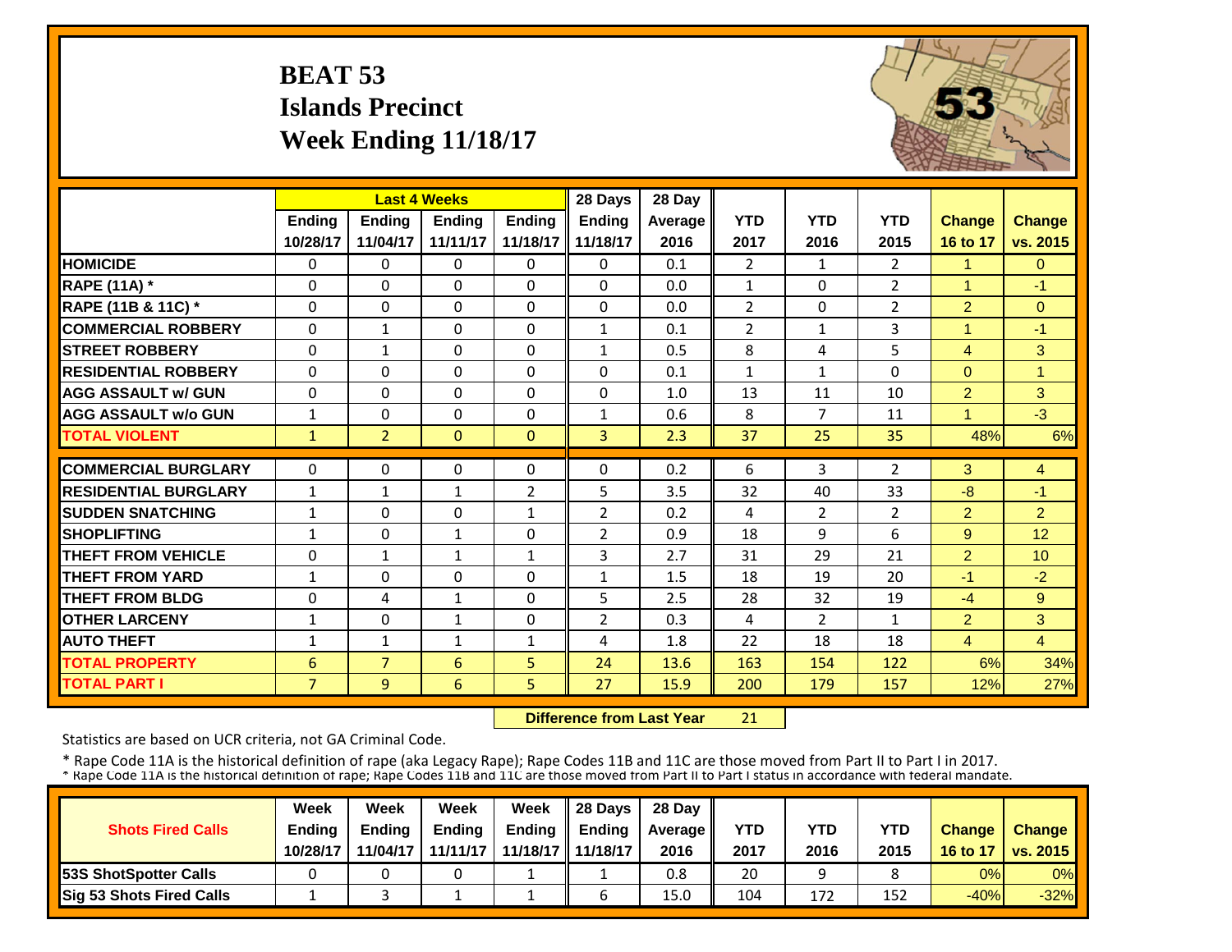# BEAT 53
## Islands Precinct
## Week Ending 11/18/17

| | Last 4 Weeks | | | | 28 Days | 28 Day | | | | | |
|---|---|---|---|---|---|---|---|---|---|---|---|
| | Ending 10/28/17 | Ending 11/04/17 | Ending 11/11/17 | Ending 11/18/17 | Ending 11/18/17 | Average 2016 | YTD 2017 | YTD 2016 | YTD 2015 | Change 16 to 17 | Change vs. 2015 |
| **HOMICIDE** | 0 | 0 | 0 | 0 | 0 | 0.1 | 2 | 1 | 2 | 1 | 0 |
| **RAPE (11A) *** | 0 | 0 | 0 | 0 | 0 | 0.0 | 1 | 0 | 2 | 1 | -1 |
| **RAPE (11B & 11C) *** | 0 | 0 | 0 | 0 | 0 | 0.0 | 2 | 0 | 2 | 2 | 0 |
| **COMMERCIAL ROBBERY** | 0 | 1 | 0 | 0 | 1 | 0.1 | 2 | 1 | 3 | 1 | -1 |
| **STREET ROBBERY** | 0 | 1 | 0 | 0 | 1 | 0.5 | 8 | 4 | 5 | 4 | 3 |
| **RESIDENTIAL ROBBERY** | 0 | 0 | 0 | 0 | 0 | 0.1 | 1 | 1 | 0 | 0 | 1 |
| **AGG ASSAULT w/ GUN** | 0 | 0 | 0 | 0 | 0 | 1.0 | 13 | 11 | 10 | 2 | 3 |
| **AGG ASSAULT w/o GUN** | 1 | 0 | 0 | 0 | 1 | 0.6 | 8 | 7 | 11 | 1 | -3 |
| **TOTAL VIOLENT** | 1 | 2 | 0 | 0 | 3 | 2.3 | 37 | 25 | 35 | 48% | 6% |
| **COMMERCIAL BURGLARY** | 0 | 0 | 0 | 0 | 0 | 0.2 | 6 | 3 | 2 | 3 | 4 |
| **RESIDENTIAL BURGLARY** | 1 | 1 | 1 | 2 | 5 | 3.5 | 32 | 40 | 33 | -8 | -1 |
| **SUDDEN SNATCHING** | 1 | 0 | 0 | 1 | 2 | 0.2 | 4 | 2 | 2 | 2 | 2 |
| **SHOPLIFTING** | 1 | 0 | 1 | 0 | 2 | 0.9 | 18 | 9 | 6 | 9 | 12 |
| **THEFT FROM VEHICLE** | 0 | 1 | 1 | 1 | 3 | 2.7 | 31 | 29 | 21 | 2 | 10 |
| **THEFT FROM YARD** | 1 | 0 | 0 | 0 | 1 | 1.5 | 18 | 19 | 20 | -1 | -2 |
| **THEFT FROM BLDG** | 0 | 4 | 1 | 0 | 5 | 2.5 | 28 | 32 | 19 | -4 | 9 |
| **OTHER LARCENY** | 1 | 0 | 1 | 0 | 2 | 0.3 | 4 | 2 | 1 | 2 | 3 |
| **AUTO THEFT** | 1 | 1 | 1 | 1 | 4 | 1.8 | 22 | 18 | 18 | 4 | 4 |
| **TOTAL PROPERTY** | 6 | 7 | 6 | 5 | 24 | 13.6 | 163 | 154 | 122 | 6% | 34% |
| **TOTAL PART I** | 7 | 9 | 6 | 5 | 27 | 15.9 | 200 | 179 | 157 | 12% | 27% |

**Difference from Last Year** 21

Statistics are based on UCR criteria, not GA Criminal Code.

* Rape Code 11A is the historical definition of rape (aka Legacy Rape); Rape Codes 11B and 11C are those moved from Part II to Part I in 2017.
* Rape Code 11A is the historical definition of rape; Rape Codes 11B and 11C are those moved from Part II to Part I status in accordance with federal mandate.

| Shots Fired Calls | Week Ending 10/28/17 | Week Ending 11/04/17 | Week Ending 11/11/17 | Week Ending 11/18/17 | 28 Days Ending 11/18/17 | 28 Day Average 2016 | YTD 2017 | YTD 2016 | YTD 2015 | Change 16 to 17 | Change vs. 2015 |
|---|---|---|---|---|---|---|---|---|---|---|---|
| **53S ShotSpotter Calls** | 0 | 0 | 0 | 1 | 1 | 0.8 | 20 | 9 | 8 | 0% | 0% |
| **Sig 53 Shots Fired Calls** | 1 | 3 | 1 | 1 | 6 | 15.0 | 104 | 172 | 152 | -40% | -32% |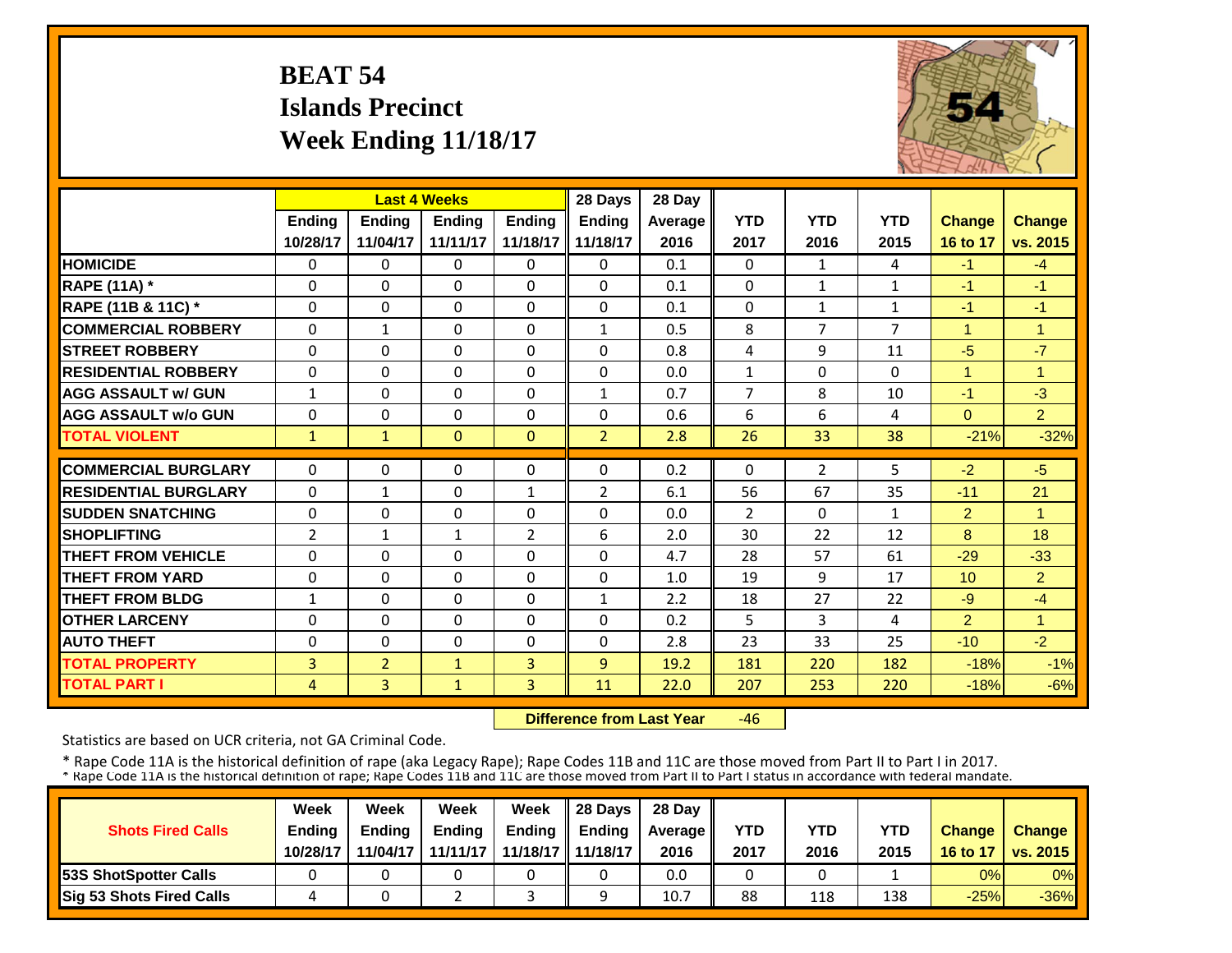# BEAT 54
## Islands Precinct
## Week Ending 11/18/17

| | Last 4 Weeks | | | | 28 Days | 28 Day | | | | | |
|---|---|---|---|---|---|---|---|---|---|---|---|
| | Ending 10/28/17 | Ending 11/04/17 | Ending 11/11/17 | Ending 11/18/17 | Ending 11/18/17 | Average 2016 | YTD 2017 | YTD 2016 | YTD 2015 | Change 16 to 17 | Change vs. 2015 |
| **HOMICIDE** | 0 | 0 | 0 | 0 | 0 | 0.1 | 0 | 1 | 4 | -1 | -4 |
| **RAPE (11A) *** | 0 | 0 | 0 | 0 | 0 | 0.1 | 0 | 1 | 1 | -1 | -1 |
| **RAPE (11B & 11C) *** | 0 | 0 | 0 | 0 | 0 | 0.1 | 0 | 1 | 1 | -1 | -1 |
| **COMMERCIAL ROBBERY** | 0 | 1 | 0 | 0 | 1 | 0.5 | 8 | 7 | 7 | 1 | 1 |
| **STREET ROBBERY** | 0 | 0 | 0 | 0 | 0 | 0.8 | 4 | 9 | 11 | -5 | -7 |
| **RESIDENTIAL ROBBERY** | 0 | 0 | 0 | 0 | 0 | 0.0 | 1 | 0 | 0 | 1 | 1 |
| **AGG ASSAULT w/ GUN** | 1 | 0 | 0 | 0 | 1 | 0.7 | 7 | 8 | 10 | -1 | -3 |
| **AGG ASSAULT w/o GUN** | 0 | 0 | 0 | 0 | 0 | 0.6 | 6 | 6 | 4 | 0 | 2 |
| **TOTAL VIOLENT** | 1 | 1 | 0 | 0 | 2 | 2.8 | 26 | 33 | 38 | -21% | -32% |
| **COMMERCIAL BURGLARY** | 0 | 0 | 0 | 0 | 0 | 0.2 | 0 | 2 | 5 | -2 | -5 |
| **RESIDENTIAL BURGLARY** | 0 | 1 | 0 | 1 | 2 | 6.1 | 56 | 67 | 35 | -11 | 21 |
| **SUDDEN SNATCHING** | 0 | 0 | 0 | 0 | 0 | 0.0 | 2 | 0 | 1 | 2 | 1 |
| **SHOPLIFTING** | 2 | 1 | 1 | 2 | 6 | 2.0 | 30 | 22 | 12 | 8 | 18 |
| **THEFT FROM VEHICLE** | 0 | 0 | 0 | 0 | 0 | 4.7 | 28 | 57 | 61 | -29 | -33 |
| **THEFT FROM YARD** | 0 | 0 | 0 | 0 | 0 | 1.0 | 19 | 9 | 17 | 10 | 2 |
| **THEFT FROM BLDG** | 1 | 0 | 0 | 0 | 1 | 2.2 | 18 | 27 | 22 | -9 | -4 |
| **OTHER LARCENY** | 0 | 0 | 0 | 0 | 0 | 0.2 | 5 | 3 | 4 | 2 | 1 |
| **AUTO THEFT** | 0 | 0 | 0 | 0 | 0 | 2.8 | 23 | 33 | 25 | -10 | -2 |
| **TOTAL PROPERTY** | 3 | 2 | 1 | 3 | 9 | 19.2 | 181 | 220 | 182 | -18% | -1% |
| **TOTAL PART I** | 4 | 3 | 1 | 3 | 11 | 22.0 | 207 | 253 | 220 | -18% | -6% |

**Difference from Last Year** -46

Statistics are based on UCR criteria, not GA Criminal Code.

* Rape Code 11A is the historical definition of rape (aka Legacy Rape); Rape Codes 11B and 11C are those moved from Part II to Part I in 2017.
* Rape Code 11A is the historical definition of rape; Rape Codes 11B and 11C are those moved from Part II to Part I status in accordance with federal mandate.

| Shots Fired Calls | Week Ending 10/28/17 | Week Ending 11/04/17 | Week Ending 11/11/17 | Week Ending 11/18/17 | 28 Days Ending 11/18/17 | 28 Day Average 2016 | YTD 2017 | YTD 2016 | YTD 2015 | Change 16 to 17 | Change vs. 2015 |
|---|---|---|---|---|---|---|---|---|---|---|---|
| **53S ShotSpotter Calls** | 0 | 0 | 0 | 0 | 0 | 0.0 | 0 | 0 | 1 | 0% | 0% |
| **Sig 53 Shots Fired Calls** | 4 | 0 | 2 | 3 | 9 | 10.7 | 88 | 118 | 138 | -25% | -36% |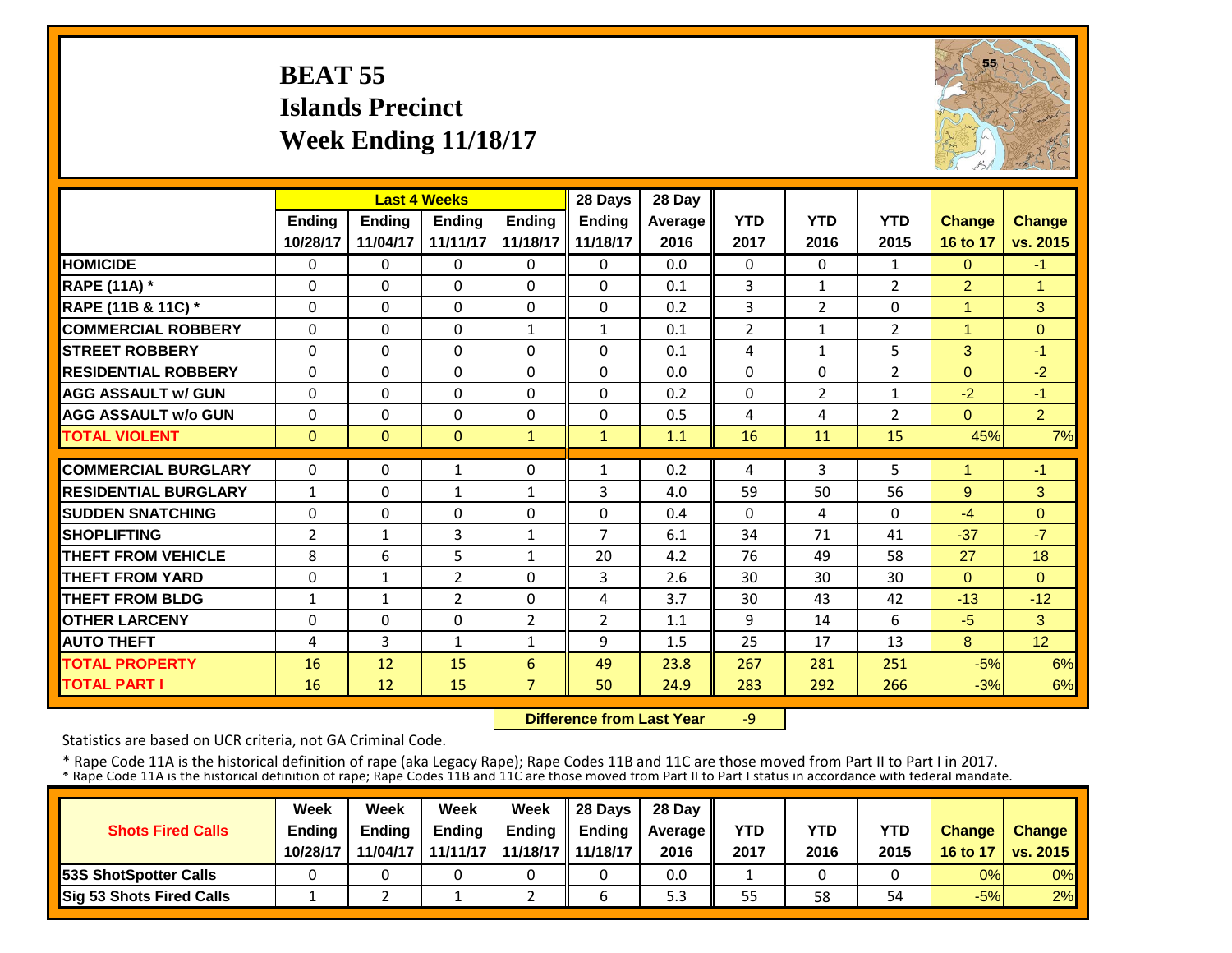# BEAT 55
# Islands Precinct
# Week Ending 11/18/17

| | Last 4 Weeks | | | | 28 Days | 28 Day | YTD | YTD | YTD | Change | Change |
|---|---|---|---|---|---|---|---|---|---|---|---|
| | Ending 10/28/17 | Ending 11/04/17 | Ending 11/11/17 | Ending 11/18/17 | Ending 11/18/17 | Average 2016 | YTD 2017 | YTD 2016 | YTD 2015 | 16 to 17 | vs. 2015 |
| **HOMICIDE** | 0 | 0 | 0 | 0 | 0 | 0.0 | 0 | 0 | 1 | 0 | -1 |
| **RAPE (11A) *** | 0 | 0 | 0 | 0 | 0 | 0.1 | 3 | 1 | 2 | 2 | 1 |
| **RAPE (11B & 11C) *** | 0 | 0 | 0 | 0 | 0 | 0.2 | 3 | 2 | 0 | 1 | 3 |
| **COMMERCIAL ROBBERY** | 0 | 0 | 0 | 1 | 1 | 0.1 | 2 | 1 | 2 | 1 | 0 |
| **STREET ROBBERY** | 0 | 0 | 0 | 0 | 0 | 0.1 | 4 | 1 | 5 | 3 | -1 |
| **RESIDENTIAL ROBBERY** | 0 | 0 | 0 | 0 | 0 | 0.0 | 0 | 0 | 2 | 0 | -2 |
| **AGG ASSAULT w/ GUN** | 0 | 0 | 0 | 0 | 0 | 0.2 | 0 | 2 | 1 | -2 | -1 |
| **AGG ASSAULT w/o GUN** | 0 | 0 | 0 | 0 | 0 | 0.5 | 4 | 4 | 2 | 0 | 2 |
| **TOTAL VIOLENT** | 0 | 0 | 0 | 1 | 1 | 1.1 | 16 | 11 | 15 | 45% | 7% |
| **COMMERCIAL BURGLARY** | 0 | 0 | 1 | 0 | 1 | 0.2 | 4 | 3 | 5 | 1 | -1 |
| **RESIDENTIAL BURGLARY** | 1 | 0 | 1 | 1 | 3 | 4.0 | 59 | 50 | 56 | 9 | 3 |
| **SUDDEN SNATCHING** | 0 | 0 | 0 | 0 | 0 | 0.4 | 0 | 4 | 0 | -4 | 0 |
| **SHOPLIFTING** | 2 | 1 | 3 | 1 | 7 | 6.1 | 34 | 71 | 41 | -37 | -7 |
| **THEFT FROM VEHICLE** | 8 | 6 | 5 | 1 | 20 | 4.2 | 76 | 49 | 58 | 27 | 18 |
| **THEFT FROM YARD** | 0 | 1 | 2 | 0 | 3 | 2.6 | 30 | 30 | 30 | 0 | 0 |
| **THEFT FROM BLDG** | 1 | 1 | 2 | 0 | 4 | 3.7 | 30 | 43 | 42 | -13 | -12 |
| **OTHER LARCENY** | 0 | 0 | 0 | 2 | 2 | 1.1 | 9 | 14 | 6 | -5 | 3 |
| **AUTO THEFT** | 4 | 3 | 1 | 1 | 9 | 1.5 | 25 | 17 | 13 | 8 | 12 |
| **TOTAL PROPERTY** | 16 | 12 | 15 | 6 | 49 | 23.8 | 267 | 281 | 251 | -5% | 6% |
| **TOTAL PART I** | 16 | 12 | 15 | 7 | 50 | 24.9 | 283 | 292 | 266 | -3% | 6% |

**Difference from Last Year** -9

Statistics are based on UCR criteria, not GA Criminal Code.

* Rape Code 11A is the historical definition of rape (aka Legacy Rape); Rape Codes 11B and 11C are those moved from Part II to Part I in 2017.
* Rape Code 11A is the historical definition of rape; Rape Codes 11B and 11C are those moved from Part II to Part I status in accordance with federal mandate.

| Shots Fired Calls | Week Ending 10/28/17 | Week Ending 11/04/17 | Week Ending 11/11/17 | Week Ending 11/18/17 | 28 Days Ending 11/18/17 | 28 Day Average 2016 | YTD 2017 | YTD 2016 | YTD 2015 | Change 16 to 17 | Change vs. 2015 |
|---|---|---|---|---|---|---|---|---|---|---|---|
| **53S ShotSpotter Calls** | 0 | 0 | 0 | 0 | 0 | 0.0 | 1 | 0 | 0 | 0% | 0% |
| **Sig 53 Shots Fired Calls** | 1 | 2 | 1 | 2 | 6 | 5.3 | 55 | 58 | 54 | -5% | 2% |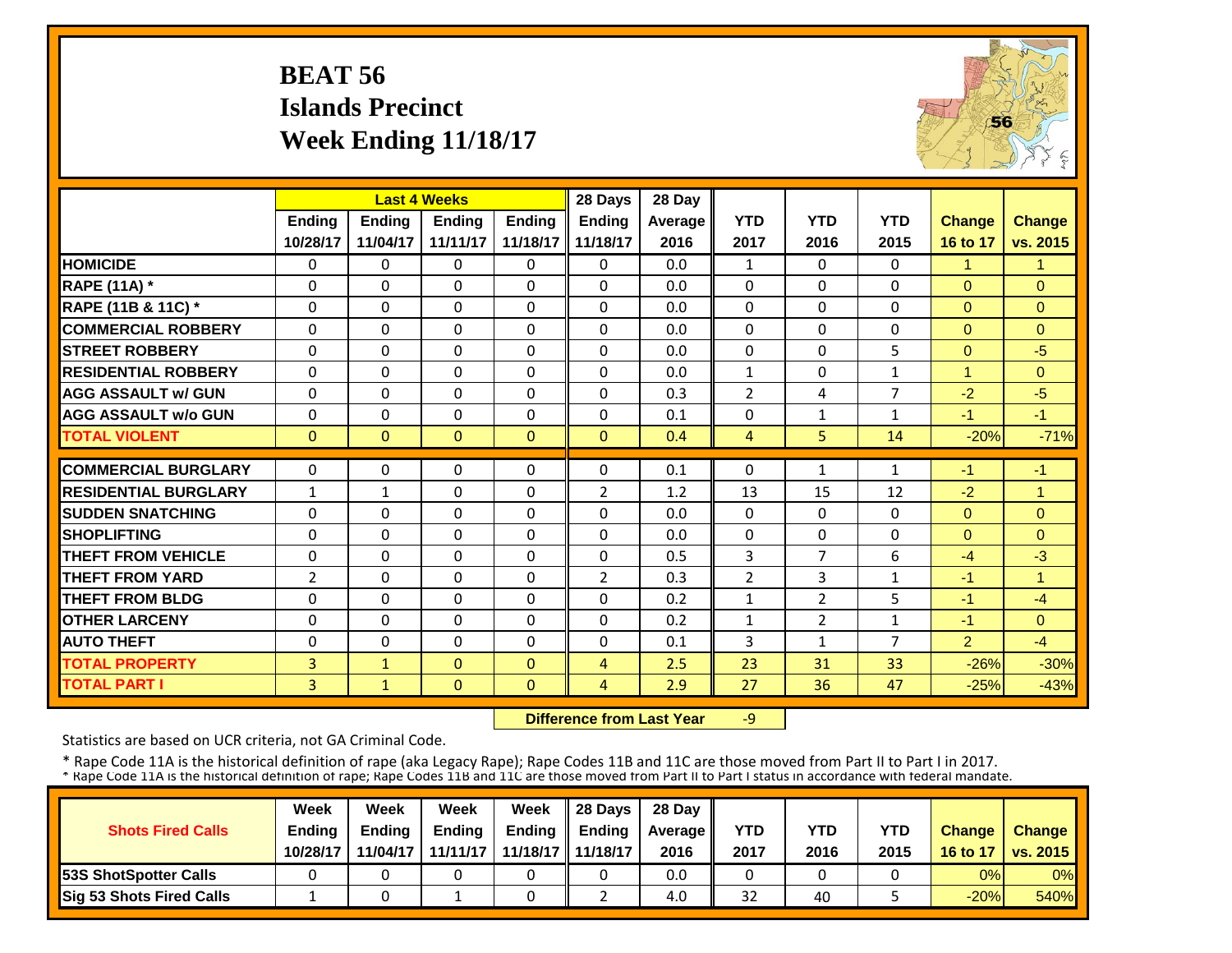# BEAT 56
## Islands Precinct
## Week Ending 11/18/17

| | Last 4 Weeks | | | | 28 Days | 28 Day | | | | | |
|---|---|---|---|---|---|---|---|---|---|---|---|
| | Ending 10/28/17 | Ending 11/04/17 | Ending 11/11/17 | Ending 11/18/17 | Ending 11/18/17 | Average 2016 | YTD 2017 | YTD 2016 | YTD 2015 | Change 16 to 17 | Change vs. 2015 |
| **HOMICIDE** | 0 | 0 | 0 | 0 | 0 | 0.0 | 1 | 0 | 0 | 1 | 1 |
| **RAPE (11A) *** | 0 | 0 | 0 | 0 | 0 | 0.0 | 0 | 0 | 0 | 0 | 0 |
| **RAPE (11B & 11C) *** | 0 | 0 | 0 | 0 | 0 | 0.0 | 0 | 0 | 0 | 0 | 0 |
| **COMMERCIAL ROBBERY** | 0 | 0 | 0 | 0 | 0 | 0.0 | 0 | 0 | 0 | 0 | 0 |
| **STREET ROBBERY** | 0 | 0 | 0 | 0 | 0 | 0.0 | 0 | 0 | 5 | 0 | -5 |
| **RESIDENTIAL ROBBERY** | 0 | 0 | 0 | 0 | 0 | 0.0 | 1 | 0 | 1 | 1 | 0 |
| **AGG ASSAULT w/ GUN** | 0 | 0 | 0 | 0 | 0 | 0.3 | 2 | 4 | 7 | -2 | -5 |
| **AGG ASSAULT w/o GUN** | 0 | 0 | 0 | 0 | 0 | 0.1 | 0 | 1 | 1 | -1 | -1 |
| **TOTAL VIOLENT** | 0 | 0 | 0 | 0 | 0 | 0.4 | 4 | 5 | 14 | -20% | -71% |
| **COMMERCIAL BURGLARY** | 0 | 0 | 0 | 0 | 0 | 0.1 | 0 | 1 | 1 | -1 | -1 |
| **RESIDENTIAL BURGLARY** | 1 | 1 | 0 | 0 | 2 | 1.2 | 13 | 15 | 12 | -2 | 1 |
| **SUDDEN SNATCHING** | 0 | 0 | 0 | 0 | 0 | 0.0 | 0 | 0 | 0 | 0 | 0 |
| **SHOPLIFTING** | 0 | 0 | 0 | 0 | 0 | 0.0 | 0 | 0 | 0 | 0 | 0 |
| **THEFT FROM VEHICLE** | 0 | 0 | 0 | 0 | 0 | 0.5 | 3 | 7 | 6 | -4 | -3 |
| **THEFT FROM YARD** | 2 | 0 | 0 | 0 | 2 | 0.3 | 2 | 3 | 1 | -1 | 1 |
| **THEFT FROM BLDG** | 0 | 0 | 0 | 0 | 0 | 0.2 | 1 | 2 | 5 | -1 | -4 |
| **OTHER LARCENY** | 0 | 0 | 0 | 0 | 0 | 0.2 | 1 | 2 | 1 | -1 | 0 |
| **AUTO THEFT** | 0 | 0 | 0 | 0 | 0 | 0.1 | 3 | 1 | 7 | 2 | -4 |
| **TOTAL PROPERTY** | 3 | 1 | 0 | 0 | 4 | 2.5 | 23 | 31 | 33 | -26% | -30% |
| **TOTAL PART I** | 3 | 1 | 0 | 0 | 4 | 2.9 | 27 | 36 | 47 | -25% | -43% |

**Difference from Last Year** -9

Statistics are based on UCR criteria, not GA Criminal Code.

* Rape Code 11A is the historical definition of rape (aka Legacy Rape); Rape Codes 11B and 11C are those moved from Part II to Part I in 2017.
* Rape Code 11A is the historical definition of rape; Rape Codes 11B and 11C are those moved from Part II to Part I status in accordance with federal mandate.

| Shots Fired Calls | Week Ending 10/28/17 | Week Ending 11/04/17 | Week Ending 11/11/17 | Week Ending 11/18/17 | 28 Days Ending 11/18/17 | 28 Day Average 2016 | YTD 2017 | YTD 2016 | YTD 2015 | Change 16 to 17 | Change vs. 2015 |
|---|---|---|---|---|---|---|---|---|---|---|---|
| **53S ShotSpotter Calls** | 0 | 0 | 0 | 0 | 0 | 0.0 | 0 | 0 | 0 | 0% | 0% |
| **Sig 53 Shots Fired Calls** | 1 | 0 | 1 | 0 | 2 | 4.0 | 32 | 40 | 5 | -20% | 540% |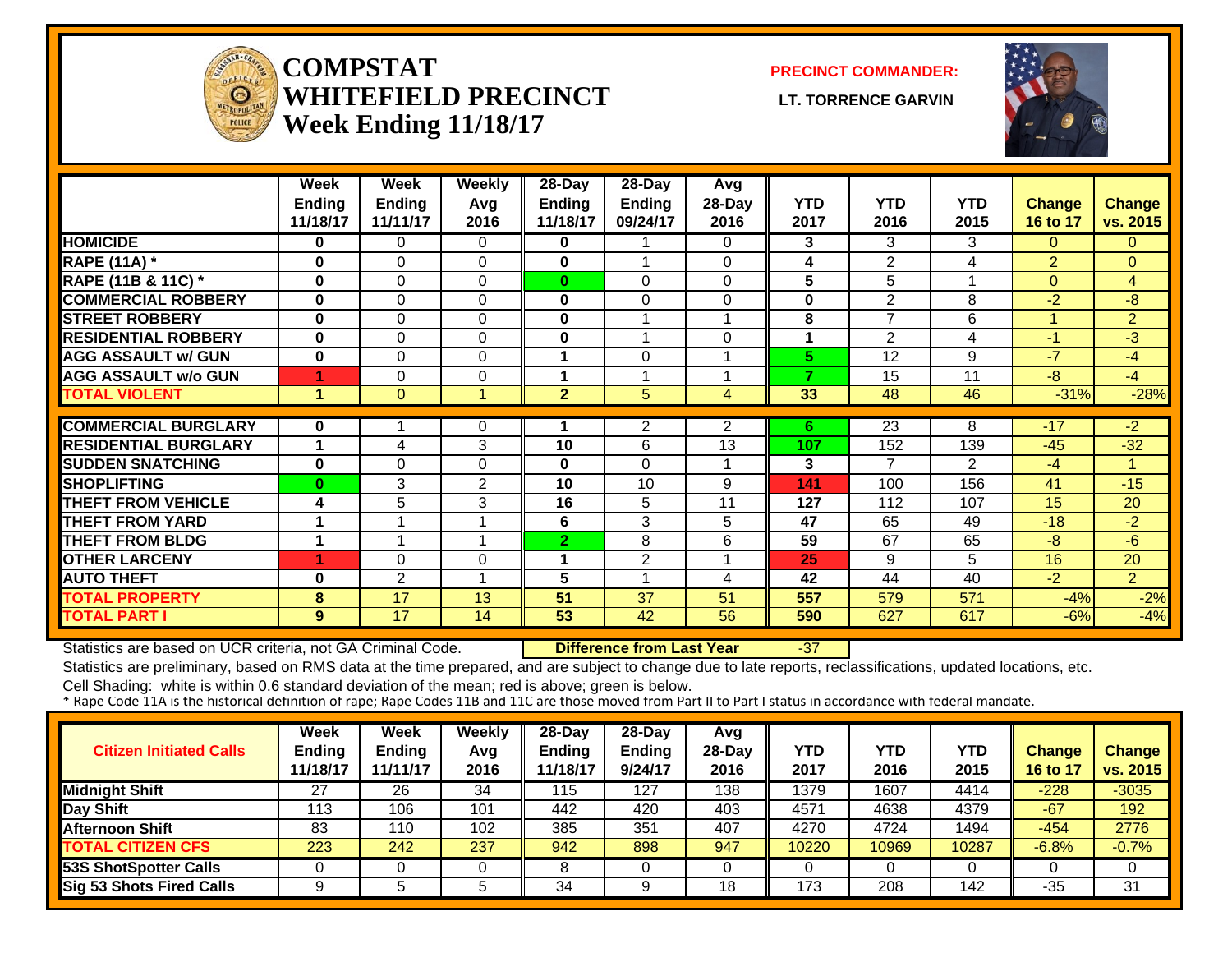# COMPSTAT WHITEFIELD PRECINCT Week Ending 11/18/17

**PRECINCT COMMANDER:**

**LT. TORRENCE GARVIN**

| | Week Ending 11/18/17 | Week Ending 11/11/17 | Weekly Avg 2016 | 28-Day Ending 11/18/17 | 28-Day Ending 09/24/17 | Avg 28-Day 2016 | YTD 2017 | YTD 2016 | YTD 2015 | Change 16 to 17 | Change vs. 2015 |
|---|---|---|---|---|---|---|---|---|---|---|---|
| HOMICIDE | 0 | 0 | 0 | 0 | 1 | 0 | 3 | 3 | 3 | 0 | 0 |
| RAPE (11A) * | 0 | 0 | 0 | 0 | 1 | 0 | 4 | 2 | 4 | 2 | 0 |
| RAPE (11B & 11C) * | 0 | 0 | 0 | 0 | 0 | 0 | 5 | 5 | 1 | 0 | 4 |
| COMMERCIAL ROBBERY | 0 | 0 | 0 | 0 | 0 | 0 | 0 | 2 | 8 | -2 | -8 |
| STREET ROBBERY | 0 | 0 | 0 | 0 | 1 | 1 | 8 | 7 | 6 | 1 | 2 |
| RESIDENTIAL ROBBERY | 0 | 0 | 0 | 0 | 1 | 0 | 1 | 2 | 4 | -1 | -3 |
| AGG ASSAULT w/ GUN | 0 | 0 | 0 | 1 | 0 | 1 | 5 | 12 | 9 | -7 | -4 |
| AGG ASSAULT w/o GUN | 1 | 0 | 0 | 1 | 1 | 1 | 7 | 15 | 11 | -8 | -4 |
| TOTAL VIOLENT | 1 | 0 | 1 | 2 | 5 | 4 | 33 | 48 | 46 | -31% | -28% |
| COMMERCIAL BURGLARY | 0 | 1 | 0 | 1 | 2 | 2 | 6 | 23 | 8 | -17 | -2 |
| RESIDENTIAL BURGLARY | 1 | 4 | 3 | 10 | 6 | 13 | 107 | 152 | 139 | -45 | -32 |
| SUDDEN SNATCHING | 0 | 0 | 0 | 0 | 0 | 1 | 3 | 7 | 2 | -4 | 1 |
| SHOPLIFTING | 0 | 3 | 2 | 10 | 10 | 9 | 141 | 100 | 156 | 41 | -15 |
| THEFT FROM VEHICLE | 4 | 5 | 3 | 16 | 5 | 11 | 127 | 112 | 107 | 15 | 20 |
| THEFT FROM YARD | 1 | 1 | 1 | 6 | 3 | 5 | 47 | 65 | 49 | -18 | -2 |
| THEFT FROM BLDG | 1 | 1 | 1 | 2 | 8 | 6 | 59 | 67 | 65 | -8 | -6 |
| OTHER LARCENY | 1 | 0 | 0 | 1 | 2 | 1 | 25 | 9 | 5 | 16 | 20 |
| AUTO THEFT | 0 | 2 | 1 | 5 | 1 | 4 | 42 | 44 | 40 | -2 | 2 |
| TOTAL PROPERTY | 8 | 17 | 13 | 51 | 37 | 51 | 557 | 579 | 571 | -4% | -2% |
| TOTAL PART I | 9 | 17 | 14 | 53 | 42 | 56 | 590 | 627 | 617 | -6% | -4% |

Statistics are based on UCR criteria, not GA Criminal Code. **Difference from Last Year** -37

Statistics are preliminary, based on RMS data at the time prepared, and are subject to change due to late reports, reclassifications, updated locations, etc.

Cell Shading: white is within 0.6 standard deviation of the mean; red is above; green is below.

* Rape Code 11A is the historical definition of rape; Rape Codes 11B and 11C are those moved from Part II to Part I status in accordance with federal mandate.

| Citizen Initiated Calls | Week Ending 11/18/17 | Week Ending 11/11/17 | Weekly Avg 2016 | 28-Day Ending 11/18/17 | 28-Day Ending 9/24/17 | Avg 28-Day 2016 | YTD 2017 | YTD 2016 | YTD 2015 | Change 16 to 17 | Change vs. 2015 |
|---|---|---|---|---|---|---|---|---|---|---|---|
| Midnight Shift | 27 | 26 | 34 | 115 | 127 | 138 | 1379 | 1607 | 4414 | -228 | -3035 |
| Day Shift | 113 | 106 | 101 | 442 | 420 | 403 | 4571 | 4638 | 4379 | -67 | 192 |
| Afternoon Shift | 83 | 110 | 102 | 385 | 351 | 407 | 4270 | 4724 | 1494 | -454 | 2776 |
| TOTAL CITIZEN CFS | 223 | 242 | 237 | 942 | 898 | 947 | 10220 | 10969 | 10287 | -6.8% | -0.7% |
| 53S ShotSpotter Calls | 0 | 0 | 0 | 8 | 0 | 0 | 0 | 0 | 0 | 0 | 0 |
| Sig 53 Shots Fired Calls | 9 | 5 | 5 | 34 | 9 | 18 | 173 | 208 | 142 | -35 | 31 |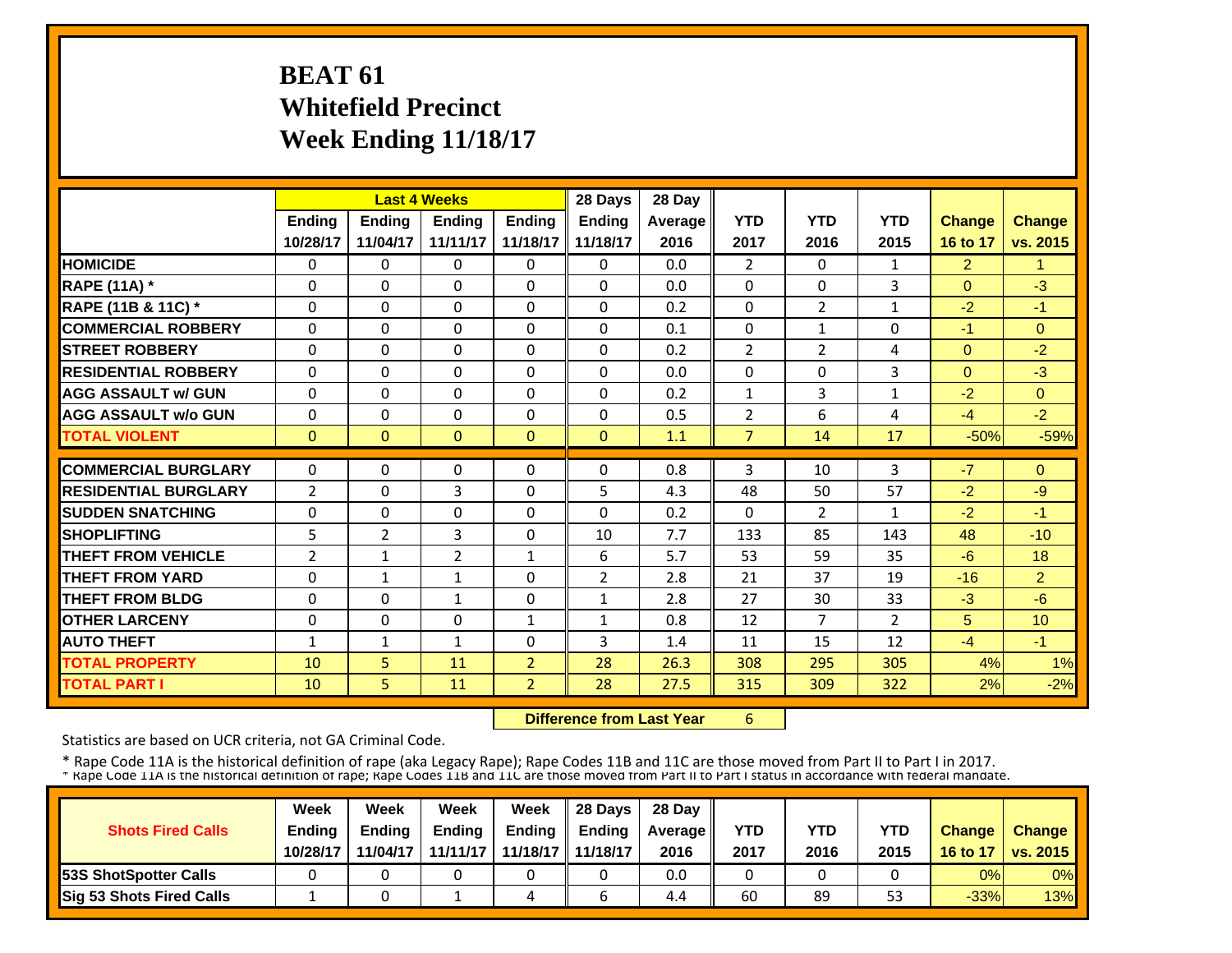# BEAT 61
## Whitefield Precinct
## Week Ending 11/18/17

| | Last 4 Weeks | | | | 28 Days | 28 Day | | | | | |
|---|---|---|---|---|---|---|---|---|---|---|---|
| | Ending 10/28/17 | Ending 11/04/17 | Ending 11/11/17 | Ending 11/18/17 | Ending 11/18/17 | Average 2016 | YTD 2017 | YTD 2016 | YTD 2015 | Change 16 to 17 | Change vs. 2015 |
| **HOMICIDE** | 0 | 0 | 0 | 0 | 0 | 0.0 | 2 | 0 | 1 | 2 | 1 |
| **RAPE (11A) *** | 0 | 0 | 0 | 0 | 0 | 0.0 | 0 | 0 | 3 | 0 | -3 |
| **RAPE (11B & 11C) *** | 0 | 0 | 0 | 0 | 0 | 0.2 | 0 | 2 | 1 | -2 | -1 |
| **COMMERCIAL ROBBERY** | 0 | 0 | 0 | 0 | 0 | 0.1 | 0 | 1 | 0 | -1 | 0 |
| **STREET ROBBERY** | 0 | 0 | 0 | 0 | 0 | 0.2 | 2 | 2 | 4 | 0 | -2 |
| **RESIDENTIAL ROBBERY** | 0 | 0 | 0 | 0 | 0 | 0.0 | 0 | 0 | 3 | 0 | -3 |
| **AGG ASSAULT w/ GUN** | 0 | 0 | 0 | 0 | 0 | 0.2 | 1 | 3 | 1 | -2 | 0 |
| **AGG ASSAULT w/o GUN** | 0 | 0 | 0 | 0 | 0 | 0.5 | 2 | 6 | 4 | -4 | -2 |
| **TOTAL VIOLENT** | 0 | 0 | 0 | 0 | 0 | 1.1 | 7 | 14 | 17 | -50% | -59% |
| **COMMERCIAL BURGLARY** | 0 | 0 | 0 | 0 | 0 | 0.8 | 3 | 10 | 3 | -7 | 0 |
| **RESIDENTIAL BURGLARY** | 2 | 0 | 3 | 0 | 5 | 4.3 | 48 | 50 | 57 | -2 | -9 |
| **SUDDEN SNATCHING** | 0 | 0 | 0 | 0 | 0 | 0.2 | 0 | 2 | 1 | -2 | -1 |
| **SHOPLIFTING** | 5 | 2 | 3 | 0 | 10 | 7.7 | 133 | 85 | 143 | 48 | -10 |
| **THEFT FROM VEHICLE** | 2 | 1 | 2 | 1 | 6 | 5.7 | 53 | 59 | 35 | -6 | 18 |
| **THEFT FROM YARD** | 0 | 1 | 1 | 0 | 2 | 2.8 | 21 | 37 | 19 | -16 | 2 |
| **THEFT FROM BLDG** | 0 | 0 | 1 | 0 | 1 | 2.8 | 27 | 30 | 33 | -3 | -6 |
| **OTHER LARCENY** | 0 | 0 | 0 | 1 | 1 | 0.8 | 12 | 7 | 2 | 5 | 10 |
| **AUTO THEFT** | 1 | 1 | 1 | 0 | 3 | 1.4 | 11 | 15 | 12 | -4 | -1 |
| **TOTAL PROPERTY** | 10 | 5 | 11 | 2 | 28 | 26.3 | 308 | 295 | 305 | 4% | 1% |
| **TOTAL PART I** | 10 | 5 | 11 | 2 | 28 | 27.5 | 315 | 309 | 322 | 2% | -2% |

**Difference from Last Year** 6

Statistics are based on UCR criteria, not GA Criminal Code.

* Rape Code 11A is the historical definition of rape (aka Legacy Rape); Rape Codes 11B and 11C are those moved from Part II to Part I in 2017.
* Rape Code 11A is the historical definition of rape; Rape Codes 11B and 11C are those moved from Part II to Part I status in accordance with federal mandate.

| Shots Fired Calls | Week Ending 10/28/17 | Week Ending 11/04/17 | Week Ending 11/11/17 | Week Ending 11/18/17 | 28 Days Ending 11/18/17 | 28 Day Average 2016 | YTD 2017 | YTD 2016 | YTD 2015 | Change 16 to 17 | Change vs. 2015 |
|---|---|---|---|---|---|---|---|---|---|---|---|
| **53S ShotSpotter Calls** | 0 | 0 | 0 | 0 | 0 | 0.0 | 0 | 0 | 0 | 0% | 0% |
| **Sig 53 Shots Fired Calls** | 1 | 0 | 1 | 4 | 6 | 4.4 | 60 | 89 | 53 | -33% | 13% |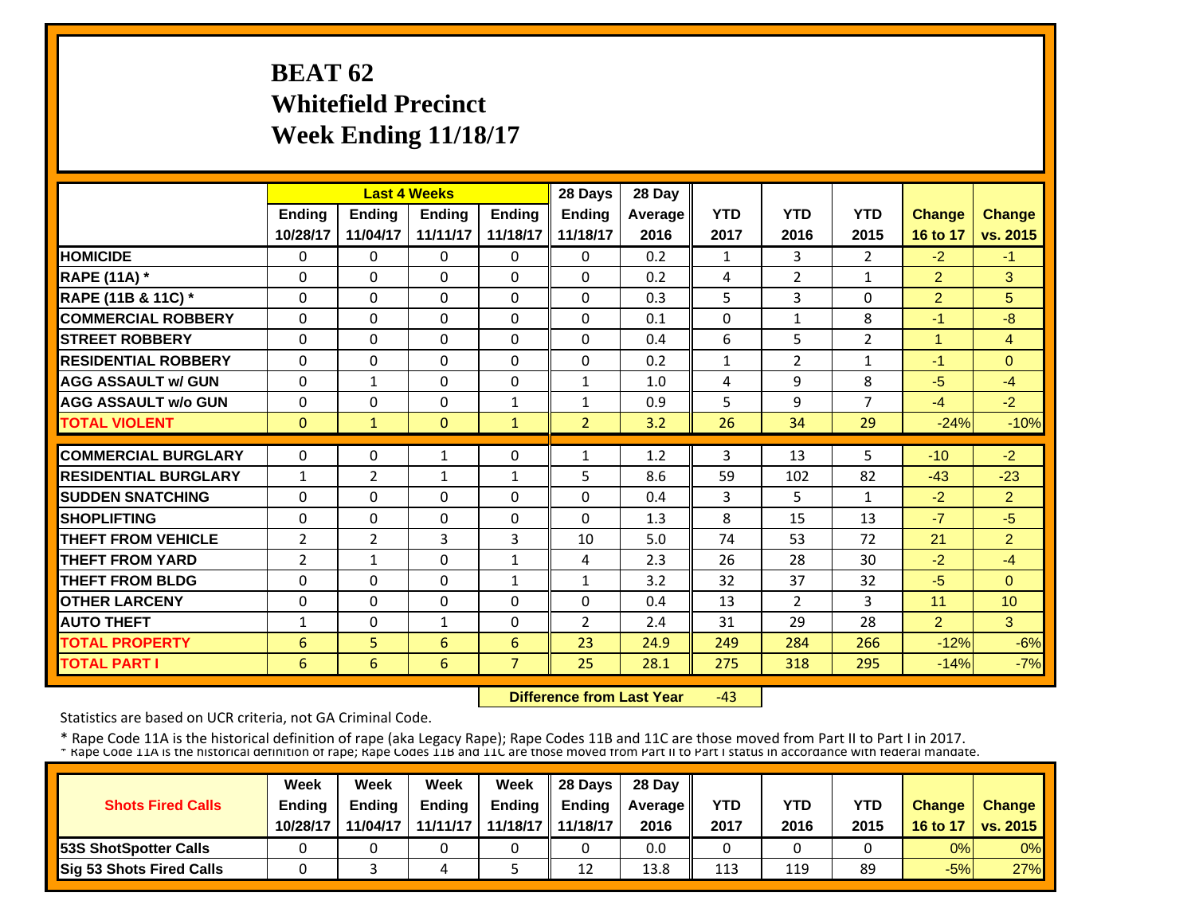# BEAT 62
# Whitefield Precinct
# Week Ending 11/18/17

| | Last 4 Weeks | | | | 28 Days | 28 Day | | | | | |
|---|---|---|---|---|---|---|---|---|---|---|---|
| | Ending 10/28/17 | Ending 11/04/17 | Ending 11/11/17 | Ending 11/18/17 | Ending 11/18/17 | Average 2016 | YTD 2017 | YTD 2016 | YTD 2015 | Change 16 to 17 | Change vs. 2015 |
| **HOMICIDE** | 0 | 0 | 0 | 0 | 0 | 0.2 | 1 | 3 | 2 | -2 | -1 |
| **RAPE (11A) *** | 0 | 0 | 0 | 0 | 0 | 0.2 | 4 | 2 | 1 | 2 | 3 |
| **RAPE (11B & 11C) *** | 0 | 0 | 0 | 0 | 0 | 0.3 | 5 | 3 | 0 | 2 | 5 |
| **COMMERCIAL ROBBERY** | 0 | 0 | 0 | 0 | 0 | 0.1 | 0 | 1 | 8 | -1 | -8 |
| **STREET ROBBERY** | 0 | 0 | 0 | 0 | 0 | 0.4 | 6 | 5 | 2 | 1 | 4 |
| **RESIDENTIAL ROBBERY** | 0 | 0 | 0 | 0 | 0 | 0.2 | 1 | 2 | 1 | -1 | 0 |
| **AGG ASSAULT w/ GUN** | 0 | 1 | 0 | 0 | 1 | 1.0 | 4 | 9 | 8 | -5 | -4 |
| **AGG ASSAULT w/o GUN** | 0 | 0 | 0 | 1 | 1 | 0.9 | 5 | 9 | 7 | -4 | -2 |
| **TOTAL VIOLENT** | 0 | 1 | 0 | 1 | 2 | 3.2 | 26 | 34 | 29 | -24% | -10% |
| **COMMERCIAL BURGLARY** | 0 | 0 | 1 | 0 | 1 | 1.2 | 3 | 13 | 5 | -10 | -2 |
| **RESIDENTIAL BURGLARY** | 1 | 2 | 1 | 1 | 5 | 8.6 | 59 | 102 | 82 | -43 | -23 |
| **SUDDEN SNATCHING** | 0 | 0 | 0 | 0 | 0 | 0.4 | 3 | 5 | 1 | -2 | 2 |
| **SHOPLIFTING** | 0 | 0 | 0 | 0 | 0 | 1.3 | 8 | 15 | 13 | -7 | -5 |
| **THEFT FROM VEHICLE** | 2 | 2 | 3 | 3 | 10 | 5.0 | 74 | 53 | 72 | 21 | 2 |
| **THEFT FROM YARD** | 2 | 1 | 0 | 1 | 4 | 2.3 | 26 | 28 | 30 | -2 | -4 |
| **THEFT FROM BLDG** | 0 | 0 | 0 | 1 | 1 | 3.2 | 32 | 37 | 32 | -5 | 0 |
| **OTHER LARCENY** | 0 | 0 | 0 | 0 | 0 | 0.4 | 13 | 2 | 3 | 11 | 10 |
| **AUTO THEFT** | 1 | 0 | 1 | 0 | 2 | 2.4 | 31 | 29 | 28 | 2 | 3 |
| **TOTAL PROPERTY** | 6 | 5 | 6 | 6 | 23 | 24.9 | 249 | 284 | 266 | -12% | -6% |
| **TOTAL PART I** | 6 | 6 | 6 | 7 | 25 | 28.1 | 275 | 318 | 295 | -14% | -7% |

**Difference from Last Year** -43

Statistics are based on UCR criteria, not GA Criminal Code.

* Rape Code 11A is the historical definition of rape (aka Legacy Rape); Rape Codes 11B and 11C are those moved from Part II to Part I in 2017.

| Shots Fired Calls | Week Ending 10/28/17 | Week Ending 11/04/17 | Week Ending 11/11/17 | Week Ending 11/18/17 | 28 Days Ending 11/18/17 | 28 Day Average 2016 | YTD 2017 | YTD 2016 | YTD 2015 | Change 16 to 17 | Change vs. 2015 |
|---|---|---|---|---|---|---|---|---|---|---|---|
| **53S ShotSpotter Calls** | 0 | 0 | 0 | 0 | 0 | 0.0 | 0 | 0 | 0 | 0% | 0% |
| **Sig 53 Shots Fired Calls** | 0 | 3 | 4 | 5 | 12 | 13.8 | 113 | 119 | 89 | -5% | 27% |